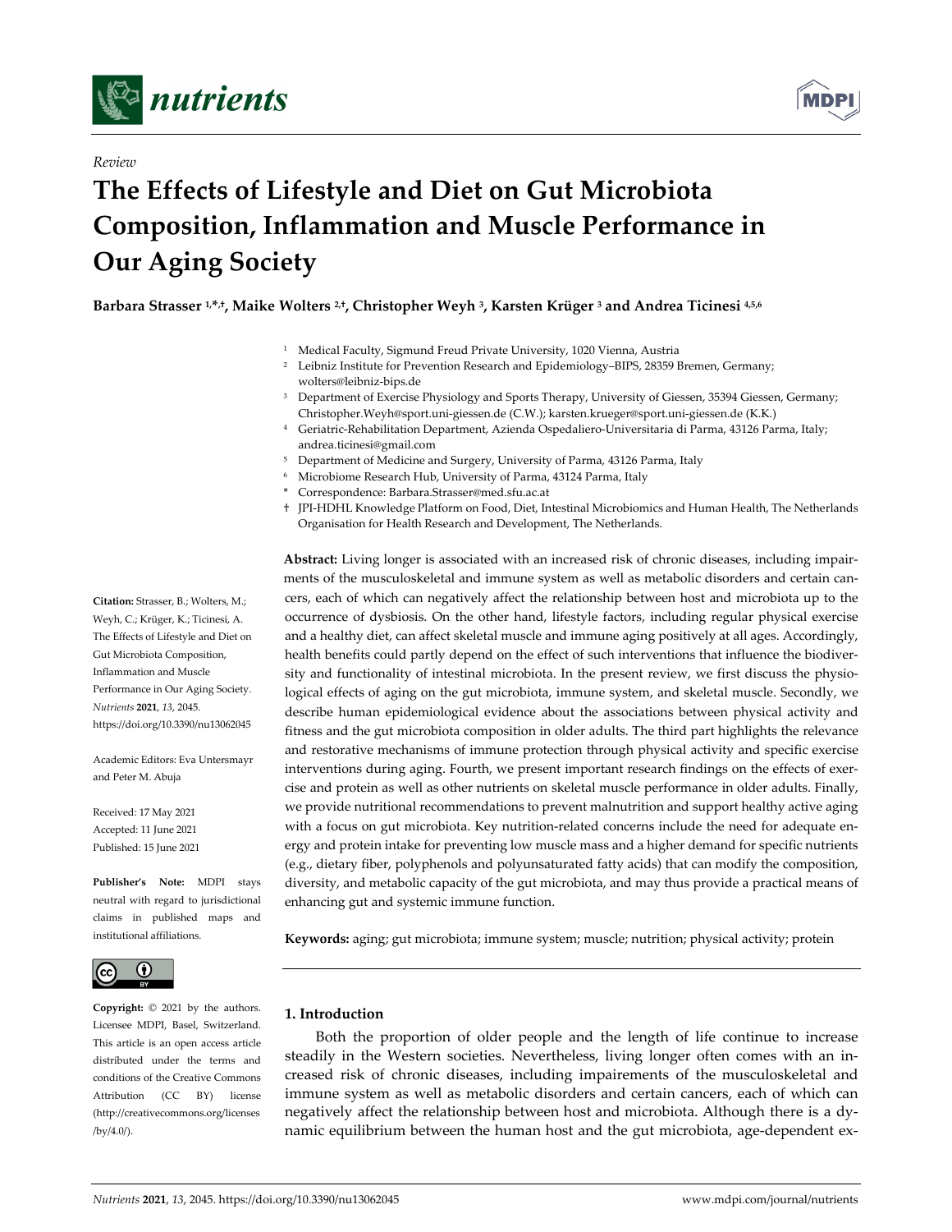*Review*

# The Effects of Lifestyle and Diet on Gut Microbiota Composition, Inflammation and Muscle Performance in Our Aging Society

**Barbara Strasser [1,*,†], Maike Wolters [2,†], Christopher Weyh [3], Karsten Krüger [3] and Andrea Ticinesi [4,5,6]**

[1] Medical Faculty, Sigmund Freud Private University, 1020 Vienna, Austria
[2] Leibniz Institute for Prevention Research and Epidemiology–BIPS, 28359 Bremen, Germany; wolters@leibniz-bips.de
[3] Department of Exercise Physiology and Sports Therapy, University of Giessen, 35394 Giessen, Germany; Christopher.Weyh@sport.uni-giessen.de (C.W.); karsten.krueger@sport.uni-giessen.de (K.K.)
[4] Geriatric-Rehabilitation Department, Azienda Ospedaliero-Universitaria di Parma, 43126 Parma, Italy; andrea.ticinesi@gmail.com
[5] Department of Medicine and Surgery, University of Parma, 43126 Parma, Italy
[6] Microbiome Research Hub, University of Parma, 43124 Parma, Italy
* Correspondence: Barbara.Strasser@med.sfu.ac.at
† JPI-HDHL Knowledge Platform on Food, Diet, Intestinal Microbiomics and Human Health, The Netherlands Organisation for Health Research and Development, The Netherlands.

**Citation:** Strasser, B.; Wolters, M.; Weyh, C.; Krüger, K.; Ticinesi, A. The Effects of Lifestyle and Diet on Gut Microbiota Composition, Inflammation and Muscle Performance in Our Aging Society. *Nutrients* **2021**, *13*, 2045. https://doi.org/10.3390/nu13062045

Academic Editors: Eva Untersmayr and Peter M. Abuja

Received: 17 May 2021
Accepted: 11 June 2021
Published: 15 June 2021

**Publisher's Note:** MDPI stays neutral with regard to jurisdictional claims in published maps and institutional affiliations.

**Copyright:** © 2021 by the authors. Licensee MDPI, Basel, Switzerland. This article is an open access article distributed under the terms and conditions of the Creative Commons Attribution (CC BY) license (http://creativecommons.org/licenses/by/4.0/).

**Abstract:** Living longer is associated with an increased risk of chronic diseases, including impairments of the musculoskeletal and immune system as well as metabolic disorders and certain cancers, each of which can negatively affect the relationship between host and microbiota up to the occurrence of dysbiosis. On the other hand, lifestyle factors, including regular physical exercise and a healthy diet, can affect skeletal muscle and immune aging positively at all ages. Accordingly, health benefits could partly depend on the effect of such interventions that influence the biodiversity and functionality of intestinal microbiota. In the present review, we first discuss the physiological effects of aging on the gut microbiota, immune system, and skeletal muscle. Secondly, we describe human epidemiological evidence about the associations between physical activity and fitness and the gut microbiota composition in older adults. The third part highlights the relevance and restorative mechanisms of immune protection through physical activity and specific exercise interventions during aging. Fourth, we present important research findings on the effects of exercise and protein as well as other nutrients on skeletal muscle performance in older adults. Finally, we provide nutritional recommendations to prevent malnutrition and support healthy active aging with a focus on gut microbiota. Key nutrition-related concerns include the need for adequate energy and protein intake for preventing low muscle mass and a higher demand for specific nutrients (e.g., dietary fiber, polyphenols and polyunsaturated fatty acids) that can modify the composition, diversity, and metabolic capacity of the gut microbiota, and may thus provide a practical means of enhancing gut and systemic immune function.

**Keywords:** aging; gut microbiota; immune system; muscle; nutrition; physical activity; protein

## 1. Introduction

Both the proportion of older people and the length of life continue to increase steadily in the Western societies. Nevertheless, living longer often comes with an increased risk of chronic diseases, including impairements of the musculoskeletal and immune system as well as metabolic disorders and certain cancers, each of which can negatively affect the relationship between host and microbiota. Although there is a dynamic equilibrium between the human host and the gut microbiota, age-dependent ex-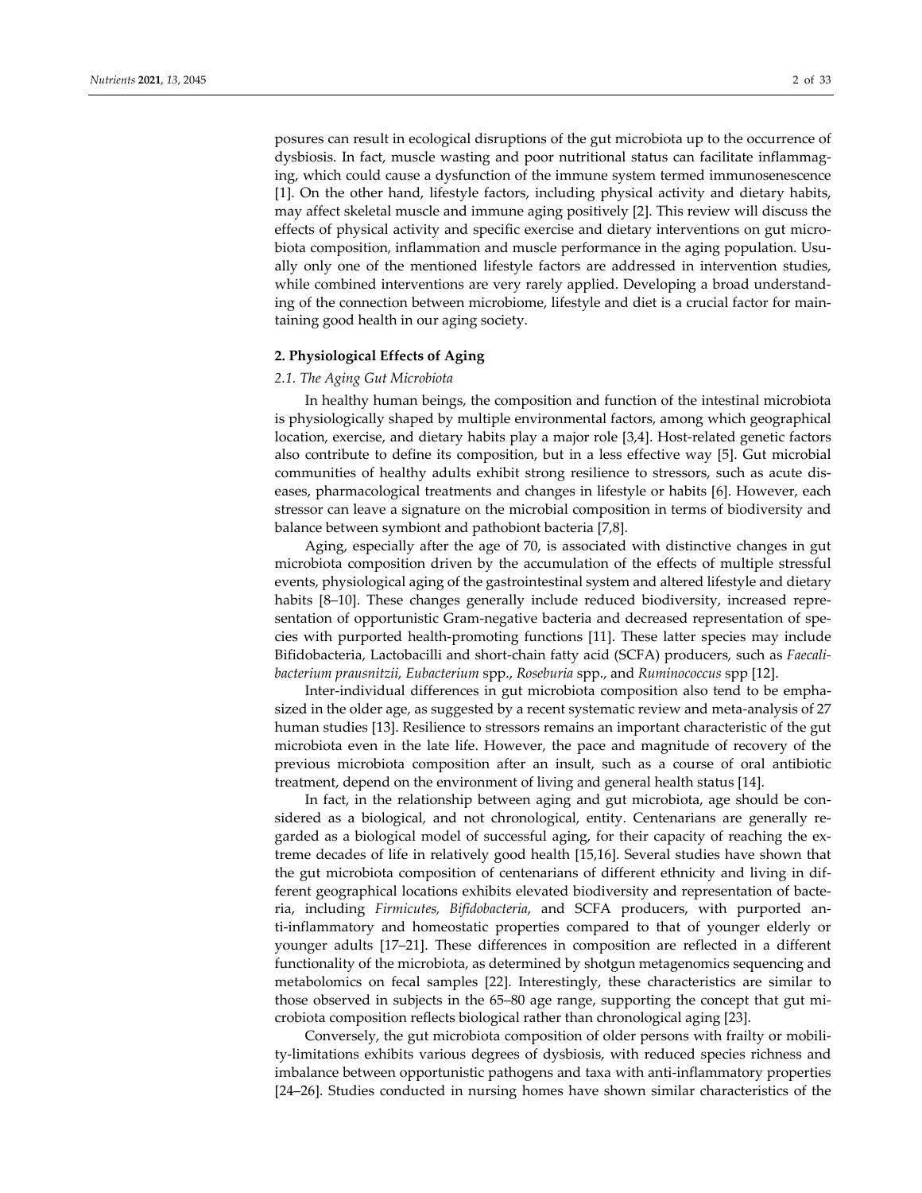posures can result in ecological disruptions of the gut microbiota up to the occurrence of dysbiosis. In fact, muscle wasting and poor nutritional status can facilitate inflammaging, which could cause a dysfunction of the immune system termed immunosenescence [1]. On the other hand, lifestyle factors, including physical activity and dietary habits, may affect skeletal muscle and immune aging positively [2]. This review will discuss the effects of physical activity and specific exercise and dietary interventions on gut microbiota composition, inflammation and muscle performance in the aging population. Usually only one of the mentioned lifestyle factors are addressed in intervention studies, while combined interventions are very rarely applied. Developing a broad understanding of the connection between microbiome, lifestyle and diet is a crucial factor for maintaining good health in our aging society.

## 2. Physiological Effects of Aging

### *2.1. The Aging Gut Microbiota*

In healthy human beings, the composition and function of the intestinal microbiota is physiologically shaped by multiple environmental factors, among which geographical location, exercise, and dietary habits play a major role [3,4]. Host-related genetic factors also contribute to define its composition, but in a less effective way [5]. Gut microbial communities of healthy adults exhibit strong resilience to stressors, such as acute diseases, pharmacological treatments and changes in lifestyle or habits [6]. However, each stressor can leave a signature on the microbial composition in terms of biodiversity and balance between symbiont and pathobiont bacteria [7,8].

Aging, especially after the age of 70, is associated with distinctive changes in gut microbiota composition driven by the accumulation of the effects of multiple stressful events, physiological aging of the gastrointestinal system and altered lifestyle and dietary habits [8–10]. These changes generally include reduced biodiversity, increased representation of opportunistic Gram-negative bacteria and decreased representation of species with purported health-promoting functions [11]. These latter species may include Bifidobacteria, Lactobacilli and short-chain fatty acid (SCFA) producers, such as *Faecalibacterium prausnitzii, Eubacterium* spp., *Roseburia* spp., and *Ruminococcus* spp [12].

Inter-individual differences in gut microbiota composition also tend to be emphasized in the older age, as suggested by a recent systematic review and meta-analysis of 27 human studies [13]. Resilience to stressors remains an important characteristic of the gut microbiota even in the late life. However, the pace and magnitude of recovery of the previous microbiota composition after an insult, such as a course of oral antibiotic treatment, depend on the environment of living and general health status [14].

In fact, in the relationship between aging and gut microbiota, age should be considered as a biological, and not chronological, entity. Centenarians are generally regarded as a biological model of successful aging, for their capacity of reaching the extreme decades of life in relatively good health [15,16]. Several studies have shown that the gut microbiota composition of centenarians of different ethnicity and living in different geographical locations exhibits elevated biodiversity and representation of bacteria, including *Firmicutes, Bifidobacteria*, and SCFA producers, with purported anti-inflammatory and homeostatic properties compared to that of younger elderly or younger adults [17–21]. These differences in composition are reflected in a different functionality of the microbiota, as determined by shotgun metagenomics sequencing and metabolomics on fecal samples [22]. Interestingly, these characteristics are similar to those observed in subjects in the 65–80 age range, supporting the concept that gut microbiota composition reflects biological rather than chronological aging [23].

Conversely, the gut microbiota composition of older persons with frailty or mobility-limitations exhibits various degrees of dysbiosis, with reduced species richness and imbalance between opportunistic pathogens and taxa with anti-inflammatory properties [24–26]. Studies conducted in nursing homes have shown similar characteristics of the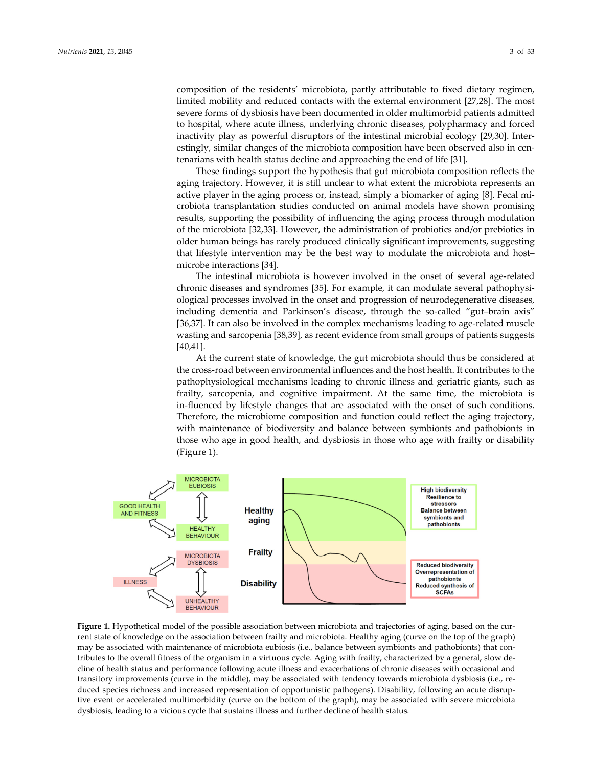composition of the residents' microbiota, partly attributable to fixed dietary regimen, limited mobility and reduced contacts with the external environment [27,28]. The most severe forms of dysbiosis have been documented in older multimorbid patients admitted to hospital, where acute illness, underlying chronic diseases, polypharmacy and forced inactivity play as powerful disruptors of the intestinal microbial ecology [29,30]. Interestingly, similar changes of the microbiota composition have been observed also in centenarians with health status decline and approaching the end of life [31].

These findings support the hypothesis that gut microbiota composition reflects the aging trajectory. However, it is still unclear to what extent the microbiota represents an active player in the aging process or, instead, simply a biomarker of aging [8]. Fecal microbiota transplantation studies conducted on animal models have shown promising results, supporting the possibility of influencing the aging process through modulation of the microbiota [32,33]. However, the administration of probiotics and/or prebiotics in older human beings has rarely produced clinically significant improvements, suggesting that lifestyle intervention may be the best way to modulate the microbiota and host–microbe interactions [34].

The intestinal microbiota is however involved in the onset of several age-related chronic diseases and syndromes [35]. For example, it can modulate several pathophysiological processes involved in the onset and progression of neurodegenerative diseases, including dementia and Parkinson's disease, through the so-called "gut–brain axis" [36,37]. It can also be involved in the complex mechanisms leading to age-related muscle wasting and sarcopenia [38,39], as recent evidence from small groups of patients suggests [40,41].

At the current state of knowledge, the gut microbiota should thus be considered at the cross-road between environmental influences and the host health. It contributes to the pathophysiological mechanisms leading to chronic illness and geriatric giants, such as frailty, sarcopenia, and cognitive impairment. At the same time, the microbiota is in-fluenced by lifestyle changes that are associated with the onset of such conditions. Therefore, the microbiome composition and function could reflect the aging trajectory, with maintenance of biodiversity and balance between symbionts and pathobionts in those who age in good health, and dysbiosis in those who age with frailty or disability (Figure 1).

**Figure 1.** Hypothetical model of the possible association between microbiota and trajectories of aging, based on the current state of knowledge on the association between frailty and microbiota. Healthy aging (curve on the top of the graph) may be associated with maintenance of microbiota eubiosis (i.e., balance between symbionts and pathobionts) that contributes to the overall fitness of the organism in a virtuous cycle. Aging with frailty, characterized by a general, slow decline of health status and performance following acute illness and exacerbations of chronic diseases with occasional and transitory improvements (curve in the middle), may be associated with tendency towards microbiota dysbiosis (i.e., reduced species richness and increased representation of opportunistic pathogens). Disability, following an acute disruptive event or accelerated multimorbidity (curve on the bottom of the graph), may be associated with severe microbiota dysbiosis, leading to a vicious cycle that sustains illness and further decline of health status.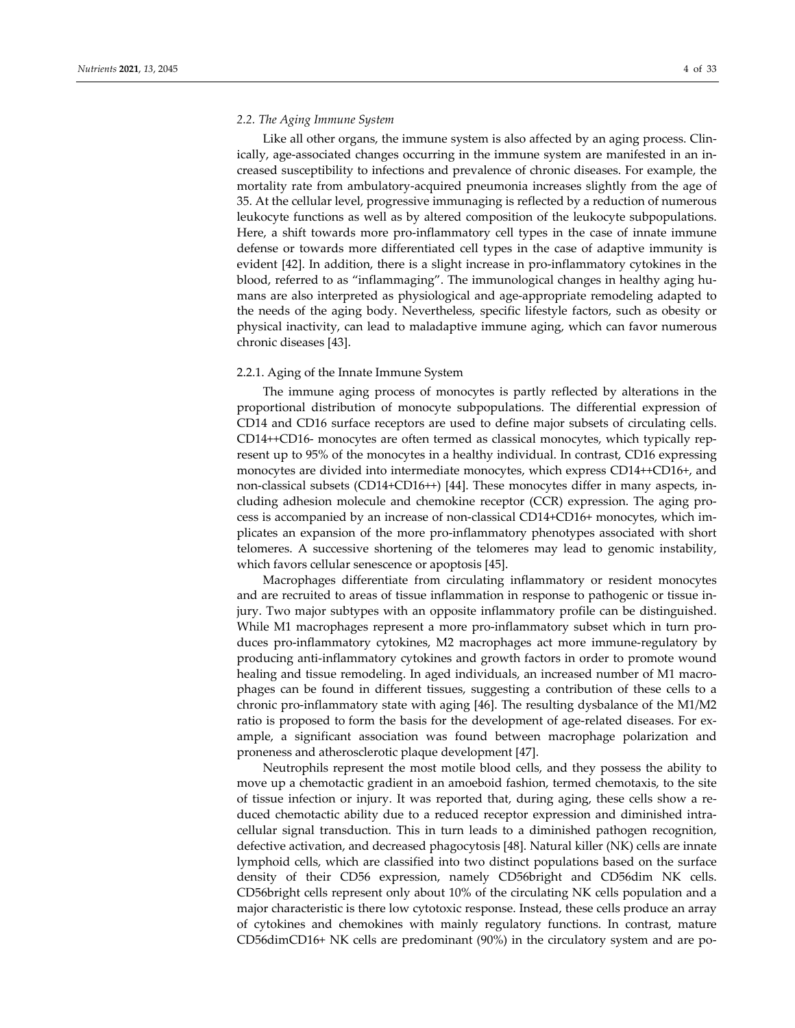### *2.2. The Aging Immune System*

Like all other organs, the immune system is also affected by an aging process. Clinically, age-associated changes occurring in the immune system are manifested in an increased susceptibility to infections and prevalence of chronic diseases. For example, the mortality rate from ambulatory-acquired pneumonia increases slightly from the age of 35. At the cellular level, progressive immunaging is reflected by a reduction of numerous leukocyte functions as well as by altered composition of the leukocyte subpopulations. Here, a shift towards more pro-inflammatory cell types in the case of innate immune defense or towards more differentiated cell types in the case of adaptive immunity is evident [42]. In addition, there is a slight increase in pro-inflammatory cytokines in the blood, referred to as "inflammaging". The immunological changes in healthy aging humans are also interpreted as physiological and age-appropriate remodeling adapted to the needs of the aging body. Nevertheless, specific lifestyle factors, such as obesity or physical inactivity, can lead to maladaptive immune aging, which can favor numerous chronic diseases [43].

#### 2.2.1. Aging of the Innate Immune System

The immune aging process of monocytes is partly reflected by alterations in the proportional distribution of monocyte subpopulations. The differential expression of CD14 and CD16 surface receptors are used to define major subsets of circulating cells. CD14++CD16- monocytes are often termed as classical monocytes, which typically represent up to 95% of the monocytes in a healthy individual. In contrast, CD16 expressing monocytes are divided into intermediate monocytes, which express CD14++CD16+, and non-classical subsets (CD14+CD16++) [44]. These monocytes differ in many aspects, including adhesion molecule and chemokine receptor (CCR) expression. The aging process is accompanied by an increase of non-classical CD14+CD16+ monocytes, which implicates an expansion of the more pro-inflammatory phenotypes associated with short telomeres. A successive shortening of the telomeres may lead to genomic instability, which favors cellular senescence or apoptosis [45].

Macrophages differentiate from circulating inflammatory or resident monocytes and are recruited to areas of tissue inflammation in response to pathogenic or tissue injury. Two major subtypes with an opposite inflammatory profile can be distinguished. While M1 macrophages represent a more pro-inflammatory subset which in turn produces pro-inflammatory cytokines, M2 macrophages act more immune-regulatory by producing anti-inflammatory cytokines and growth factors in order to promote wound healing and tissue remodeling. In aged individuals, an increased number of M1 macrophages can be found in different tissues, suggesting a contribution of these cells to a chronic pro-inflammatory state with aging [46]. The resulting dysbalance of the M1/M2 ratio is proposed to form the basis for the development of age-related diseases. For example, a significant association was found between macrophage polarization and proneness and atherosclerotic plaque development [47].

Neutrophils represent the most motile blood cells, and they possess the ability to move up a chemotactic gradient in an amoeboid fashion, termed chemotaxis, to the site of tissue infection or injury. It was reported that, during aging, these cells show a reduced chemotactic ability due to a reduced receptor expression and diminished intracellular signal transduction. This in turn leads to a diminished pathogen recognition, defective activation, and decreased phagocytosis [48]. Natural killer (NK) cells are innate lymphoid cells, which are classified into two distinct populations based on the surface density of their CD56 expression, namely CD56bright and CD56dim NK cells. CD56bright cells represent only about 10% of the circulating NK cells population and a major characteristic is there low cytotoxic response. Instead, these cells produce an array of cytokines and chemokines with mainly regulatory functions. In contrast, mature CD56dimCD16+ NK cells are predominant (90%) in the circulatory system and are po-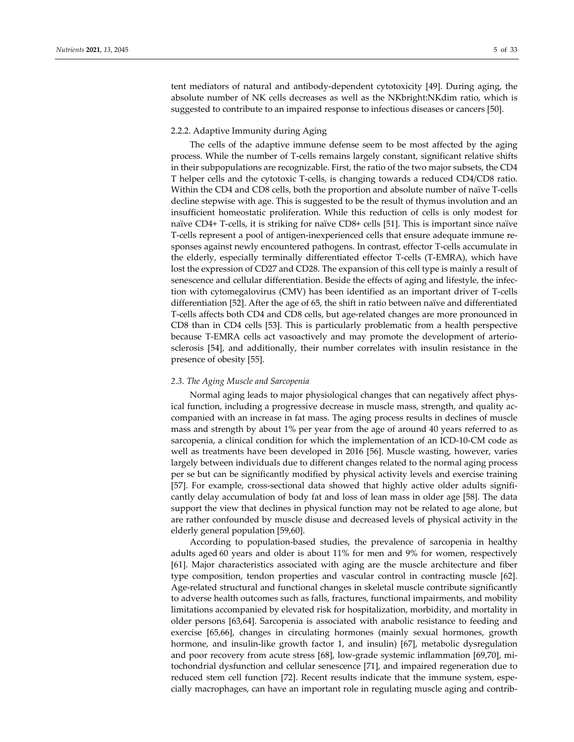tent mediators of natural and antibody-dependent cytotoxicity [49]. During aging, the absolute number of NK cells decreases as well as the NKbright:NKdim ratio, which is suggested to contribute to an impaired response to infectious diseases or cancers [50].

#### 2.2.2. Adaptive Immunity during Aging

The cells of the adaptive immune defense seem to be most affected by the aging process. While the number of T-cells remains largely constant, significant relative shifts in their subpopulations are recognizable. First, the ratio of the two major subsets, the CD4 T helper cells and the cytotoxic T-cells, is changing towards a reduced CD4/CD8 ratio. Within the CD4 and CD8 cells, both the proportion and absolute number of naïve T-cells decline stepwise with age. This is suggested to be the result of thymus involution and an insufficient homeostatic proliferation. While this reduction of cells is only modest for naïve CD4+ T-cells, it is striking for naïve CD8+ cells [51]. This is important since naïve T-cells represent a pool of antigen-inexperienced cells that ensure adequate immune responses against newly encountered pathogens. In contrast, effector T-cells accumulate in the elderly, especially terminally differentiated effector T-cells (T-EMRA), which have lost the expression of CD27 and CD28. The expansion of this cell type is mainly a result of senescence and cellular differentiation. Beside the effects of aging and lifestyle, the infection with cytomegalovirus (CMV) has been identified as an important driver of T-cells differentiation [52]. After the age of 65, the shift in ratio between naïve and differentiated T-cells affects both CD4 and CD8 cells, but age-related changes are more pronounced in CD8 than in CD4 cells [53]. This is particularly problematic from a health perspective because T-EMRA cells act vasoactively and may promote the development of arteriosclerosis [54], and additionally, their number correlates with insulin resistance in the presence of obesity [55].

### *2.3. The Aging Muscle and Sarcopenia*

Normal aging leads to major physiological changes that can negatively affect physical function, including a progressive decrease in muscle mass, strength, and quality accompanied with an increase in fat mass. The aging process results in declines of muscle mass and strength by about 1% per year from the age of around 40 years referred to as sarcopenia, a clinical condition for which the implementation of an ICD-10-CM code as well as treatments have been developed in 2016 [56]. Muscle wasting, however, varies largely between individuals due to different changes related to the normal aging process per se but can be significantly modified by physical activity levels and exercise training [57]. For example, cross-sectional data showed that highly active older adults significantly delay accumulation of body fat and loss of lean mass in older age [58]. The data support the view that declines in physical function may not be related to age alone, but are rather confounded by muscle disuse and decreased levels of physical activity in the elderly general population [59,60].

According to population-based studies, the prevalence of sarcopenia in healthy adults aged 60 years and older is about 11% for men and 9% for women, respectively [61]. Major characteristics associated with aging are the muscle architecture and fiber type composition, tendon properties and vascular control in contracting muscle [62]. Age-related structural and functional changes in skeletal muscle contribute significantly to adverse health outcomes such as falls, fractures, functional impairments, and mobility limitations accompanied by elevated risk for hospitalization, morbidity, and mortality in older persons [63,64]. Sarcopenia is associated with anabolic resistance to feeding and exercise [65,66], changes in circulating hormones (mainly sexual hormones, growth hormone, and insulin-like growth factor 1, and insulin) [67], metabolic dysregulation and poor recovery from acute stress [68], low-grade systemic inflammation [69,70], mitochondrial dysfunction and cellular senescence [71], and impaired regeneration due to reduced stem cell function [72]. Recent results indicate that the immune system, especially macrophages, can have an important role in regulating muscle aging and contrib-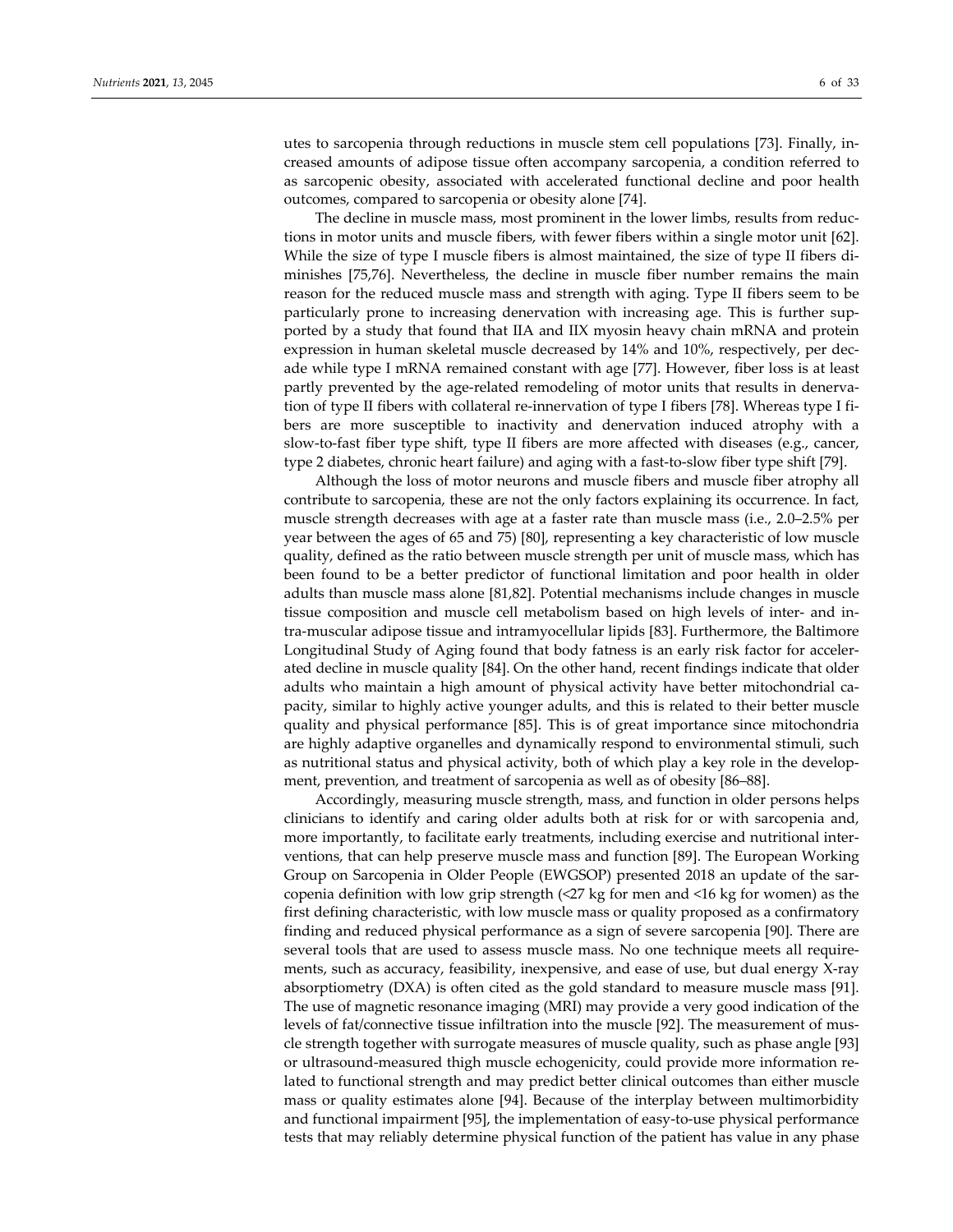utes to sarcopenia through reductions in muscle stem cell populations [73]. Finally, increased amounts of adipose tissue often accompany sarcopenia, a condition referred to as sarcopenic obesity, associated with accelerated functional decline and poor health outcomes, compared to sarcopenia or obesity alone [74].

The decline in muscle mass, most prominent in the lower limbs, results from reductions in motor units and muscle fibers, with fewer fibers within a single motor unit [62]. While the size of type I muscle fibers is almost maintained, the size of type II fibers diminishes [75,76]. Nevertheless, the decline in muscle fiber number remains the main reason for the reduced muscle mass and strength with aging. Type II fibers seem to be particularly prone to increasing denervation with increasing age. This is further supported by a study that found that IIA and IIX myosin heavy chain mRNA and protein expression in human skeletal muscle decreased by 14% and 10%, respectively, per decade while type I mRNA remained constant with age [77]. However, fiber loss is at least partly prevented by the age-related remodeling of motor units that results in denervation of type II fibers with collateral re-innervation of type I fibers [78]. Whereas type I fibers are more susceptible to inactivity and denervation induced atrophy with a slow-to-fast fiber type shift, type II fibers are more affected with diseases (e.g., cancer, type 2 diabetes, chronic heart failure) and aging with a fast-to-slow fiber type shift [79].

Although the loss of motor neurons and muscle fibers and muscle fiber atrophy all contribute to sarcopenia, these are not the only factors explaining its occurrence. In fact, muscle strength decreases with age at a faster rate than muscle mass (i.e., 2.0–2.5% per year between the ages of 65 and 75) [80], representing a key characteristic of low muscle quality, defined as the ratio between muscle strength per unit of muscle mass, which has been found to be a better predictor of functional limitation and poor health in older adults than muscle mass alone [81,82]. Potential mechanisms include changes in muscle tissue composition and muscle cell metabolism based on high levels of inter- and intra-muscular adipose tissue and intramyocellular lipids [83]. Furthermore, the Baltimore Longitudinal Study of Aging found that body fatness is an early risk factor for accelerated decline in muscle quality [84]. On the other hand, recent findings indicate that older adults who maintain a high amount of physical activity have better mitochondrial capacity, similar to highly active younger adults, and this is related to their better muscle quality and physical performance [85]. This is of great importance since mitochondria are highly adaptive organelles and dynamically respond to environmental stimuli, such as nutritional status and physical activity, both of which play a key role in the development, prevention, and treatment of sarcopenia as well as of obesity [86–88].

Accordingly, measuring muscle strength, mass, and function in older persons helps clinicians to identify and caring older adults both at risk for or with sarcopenia and, more importantly, to facilitate early treatments, including exercise and nutritional interventions, that can help preserve muscle mass and function [89]. The European Working Group on Sarcopenia in Older People (EWGSOP) presented 2018 an update of the sarcopenia definition with low grip strength (<27 kg for men and <16 kg for women) as the first defining characteristic, with low muscle mass or quality proposed as a confirmatory finding and reduced physical performance as a sign of severe sarcopenia [90]. There are several tools that are used to assess muscle mass. No one technique meets all requirements, such as accuracy, feasibility, inexpensive, and ease of use, but dual energy X-ray absorptiometry (DXA) is often cited as the gold standard to measure muscle mass [91]. The use of magnetic resonance imaging (MRI) may provide a very good indication of the levels of fat/connective tissue infiltration into the muscle [92]. The measurement of muscle strength together with surrogate measures of muscle quality, such as phase angle [93] or ultrasound-measured thigh muscle echogenicity, could provide more information related to functional strength and may predict better clinical outcomes than either muscle mass or quality estimates alone [94]. Because of the interplay between multimorbidity and functional impairment [95], the implementation of easy-to-use physical performance tests that may reliably determine physical function of the patient has value in any phase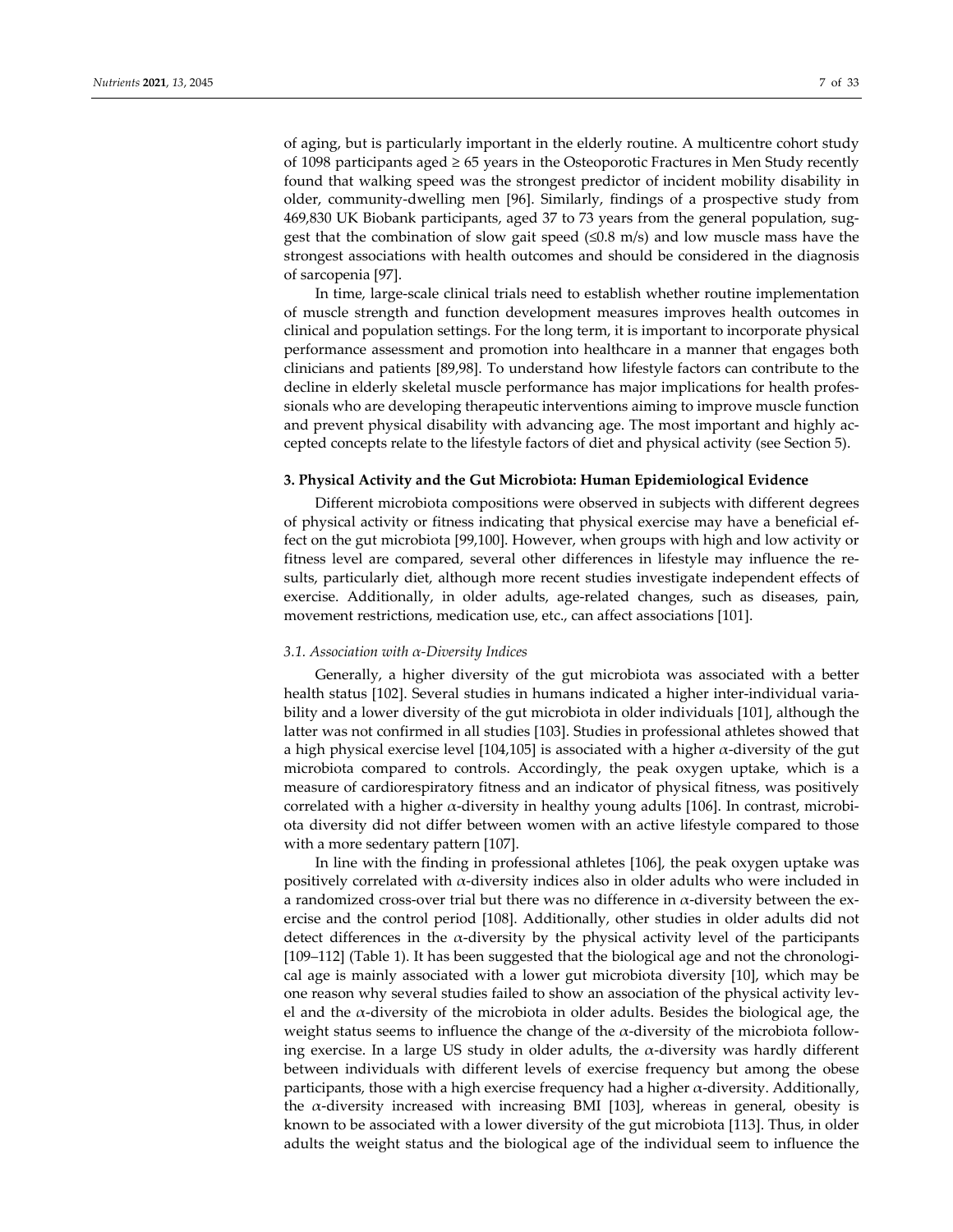of aging, but is particularly important in the elderly routine. A multicentre cohort study of 1098 participants aged ≥ 65 years in the Osteoporotic Fractures in Men Study recently found that walking speed was the strongest predictor of incident mobility disability in older, community-dwelling men [96]. Similarly, findings of a prospective study from 469,830 UK Biobank participants, aged 37 to 73 years from the general population, suggest that the combination of slow gait speed (≤0.8 m/s) and low muscle mass have the strongest associations with health outcomes and should be considered in the diagnosis of sarcopenia [97].

In time, large-scale clinical trials need to establish whether routine implementation of muscle strength and function development measures improves health outcomes in clinical and population settings. For the long term, it is important to incorporate physical performance assessment and promotion into healthcare in a manner that engages both clinicians and patients [89,98]. To understand how lifestyle factors can contribute to the decline in elderly skeletal muscle performance has major implications for health professionals who are developing therapeutic interventions aiming to improve muscle function and prevent physical disability with advancing age. The most important and highly accepted concepts relate to the lifestyle factors of diet and physical activity (see Section 5).

## 3. Physical Activity and the Gut Microbiota: Human Epidemiological Evidence

Different microbiota compositions were observed in subjects with different degrees of physical activity or fitness indicating that physical exercise may have a beneficial effect on the gut microbiota [99,100]. However, when groups with high and low activity or fitness level are compared, several other differences in lifestyle may influence the results, particularly diet, although more recent studies investigate independent effects of exercise. Additionally, in older adults, age-related changes, such as diseases, pain, movement restrictions, medication use, etc., can affect associations [101].

### 3.1. Association with α-Diversity Indices

Generally, a higher diversity of the gut microbiota was associated with a better health status [102]. Several studies in humans indicated a higher inter-individual variability and a lower diversity of the gut microbiota in older individuals [101], although the latter was not confirmed in all studies [103]. Studies in professional athletes showed that a high physical exercise level [104,105] is associated with a higher α-diversity of the gut microbiota compared to controls. Accordingly, the peak oxygen uptake, which is a measure of cardiorespiratory fitness and an indicator of physical fitness, was positively correlated with a higher α-diversity in healthy young adults [106]. In contrast, microbiota diversity did not differ between women with an active lifestyle compared to those with a more sedentary pattern [107].

In line with the finding in professional athletes [106], the peak oxygen uptake was positively correlated with α-diversity indices also in older adults who were included in a randomized cross-over trial but there was no difference in α-diversity between the exercise and the control period [108]. Additionally, other studies in older adults did not detect differences in the α-diversity by the physical activity level of the participants [109–112] (Table 1). It has been suggested that the biological age and not the chronological age is mainly associated with a lower gut microbiota diversity [10], which may be one reason why several studies failed to show an association of the physical activity level and the α-diversity of the microbiota in older adults. Besides the biological age, the weight status seems to influence the change of the α-diversity of the microbiota following exercise. In a large US study in older adults, the α-diversity was hardly different between individuals with different levels of exercise frequency but among the obese participants, those with a high exercise frequency had a higher α-diversity. Additionally, the α-diversity increased with increasing BMI [103], whereas in general, obesity is known to be associated with a lower diversity of the gut microbiota [113]. Thus, in older adults the weight status and the biological age of the individual seem to influence the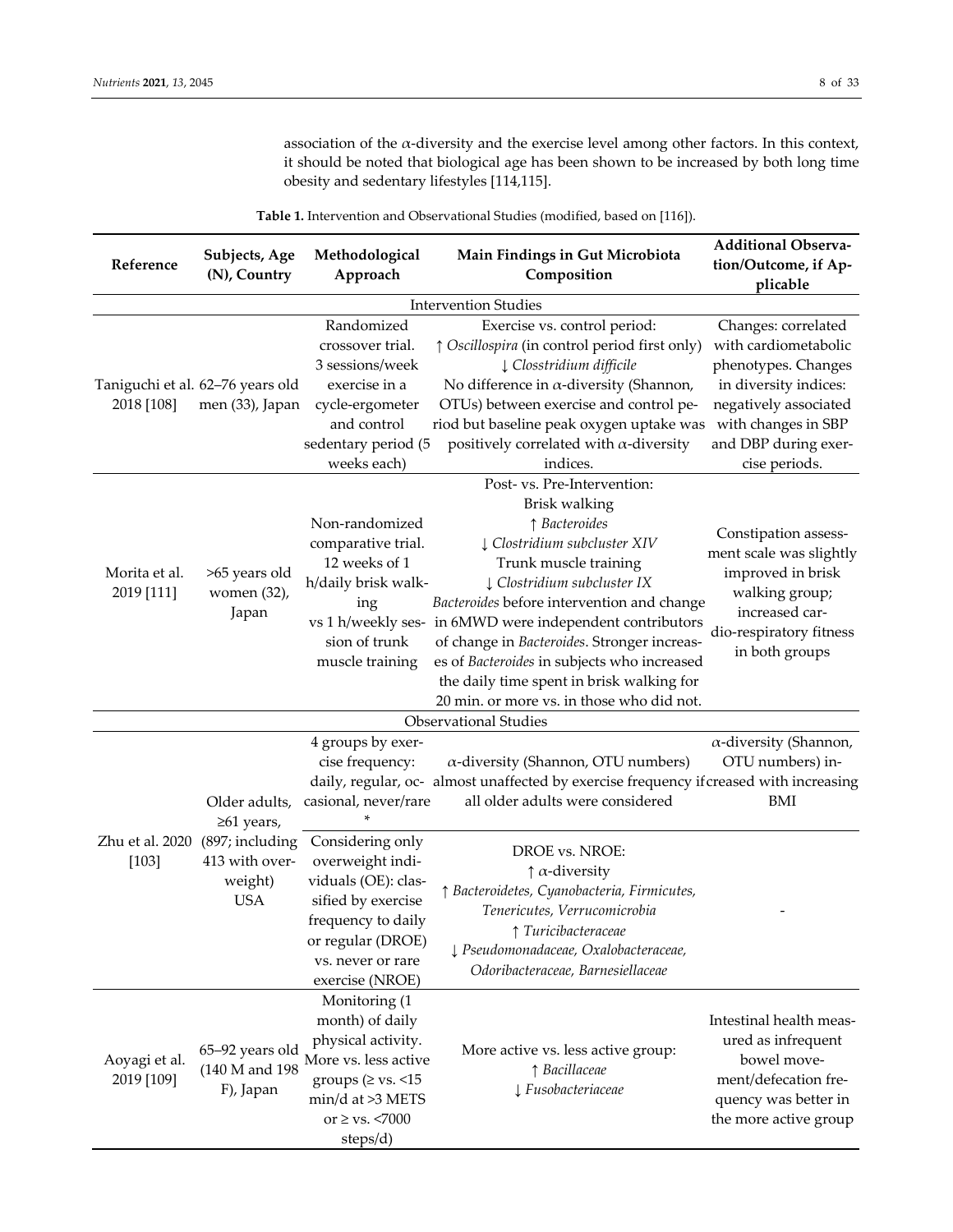association of the α-diversity and the exercise level among other factors. In this context, it should be noted that biological age has been shown to be increased by both long time obesity and sedentary lifestyles [114,115].

**Table 1.** Intervention and Observational Studies (modified, based on [116]).

| Reference | Subjects, Age (N), Country | Methodological Approach | Main Findings in Gut Microbiota Composition | Additional Observation/Outcome, if Applicable |
|---|---|---|---|---|
| **Intervention Studies** | | | | |
| Taniguchi et al. 2018 [108] | 62–76 years old men (33), Japan | Randomized crossover trial. 3 sessions/week exercise in a cycle-ergometer and control sedentary period (5 weeks each) | Exercise vs. control period: ↑ *Oscillospira* (in control period first only) ↓ *Closstridium difficile* No difference in α-diversity (Shannon, OTUs) between exercise and control period but baseline peak oxygen uptake was positively correlated with α-diversity indices. | Changes: correlated with cardiometabolic phenotypes. Changes in diversity indices: negatively associated with changes in SBP and DBP during exercise periods. |
| Morita et al. 2019 [111] | >65 years old women (32), Japan | Non-randomized comparative trial. 12 weeks of 1 h/daily brisk walking vs 1 h/weekly session of trunk muscle training | Post- vs. Pre-Intervention: Brisk walking ↑ *Bacteroides* ↓ *Clostridium subcluster XIV* Trunk muscle training ↓ *Clostridium subcluster IX* *Bacteroides* before intervention and change in 6MWD were independent contributors of change in *Bacteroides*. Stronger increases of *Bacteroides* in subjects who increased the daily time spent in brisk walking for 20 min. or more vs. in those who did not. | Constipation assessment scale was slightly improved in brisk walking group; increased cardio-respiratory fitness in both groups |
| **Observational Studies** | | | | |
| Zhu et al. 2020 [103] | Older adults, ≥61 years, (897; including 413 with overweight) USA | 4 groups by exercise frequency: daily, regular, occasional, never/rare * | α-diversity (Shannon, OTU numbers) almost unaffected by exercise frequency if all older adults were considered | α-diversity (Shannon, OTU numbers) increased with increasing BMI |
| | | Considering only overweight individuals (OE): classified by exercise frequency to daily or regular (DROE) vs. never or rare exercise (NROE) | DROE vs. NROE: ↑ α-diversity ↑ *Bacteroidetes, Cyanobacteria, Firmicutes, Tenericutes, Verrucomicrobia* ↑ *Turicibacteraceae* ↓ *Pseudomonadaceae, Oxalobacteraceae, Odoribacteraceae, Barnesiellaceae* | - |
| Aoyagi et al. 2019 [109] | 65–92 years old (140 M and 198 F), Japan | Monitoring (1 month) of daily physical activity. More vs. less active groups (≥ vs. <15 min/d at >3 METS or ≥ vs. <7000 steps/d) | More active vs. less active group: ↑ *Bacillaceae* ↓ *Fusobacteriaceae* | Intestinal health measured as infrequent bowel movement/defecation frequency was better in the more active group |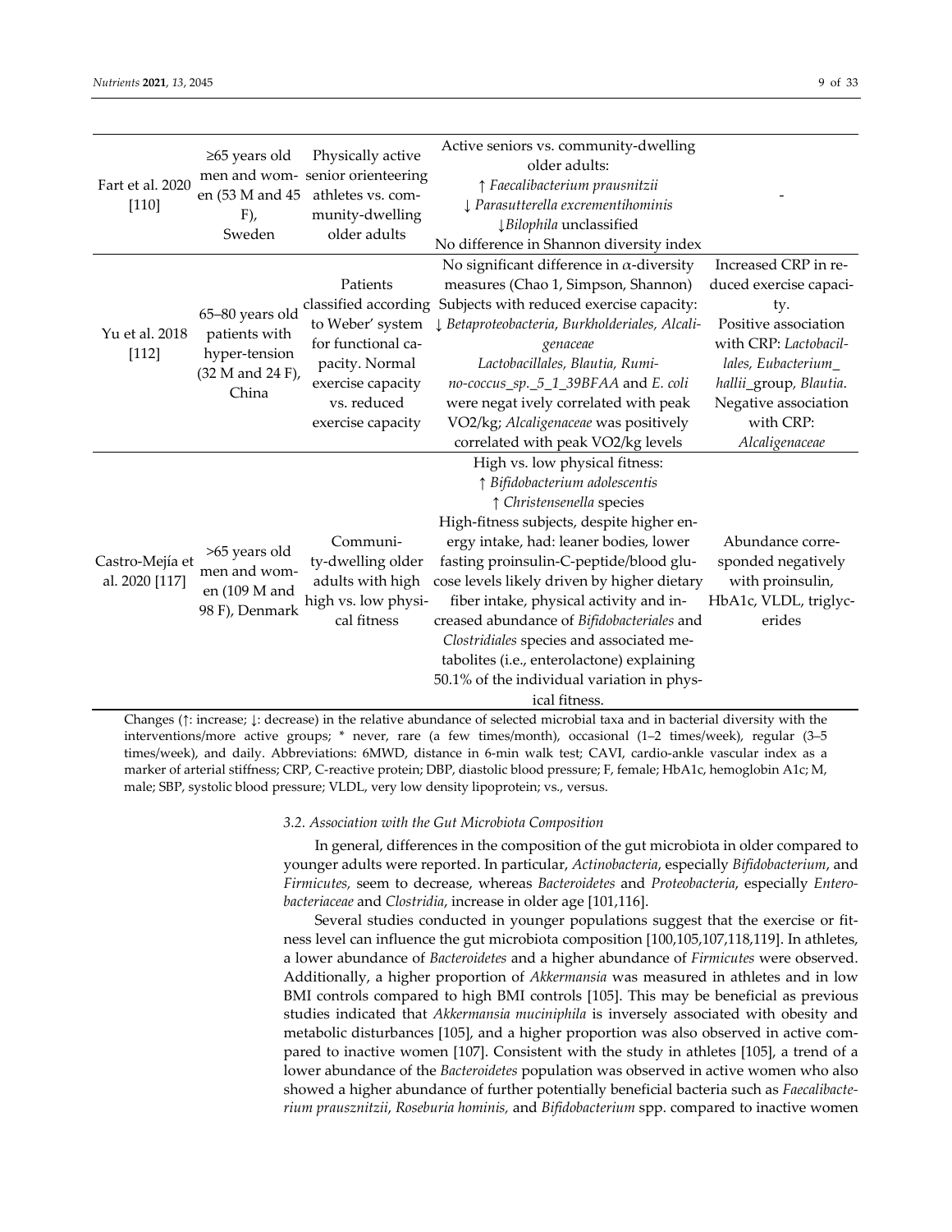| | | | | |
|---|---|---|---|---|
| Fart et al. 2020 [110] | ≥65 years old men and women (53 M and 45 F), Sweden | Physically active senior orienteering athletes vs. community-dwelling older adults | Active seniors vs. community-dwelling older adults: ↑ *Faecalibacterium prausnitzii* ↓ *Parasutterella excrementihominis* ↓*Bilophila* unclassified No difference in Shannon diversity index | - |
| Yu et al. 2018 [112] | 65–80 years old patients with hyper-tension (32 M and 24 F), China | Patients classified according to Weber' system for functional capacity. Normal exercise capacity vs. reduced exercise capacity | No significant difference in α-diversity measures (Chao 1, Simpson, Shannon) Subjects with reduced exercise capacity: ↓ *Betaproteobacteria*, *Burkholderiales*, *Alcaligenaceae* *Lactobacillales*, *Blautia*, *Ruminococcus_sp._5_1_39BFAA* and *E. coli* were negatively correlated with peak VO2/kg; *Alcaligenaceae* was positively correlated with peak VO2/kg levels | Increased CRP in reduced exercise capacity. Positive association with CRP: *Lactobacillales*, *Eubacterium_hallii*_group, *Blautia*. Negative association with CRP: *Alcaligenaceae* |
| Castro-Mejía et al. 2020 [117] | >65 years old men and women (109 M and 98 F), Denmark | Community-dwelling older adults with high vs. low physical fitness | High vs. low physical fitness: ↑ *Bifidobacterium adolescentis* ↑ *Christensenella* species High-fitness subjects, despite higher energy intake, had: leaner bodies, lower fasting proinsulin-C-peptide/blood glucose levels likely driven by higher dietary fiber intake, physical activity and increased abundance of *Bifidobacteriales* and *Clostridiales* species and associated metabolites (i.e., enterolactone) explaining 50.1% of the individual variation in physical fitness. | Abundance corresponded negatively with proinsulin, HbA1c, VLDL, triglycerides |

Changes (↑: increase; ↓: decrease) in the relative abundance of selected microbial taxa and in bacterial diversity with the interventions/more active groups; * never, rare (a few times/month), occasional (1–2 times/week), regular (3–5 times/week), and daily. Abbreviations: 6MWD, distance in 6-min walk test; CAVI, cardio-ankle vascular index as a marker of arterial stiffness; CRP, C-reactive protein; DBP, diastolic blood pressure; F, female; HbA1c, hemoglobin A1c; M, male; SBP, systolic blood pressure; VLDL, very low density lipoprotein; vs., versus.

### 3.2. Association with the Gut Microbiota Composition

In general, differences in the composition of the gut microbiota in older compared to younger adults were reported. In particular, *Actinobacteria*, especially *Bifidobacterium*, and *Firmicutes*, seem to decrease, whereas *Bacteroidetes* and *Proteobacteria*, especially *Enterobacteriaceae* and *Clostridia*, increase in older age [101,116].

Several studies conducted in younger populations suggest that the exercise or fitness level can influence the gut microbiota composition [100,105,107,118,119]. In athletes, a lower abundance of *Bacteroidetes* and a higher abundance of *Firmicutes* were observed. Additionally, a higher proportion of *Akkermansia* was measured in athletes and in low BMI controls compared to high BMI controls [105]. This may be beneficial as previous studies indicated that *Akkermansia muciniphila* is inversely associated with obesity and metabolic disturbances [105], and a higher proportion was also observed in active compared to inactive women [107]. Consistent with the study in athletes [105], a trend of a lower abundance of the *Bacteroidetes* population was observed in active women who also showed a higher abundance of further potentially beneficial bacteria such as *Faecalibacterium prausnitzii*, *Roseburia hominis,* and *Bifidobacterium* spp. compared to inactive women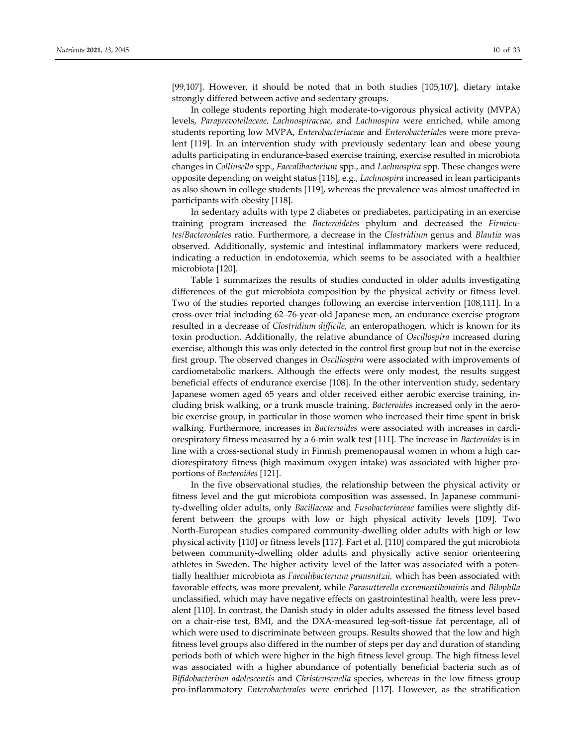[99,107]. However, it should be noted that in both studies [105,107], dietary intake strongly differed between active and sedentary groups.

In college students reporting high moderate-to-vigorous physical activity (MVPA) levels, *Paraprevotellaceae, Lachnospiraceae*, and *Lachnospira* were enriched, while among students reporting low MVPA, *Enterobacteriaceae* and *Enterobacteriales* were more prevalent [119]. In an intervention study with previously sedentary lean and obese young adults participating in endurance-based exercise training, exercise resulted in microbiota changes in *Collinsella* spp., *Faecalibacterium* spp., and *Lachnospira* spp. These changes were opposite depending on weight status [118], e.g., *Lachnospira* increased in lean participants as also shown in college students [119], whereas the prevalence was almost unaffected in participants with obesity [118].

In sedentary adults with type 2 diabetes or prediabetes, participating in an exercise training program increased the *Bacteroidetes* phylum and decreased the *Firmicutes/Bacteroidetes* ratio. Furthermore, a decrease in the *Clostridium* genus and *Blautia* was observed. Additionally, systemic and intestinal inflammatory markers were reduced, indicating a reduction in endotoxemia, which seems to be associated with a healthier microbiota [120].

Table 1 summarizes the results of studies conducted in older adults investigating differences of the gut microbiota composition by the physical activity or fitness level. Two of the studies reported changes following an exercise intervention [108,111]. In a cross-over trial including 62–76-year-old Japanese men, an endurance exercise program resulted in a decrease of *Clostridium difficile*, an enteropathogen, which is known for its toxin production. Additionally, the relative abundance of *Oscillospira* increased during exercise, although this was only detected in the control first group but not in the exercise first group. The observed changes in *Oscillospira* were associated with improvements of cardiometabolic markers. Although the effects were only modest, the results suggest beneficial effects of endurance exercise [108]. In the other intervention study, sedentary Japanese women aged 65 years and older received either aerobic exercise training, including brisk walking, or a trunk muscle training. *Bacteroides* increased only in the aerobic exercise group, in particular in those women who increased their time spent in brisk walking. Furthermore, increases in *Bacterioides* were associated with increases in cardiorespiratory fitness measured by a 6-min walk test [111]. The increase in *Bacteroides* is in line with a cross-sectional study in Finnish premenopausal women in whom a high cardiorespiratory fitness (high maximum oxygen intake) was associated with higher proportions of *Bacteroides* [121].

In the five observational studies, the relationship between the physical activity or fitness level and the gut microbiota composition was assessed. In Japanese community-dwelling older adults, only *Bacillaceae* and *Fusobacteriaceae* families were slightly different between the groups with low or high physical activity levels [109]. Two North-European studies compared community-dwelling older adults with high or low physical activity [110] or fitness levels [117]. Fart et al. [110] compared the gut microbiota between community-dwelling older adults and physically active senior orienteering athletes in Sweden. The higher activity level of the latter was associated with a potentially healthier microbiota as *Faecalibacterium prausnitzii*, which has been associated with favorable effects, was more prevalent, while *Parasutterella excrementihominis* and *Bilophila* unclassified, which may have negative effects on gastrointestinal health, were less prevalent [110]. In contrast, the Danish study in older adults assessed the fitness level based on a chair-rise test, BMI, and the DXA-measured leg-soft-tissue fat percentage, all of which were used to discriminate between groups. Results showed that the low and high fitness level groups also differed in the number of steps per day and duration of standing periods both of which were higher in the high fitness level group. The high fitness level was associated with a higher abundance of potentially beneficial bacteria such as of *Bifidobacterium adolescentis* and *Christensenella* species, whereas in the low fitness group pro-inflammatory *Enterobacterales* were enriched [117]. However, as the stratification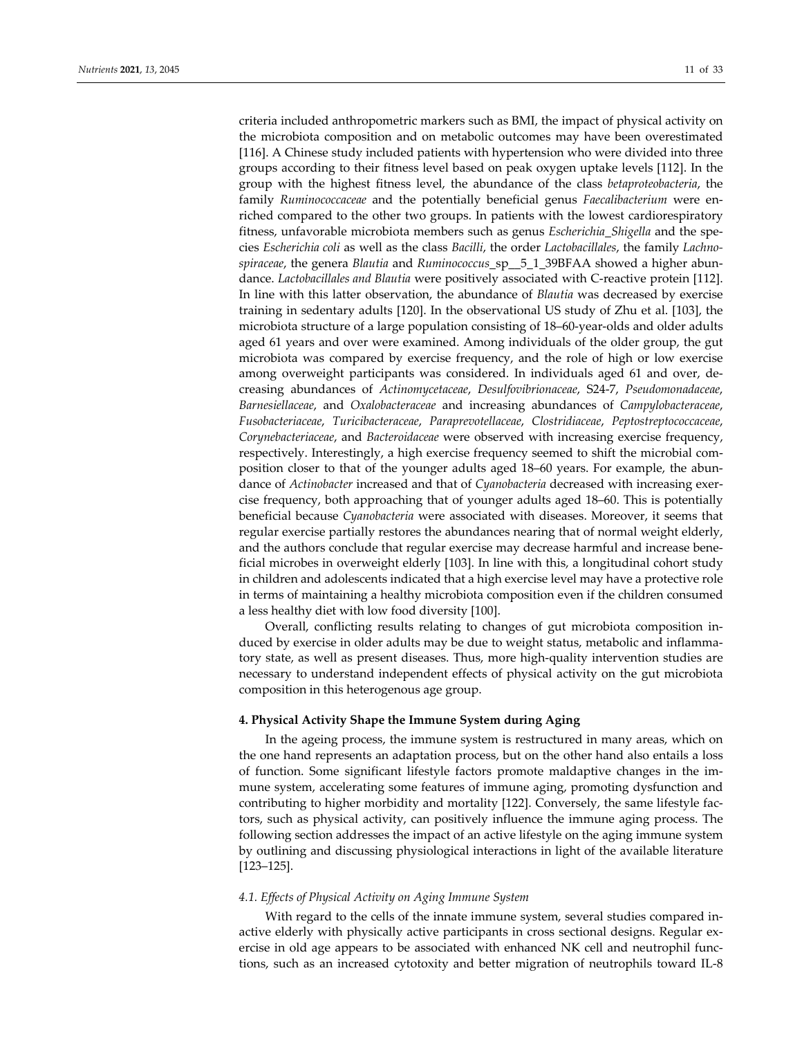criteria included anthropometric markers such as BMI, the impact of physical activity on the microbiota composition and on metabolic outcomes may have been overestimated [116]. A Chinese study included patients with hypertension who were divided into three groups according to their fitness level based on peak oxygen uptake levels [112]. In the group with the highest fitness level, the abundance of the class *betaproteobacteria*, the family *Ruminococcaceae* and the potentially beneficial genus *Faecalibacterium* were enriched compared to the other two groups. In patients with the lowest cardiorespiratory fitness, unfavorable microbiota members such as genus *Escherichia_Shigella* and the species *Escherichia coli* as well as the class *Bacilli*, the order *Lactobacillales*, the family *Lachnospiraceae*, the genera *Blautia* and *Ruminococcus*_sp__5_1_39BFAA showed a higher abundance. *Lactobacillales and Blautia* were positively associated with C-reactive protein [112]. In line with this latter observation, the abundance of *Blautia* was decreased by exercise training in sedentary adults [120]. In the observational US study of Zhu et al. [103], the microbiota structure of a large population consisting of 18–60-year-olds and older adults aged 61 years and over were examined. Among individuals of the older group, the gut microbiota was compared by exercise frequency, and the role of high or low exercise among overweight participants was considered. In individuals aged 61 and over, decreasing abundances of *Actinomycetaceae*, *Desulfovibrionaceae*, S24-7, *Pseudomonadaceae*, *Barnesiellaceae*, and *Oxalobacteraceae* and increasing abundances of *Campylobacteraceae*, *Fusobacteriaceae*, *Turicibacteraceae*, *Paraprevotellaceae*, *Clostridiaceae*, *Peptostreptococcaceae*, *Corynebacteriaceae*, and *Bacteroidaceae* were observed with increasing exercise frequency, respectively. Interestingly, a high exercise frequency seemed to shift the microbial composition closer to that of the younger adults aged 18–60 years. For example, the abundance of *Actinobacter* increased and that of *Cyanobacteria* decreased with increasing exercise frequency, both approaching that of younger adults aged 18–60. This is potentially beneficial because *Cyanobacteria* were associated with diseases. Moreover, it seems that regular exercise partially restores the abundances nearing that of normal weight elderly, and the authors conclude that regular exercise may decrease harmful and increase beneficial microbes in overweight elderly [103]. In line with this, a longitudinal cohort study in children and adolescents indicated that a high exercise level may have a protective role in terms of maintaining a healthy microbiota composition even if the children consumed a less healthy diet with low food diversity [100].

Overall, conflicting results relating to changes of gut microbiota composition induced by exercise in older adults may be due to weight status, metabolic and inflammatory state, as well as present diseases. Thus, more high-quality intervention studies are necessary to understand independent effects of physical activity on the gut microbiota composition in this heterogenous age group.

## 4. Physical Activity Shape the Immune System during Aging

In the ageing process, the immune system is restructured in many areas, which on the one hand represents an adaptation process, but on the other hand also entails a loss of function. Some significant lifestyle factors promote maldaptive changes in the immune system, accelerating some features of immune aging, promoting dysfunction and contributing to higher morbidity and mortality [122]. Conversely, the same lifestyle factors, such as physical activity, can positively influence the immune aging process. The following section addresses the impact of an active lifestyle on the aging immune system by outlining and discussing physiological interactions in light of the available literature [123–125].

### 4.1. Effects of Physical Activity on Aging Immune System

With regard to the cells of the innate immune system, several studies compared inactive elderly with physically active participants in cross sectional designs. Regular exercise in old age appears to be associated with enhanced NK cell and neutrophil functions, such as an increased cytotoxity and better migration of neutrophils toward IL-8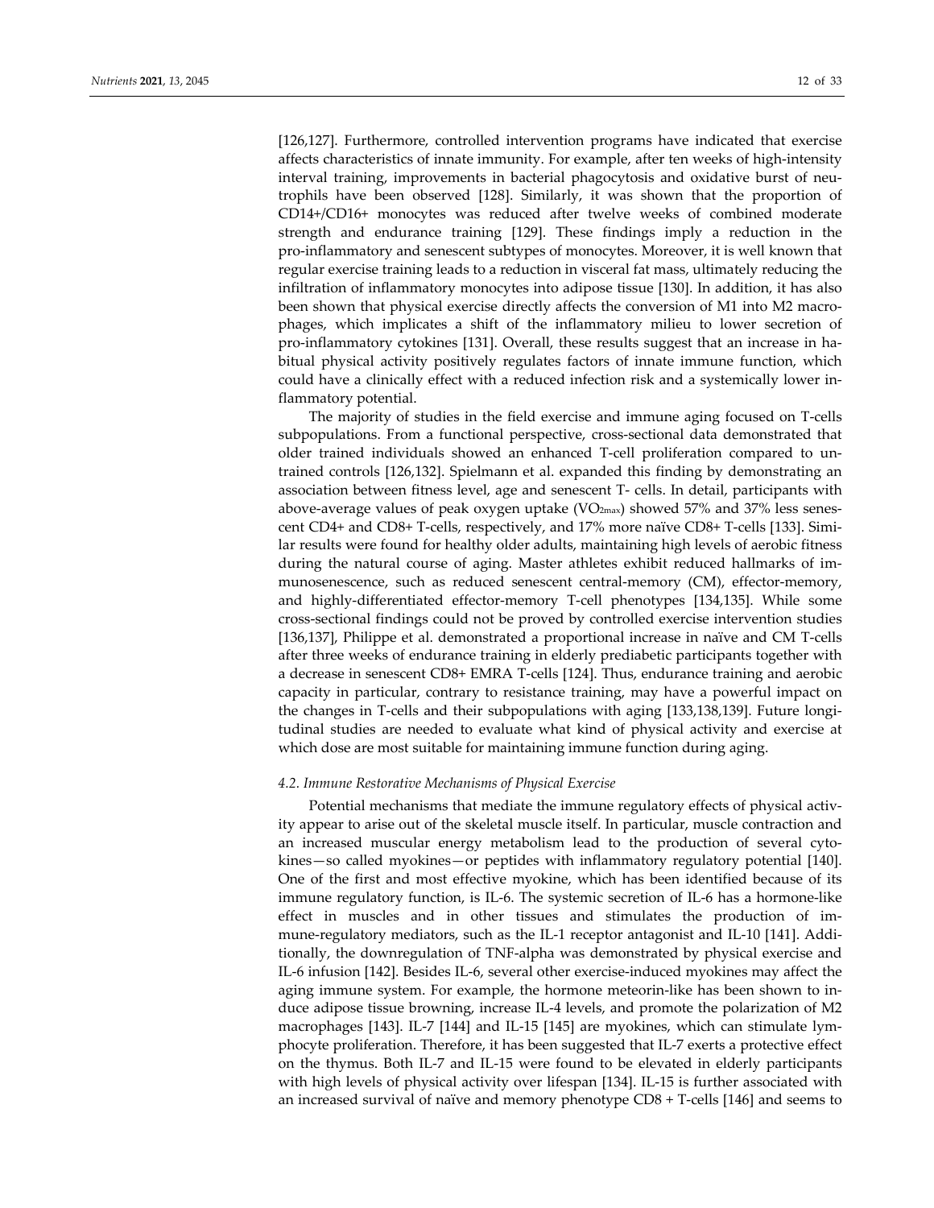[126,127]. Furthermore, controlled intervention programs have indicated that exercise affects characteristics of innate immunity. For example, after ten weeks of high-intensity interval training, improvements in bacterial phagocytosis and oxidative burst of neutrophils have been observed [128]. Similarly, it was shown that the proportion of CD14+/CD16+ monocytes was reduced after twelve weeks of combined moderate strength and endurance training [129]. These findings imply a reduction in the pro-inflammatory and senescent subtypes of monocytes. Moreover, it is well known that regular exercise training leads to a reduction in visceral fat mass, ultimately reducing the infiltration of inflammatory monocytes into adipose tissue [130]. In addition, it has also been shown that physical exercise directly affects the conversion of M1 into M2 macrophages, which implicates a shift of the inflammatory milieu to lower secretion of pro-inflammatory cytokines [131]. Overall, these results suggest that an increase in habitual physical activity positively regulates factors of innate immune function, which could have a clinically effect with a reduced infection risk and a systemically lower inflammatory potential.

The majority of studies in the field exercise and immune aging focused on T-cells subpopulations. From a functional perspective, cross-sectional data demonstrated that older trained individuals showed an enhanced T-cell proliferation compared to untrained controls [126,132]. Spielmann et al. expanded this finding by demonstrating an association between fitness level, age and senescent T- cells. In detail, participants with above-average values of peak oxygen uptake ($VO_{2max}$) showed 57% and 37% less senescent CD4+ and CD8+ T-cells, respectively, and 17% more naïve CD8+ T-cells [133]. Similar results were found for healthy older adults, maintaining high levels of aerobic fitness during the natural course of aging. Master athletes exhibit reduced hallmarks of immunosenescence, such as reduced senescent central-memory (CM), effector-memory, and highly-differentiated effector-memory T-cell phenotypes [134,135]. While some cross-sectional findings could not be proved by controlled exercise intervention studies [136,137], Philippe et al. demonstrated a proportional increase in naïve and CM T-cells after three weeks of endurance training in elderly prediabetic participants together with a decrease in senescent CD8+ EMRA T-cells [124]. Thus, endurance training and aerobic capacity in particular, contrary to resistance training, may have a powerful impact on the changes in T-cells and their subpopulations with aging [133,138,139]. Future longitudinal studies are needed to evaluate what kind of physical activity and exercise at which dose are most suitable for maintaining immune function during aging.

### *4.2. Immune Restorative Mechanisms of Physical Exercise*

Potential mechanisms that mediate the immune regulatory effects of physical activity appear to arise out of the skeletal muscle itself. In particular, muscle contraction and an increased muscular energy metabolism lead to the production of several cytokines—so called myokines—or peptides with inflammatory regulatory potential [140]. One of the first and most effective myokine, which has been identified because of its immune regulatory function, is IL-6. The systemic secretion of IL-6 has a hormone-like effect in muscles and in other tissues and stimulates the production of immune-regulatory mediators, such as the IL-1 receptor antagonist and IL-10 [141]. Additionally, the downregulation of TNF-alpha was demonstrated by physical exercise and IL-6 infusion [142]. Besides IL-6, several other exercise-induced myokines may affect the aging immune system. For example, the hormone meteorin-like has been shown to induce adipose tissue browning, increase IL-4 levels, and promote the polarization of M2 macrophages [143]. IL-7 [144] and IL-15 [145] are myokines, which can stimulate lymphocyte proliferation. Therefore, it has been suggested that IL-7 exerts a protective effect on the thymus. Both IL-7 and IL-15 were found to be elevated in elderly participants with high levels of physical activity over lifespan [134]. IL-15 is further associated with an increased survival of naïve and memory phenotype CD8 + T-cells [146] and seems to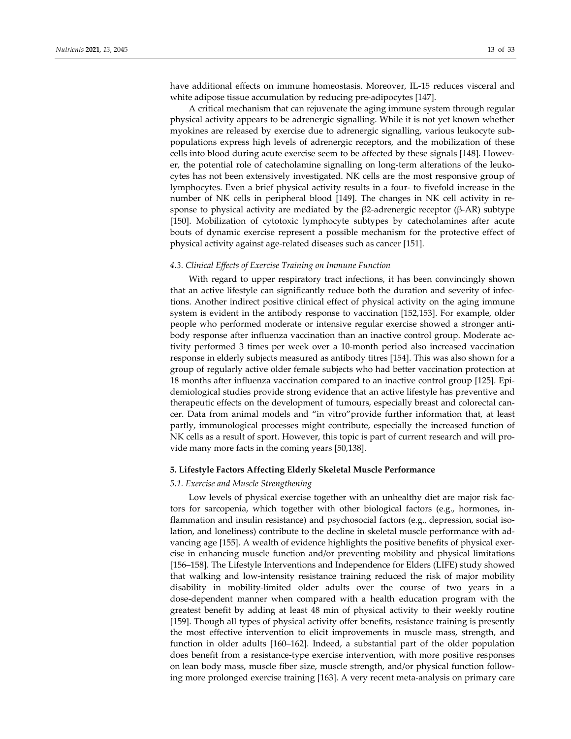have additional effects on immune homeostasis. Moreover, IL-15 reduces visceral and white adipose tissue accumulation by reducing pre-adipocytes [147].

A critical mechanism that can rejuvenate the aging immune system through regular physical activity appears to be adrenergic signalling. While it is not yet known whether myokines are released by exercise due to adrenergic signalling, various leukocyte subpopulations express high levels of adrenergic receptors, and the mobilization of these cells into blood during acute exercise seem to be affected by these signals [148]. However, the potential role of catecholamine signalling on long-term alterations of the leukocytes has not been extensively investigated. NK cells are the most responsive group of lymphocytes. Even a brief physical activity results in a four- to fivefold increase in the number of NK cells in peripheral blood [149]. The changes in NK cell activity in response to physical activity are mediated by the β2-adrenergic receptor (β-AR) subtype [150]. Mobilization of cytotoxic lymphocyte subtypes by catecholamines after acute bouts of dynamic exercise represent a possible mechanism for the protective effect of physical activity against age-related diseases such as cancer [151].

### *4.3. Clinical Effects of Exercise Training on Immune Function*

With regard to upper respiratory tract infections, it has been convincingly shown that an active lifestyle can significantly reduce both the duration and severity of infections. Another indirect positive clinical effect of physical activity on the aging immune system is evident in the antibody response to vaccination [152,153]. For example, older people who performed moderate or intensive regular exercise showed a stronger antibody response after influenza vaccination than an inactive control group. Moderate activity performed 3 times per week over a 10-month period also increased vaccination response in elderly subjects measured as antibody titres [154]. This was also shown for a group of regularly active older female subjects who had better vaccination protection at 18 months after influenza vaccination compared to an inactive control group [125]. Epidemiological studies provide strong evidence that an active lifestyle has preventive and therapeutic effects on the development of tumours, especially breast and colorectal cancer. Data from animal models and "in vitro"provide further information that, at least partly, immunological processes might contribute, especially the increased function of NK cells as a result of sport. However, this topic is part of current research and will provide many more facts in the coming years [50,138].

## **5. Lifestyle Factors Affecting Elderly Skeletal Muscle Performance**

### *5.1. Exercise and Muscle Strengthening*

Low levels of physical exercise together with an unhealthy diet are major risk factors for sarcopenia, which together with other biological factors (e.g., hormones, inflammation and insulin resistance) and psychosocial factors (e.g., depression, social isolation, and loneliness) contribute to the decline in skeletal muscle performance with advancing age [155]. A wealth of evidence highlights the positive benefits of physical exercise in enhancing muscle function and/or preventing mobility and physical limitations [156–158]. The Lifestyle Interventions and Independence for Elders (LIFE) study showed that walking and low-intensity resistance training reduced the risk of major mobility disability in mobility-limited older adults over the course of two years in a dose-dependent manner when compared with a health education program with the greatest benefit by adding at least 48 min of physical activity to their weekly routine [159]. Though all types of physical activity offer benefits, resistance training is presently the most effective intervention to elicit improvements in muscle mass, strength, and function in older adults [160–162]. Indeed, a substantial part of the older population does benefit from a resistance-type exercise intervention, with more positive responses on lean body mass, muscle fiber size, muscle strength, and/or physical function following more prolonged exercise training [163]. A very recent meta-analysis on primary care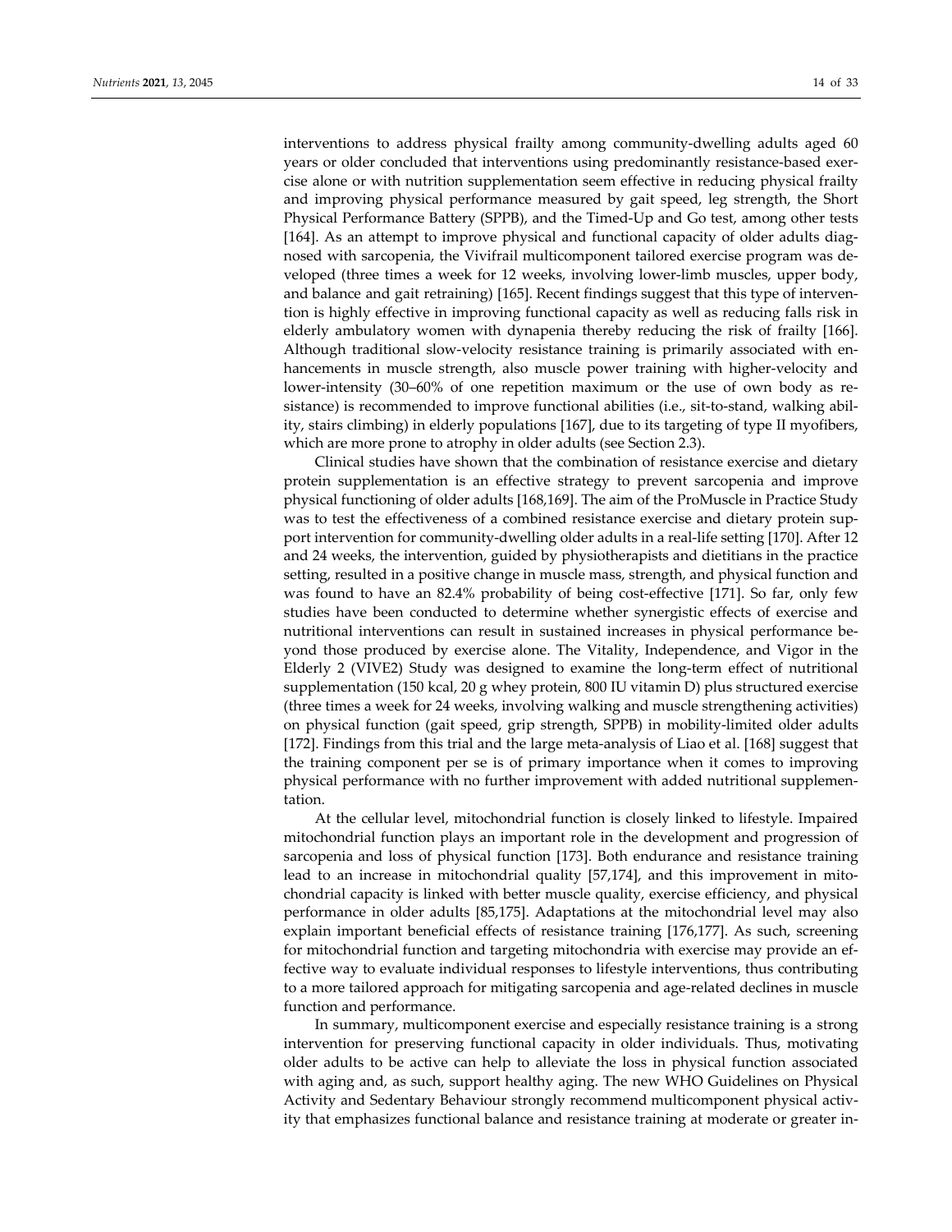interventions to address physical frailty among community-dwelling adults aged 60 years or older concluded that interventions using predominantly resistance-based exercise alone or with nutrition supplementation seem effective in reducing physical frailty and improving physical performance measured by gait speed, leg strength, the Short Physical Performance Battery (SPPB), and the Timed-Up and Go test, among other tests [164]. As an attempt to improve physical and functional capacity of older adults diagnosed with sarcopenia, the Vivifrail multicomponent tailored exercise program was developed (three times a week for 12 weeks, involving lower-limb muscles, upper body, and balance and gait retraining) [165]. Recent findings suggest that this type of intervention is highly effective in improving functional capacity as well as reducing falls risk in elderly ambulatory women with dynapenia thereby reducing the risk of frailty [166]. Although traditional slow-velocity resistance training is primarily associated with enhancements in muscle strength, also muscle power training with higher-velocity and lower-intensity (30–60% of one repetition maximum or the use of own body as resistance) is recommended to improve functional abilities (i.e., sit-to-stand, walking ability, stairs climbing) in elderly populations [167], due to its targeting of type II myofibers, which are more prone to atrophy in older adults (see Section 2.3).

Clinical studies have shown that the combination of resistance exercise and dietary protein supplementation is an effective strategy to prevent sarcopenia and improve physical functioning of older adults [168,169]. The aim of the ProMuscle in Practice Study was to test the effectiveness of a combined resistance exercise and dietary protein support intervention for community-dwelling older adults in a real-life setting [170]. After 12 and 24 weeks, the intervention, guided by physiotherapists and dietitians in the practice setting, resulted in a positive change in muscle mass, strength, and physical function and was found to have an 82.4% probability of being cost-effective [171]. So far, only few studies have been conducted to determine whether synergistic effects of exercise and nutritional interventions can result in sustained increases in physical performance beyond those produced by exercise alone. The Vitality, Independence, and Vigor in the Elderly 2 (VIVE2) Study was designed to examine the long-term effect of nutritional supplementation (150 kcal, 20 g whey protein, 800 IU vitamin D) plus structured exercise (three times a week for 24 weeks, involving walking and muscle strengthening activities) on physical function (gait speed, grip strength, SPPB) in mobility-limited older adults [172]. Findings from this trial and the large meta-analysis of Liao et al. [168] suggest that the training component per se is of primary importance when it comes to improving physical performance with no further improvement with added nutritional supplementation.

At the cellular level, mitochondrial function is closely linked to lifestyle. Impaired mitochondrial function plays an important role in the development and progression of sarcopenia and loss of physical function [173]. Both endurance and resistance training lead to an increase in mitochondrial quality [57,174], and this improvement in mitochondrial capacity is linked with better muscle quality, exercise efficiency, and physical performance in older adults [85,175]. Adaptations at the mitochondrial level may also explain important beneficial effects of resistance training [176,177]. As such, screening for mitochondrial function and targeting mitochondria with exercise may provide an effective way to evaluate individual responses to lifestyle interventions, thus contributing to a more tailored approach for mitigating sarcopenia and age-related declines in muscle function and performance.

In summary, multicomponent exercise and especially resistance training is a strong intervention for preserving functional capacity in older individuals. Thus, motivating older adults to be active can help to alleviate the loss in physical function associated with aging and, as such, support healthy aging. The new WHO Guidelines on Physical Activity and Sedentary Behaviour strongly recommend multicomponent physical activity that emphasizes functional balance and resistance training at moderate or greater in-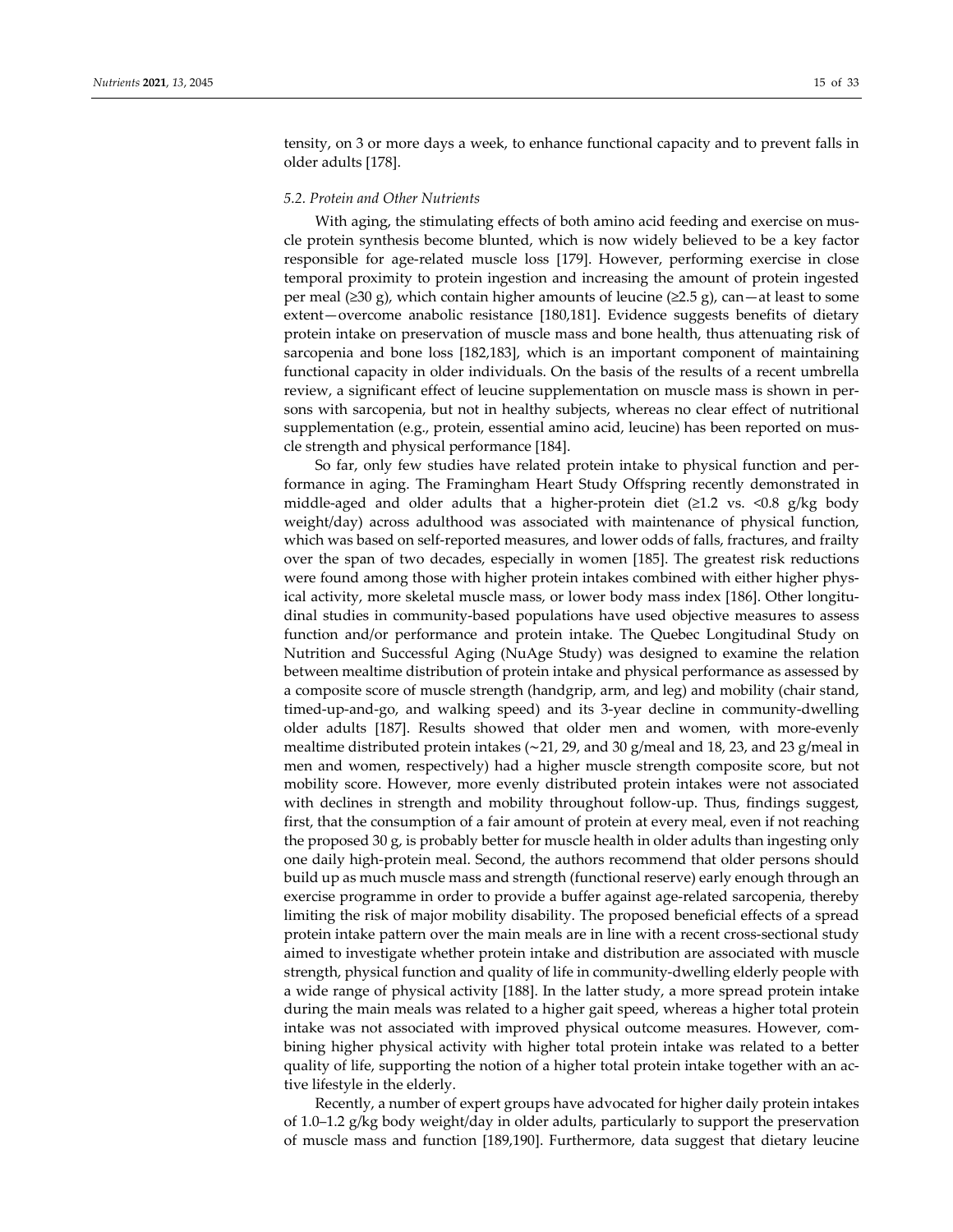tensity, on 3 or more days a week, to enhance functional capacity and to prevent falls in older adults [178].

### *5.2. Protein and Other Nutrients*

With aging, the stimulating effects of both amino acid feeding and exercise on muscle protein synthesis become blunted, which is now widely believed to be a key factor responsible for age-related muscle loss [179]. However, performing exercise in close temporal proximity to protein ingestion and increasing the amount of protein ingested per meal (≥30 g), which contain higher amounts of leucine (≥2.5 g), can—at least to some extent—overcome anabolic resistance [180,181]. Evidence suggests benefits of dietary protein intake on preservation of muscle mass and bone health, thus attenuating risk of sarcopenia and bone loss [182,183], which is an important component of maintaining functional capacity in older individuals. On the basis of the results of a recent umbrella review, a significant effect of leucine supplementation on muscle mass is shown in persons with sarcopenia, but not in healthy subjects, whereas no clear effect of nutritional supplementation (e.g., protein, essential amino acid, leucine) has been reported on muscle strength and physical performance [184].

So far, only few studies have related protein intake to physical function and performance in aging. The Framingham Heart Study Offspring recently demonstrated in middle-aged and older adults that a higher-protein diet (≥1.2 vs. <0.8 g/kg body weight/day) across adulthood was associated with maintenance of physical function, which was based on self-reported measures, and lower odds of falls, fractures, and frailty over the span of two decades, especially in women [185]. The greatest risk reductions were found among those with higher protein intakes combined with either higher physical activity, more skeletal muscle mass, or lower body mass index [186]. Other longitudinal studies in community-based populations have used objective measures to assess function and/or performance and protein intake. The Quebec Longitudinal Study on Nutrition and Successful Aging (NuAge Study) was designed to examine the relation between mealtime distribution of protein intake and physical performance as assessed by a composite score of muscle strength (handgrip, arm, and leg) and mobility (chair stand, timed-up-and-go, and walking speed) and its 3-year decline in community-dwelling older adults [187]. Results showed that older men and women, with more-evenly mealtime distributed protein intakes (~21, 29, and 30 g/meal and 18, 23, and 23 g/meal in men and women, respectively) had a higher muscle strength composite score, but not mobility score. However, more evenly distributed protein intakes were not associated with declines in strength and mobility throughout follow-up. Thus, findings suggest, first, that the consumption of a fair amount of protein at every meal, even if not reaching the proposed 30 g, is probably better for muscle health in older adults than ingesting only one daily high-protein meal. Second, the authors recommend that older persons should build up as much muscle mass and strength (functional reserve) early enough through an exercise programme in order to provide a buffer against age-related sarcopenia, thereby limiting the risk of major mobility disability. The proposed beneficial effects of a spread protein intake pattern over the main meals are in line with a recent cross-sectional study aimed to investigate whether protein intake and distribution are associated with muscle strength, physical function and quality of life in community-dwelling elderly people with a wide range of physical activity [188]. In the latter study, a more spread protein intake during the main meals was related to a higher gait speed, whereas a higher total protein intake was not associated with improved physical outcome measures. However, combining higher physical activity with higher total protein intake was related to a better quality of life, supporting the notion of a higher total protein intake together with an active lifestyle in the elderly.

Recently, a number of expert groups have advocated for higher daily protein intakes of 1.0–1.2 g/kg body weight/day in older adults, particularly to support the preservation of muscle mass and function [189,190]. Furthermore, data suggest that dietary leucine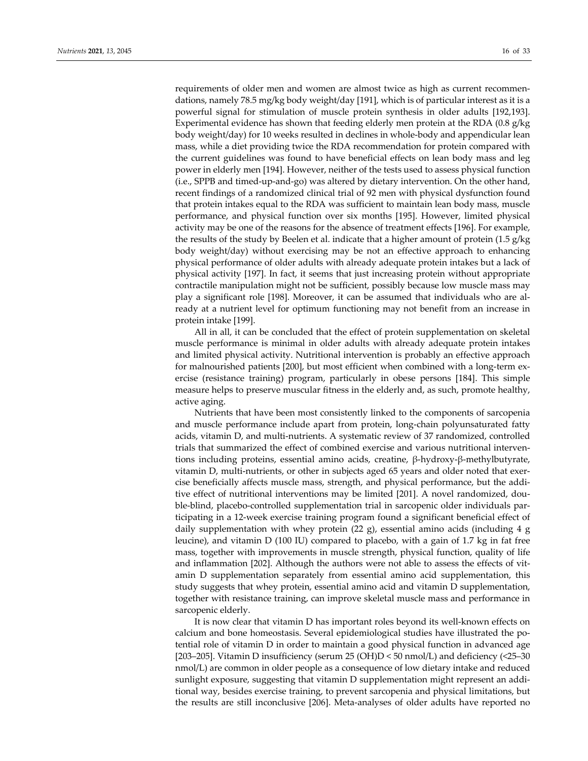requirements of older men and women are almost twice as high as current recommendations, namely 78.5 mg/kg body weight/day [191], which is of particular interest as it is a powerful signal for stimulation of muscle protein synthesis in older adults [192,193]. Experimental evidence has shown that feeding elderly men protein at the RDA (0.8 g/kg body weight/day) for 10 weeks resulted in declines in whole-body and appendicular lean mass, while a diet providing twice the RDA recommendation for protein compared with the current guidelines was found to have beneficial effects on lean body mass and leg power in elderly men [194]. However, neither of the tests used to assess physical function (i.e., SPPB and timed-up-and-go) was altered by dietary intervention. On the other hand, recent findings of a randomized clinical trial of 92 men with physical dysfunction found that protein intakes equal to the RDA was sufficient to maintain lean body mass, muscle performance, and physical function over six months [195]. However, limited physical activity may be one of the reasons for the absence of treatment effects [196]. For example, the results of the study by Beelen et al. indicate that a higher amount of protein (1.5 g/kg body weight/day) without exercising may be not an effective approach to enhancing physical performance of older adults with already adequate protein intakes but a lack of physical activity [197]. In fact, it seems that just increasing protein without appropriate contractile manipulation might not be sufficient, possibly because low muscle mass may play a significant role [198]. Moreover, it can be assumed that individuals who are already at a nutrient level for optimum functioning may not benefit from an increase in protein intake [199].

All in all, it can be concluded that the effect of protein supplementation on skeletal muscle performance is minimal in older adults with already adequate protein intakes and limited physical activity. Nutritional intervention is probably an effective approach for malnourished patients [200], but most efficient when combined with a long-term exercise (resistance training) program, particularly in obese persons [184]. This simple measure helps to preserve muscular fitness in the elderly and, as such, promote healthy, active aging.

Nutrients that have been most consistently linked to the components of sarcopenia and muscle performance include apart from protein, long-chain polyunsaturated fatty acids, vitamin D, and multi-nutrients. A systematic review of 37 randomized, controlled trials that summarized the effect of combined exercise and various nutritional interventions including proteins, essential amino acids, creatine, β-hydroxy-β-methylbutyrate, vitamin D, multi-nutrients, or other in subjects aged 65 years and older noted that exercise beneficially affects muscle mass, strength, and physical performance, but the additive effect of nutritional interventions may be limited [201]. A novel randomized, double-blind, placebo-controlled supplementation trial in sarcopenic older individuals participating in a 12-week exercise training program found a significant beneficial effect of daily supplementation with whey protein (22 g), essential amino acids (including 4 g leucine), and vitamin D (100 IU) compared to placebo, with a gain of 1.7 kg in fat free mass, together with improvements in muscle strength, physical function, quality of life and inflammation [202]. Although the authors were not able to assess the effects of vitamin D supplementation separately from essential amino acid supplementation, this study suggests that whey protein, essential amino acid and vitamin D supplementation, together with resistance training, can improve skeletal muscle mass and performance in sarcopenic elderly.

It is now clear that vitamin D has important roles beyond its well-known effects on calcium and bone homeostasis. Several epidemiological studies have illustrated the potential role of vitamin D in order to maintain a good physical function in advanced age [203–205]. Vitamin D insufficiency (serum 25 (OH)D < 50 nmol/L) and deficiency (<25–30 nmol/L) are common in older people as a consequence of low dietary intake and reduced sunlight exposure, suggesting that vitamin D supplementation might represent an additional way, besides exercise training, to prevent sarcopenia and physical limitations, but the results are still inconclusive [206]. Meta-analyses of older adults have reported no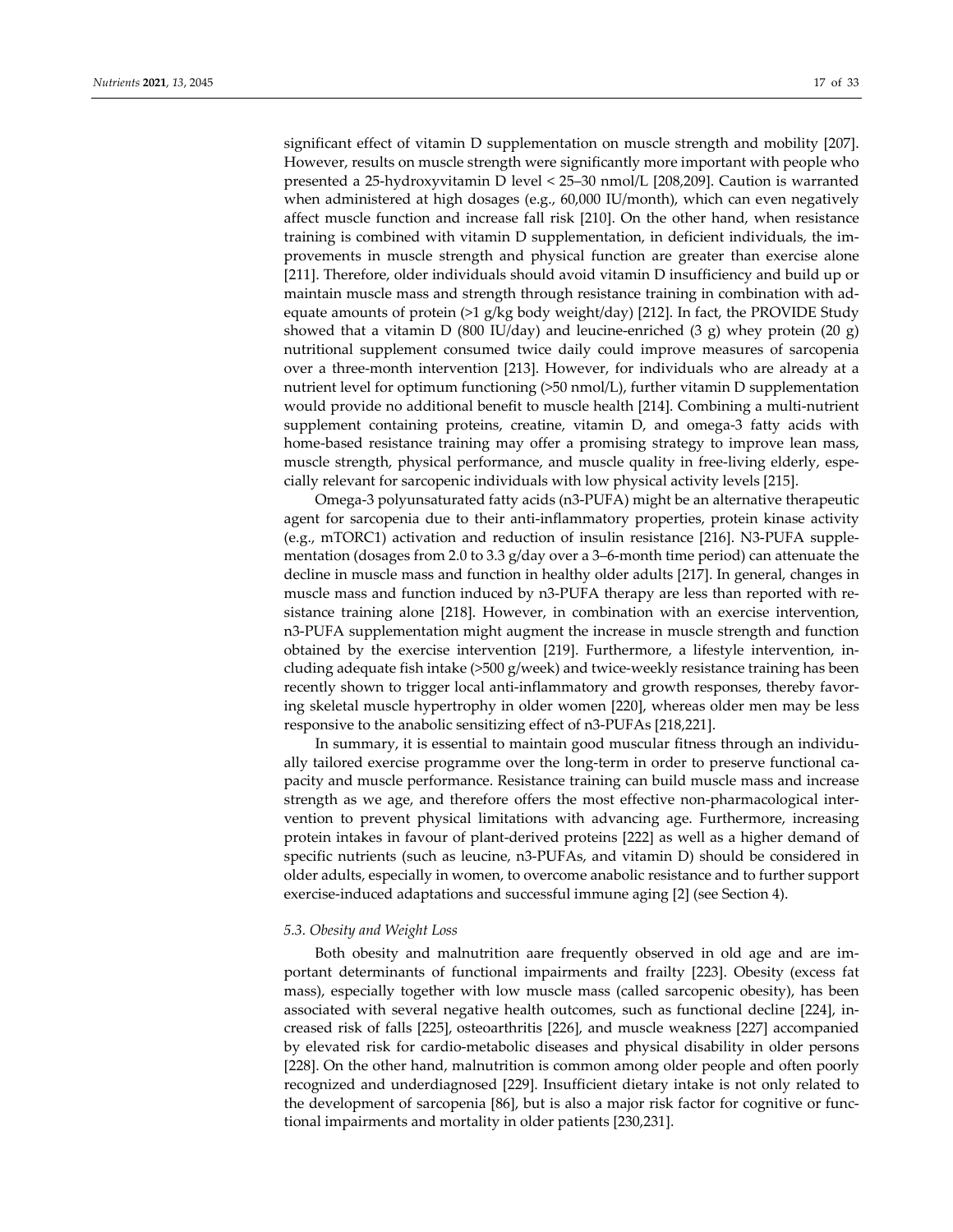significant effect of vitamin D supplementation on muscle strength and mobility [207]. However, results on muscle strength were significantly more important with people who presented a 25-hydroxyvitamin D level < 25–30 nmol/L [208,209]. Caution is warranted when administered at high dosages (e.g., 60,000 IU/month), which can even negatively affect muscle function and increase fall risk [210]. On the other hand, when resistance training is combined with vitamin D supplementation, in deficient individuals, the improvements in muscle strength and physical function are greater than exercise alone [211]. Therefore, older individuals should avoid vitamin D insufficiency and build up or maintain muscle mass and strength through resistance training in combination with adequate amounts of protein (>1 g/kg body weight/day) [212]. In fact, the PROVIDE Study showed that a vitamin D (800 IU/day) and leucine-enriched (3 g) whey protein (20 g) nutritional supplement consumed twice daily could improve measures of sarcopenia over a three-month intervention [213]. However, for individuals who are already at a nutrient level for optimum functioning (>50 nmol/L), further vitamin D supplementation would provide no additional benefit to muscle health [214]. Combining a multi-nutrient supplement containing proteins, creatine, vitamin D, and omega-3 fatty acids with home-based resistance training may offer a promising strategy to improve lean mass, muscle strength, physical performance, and muscle quality in free-living elderly, especially relevant for sarcopenic individuals with low physical activity levels [215].

Omega-3 polyunsaturated fatty acids (n3-PUFA) might be an alternative therapeutic agent for sarcopenia due to their anti-inflammatory properties, protein kinase activity (e.g., mTORC1) activation and reduction of insulin resistance [216]. N3-PUFA supplementation (dosages from 2.0 to 3.3 g/day over a 3–6-month time period) can attenuate the decline in muscle mass and function in healthy older adults [217]. In general, changes in muscle mass and function induced by n3-PUFA therapy are less than reported with resistance training alone [218]. However, in combination with an exercise intervention, n3-PUFA supplementation might augment the increase in muscle strength and function obtained by the exercise intervention [219]. Furthermore, a lifestyle intervention, including adequate fish intake (>500 g/week) and twice-weekly resistance training has been recently shown to trigger local anti-inflammatory and growth responses, thereby favoring skeletal muscle hypertrophy in older women [220], whereas older men may be less responsive to the anabolic sensitizing effect of n3-PUFAs [218,221].

In summary, it is essential to maintain good muscular fitness through an individually tailored exercise programme over the long-term in order to preserve functional capacity and muscle performance. Resistance training can build muscle mass and increase strength as we age, and therefore offers the most effective non-pharmacological intervention to prevent physical limitations with advancing age. Furthermore, increasing protein intakes in favour of plant-derived proteins [222] as well as a higher demand of specific nutrients (such as leucine, n3-PUFAs, and vitamin D) should be considered in older adults, especially in women, to overcome anabolic resistance and to further support exercise-induced adaptations and successful immune aging [2] (see Section 4).

### *5.3. Obesity and Weight Loss*

Both obesity and malnutrition aare frequently observed in old age and are important determinants of functional impairments and frailty [223]. Obesity (excess fat mass), especially together with low muscle mass (called sarcopenic obesity), has been associated with several negative health outcomes, such as functional decline [224], increased risk of falls [225], osteoarthritis [226], and muscle weakness [227] accompanied by elevated risk for cardio-metabolic diseases and physical disability in older persons [228]. On the other hand, malnutrition is common among older people and often poorly recognized and underdiagnosed [229]. Insufficient dietary intake is not only related to the development of sarcopenia [86], but is also a major risk factor for cognitive or functional impairments and mortality in older patients [230,231].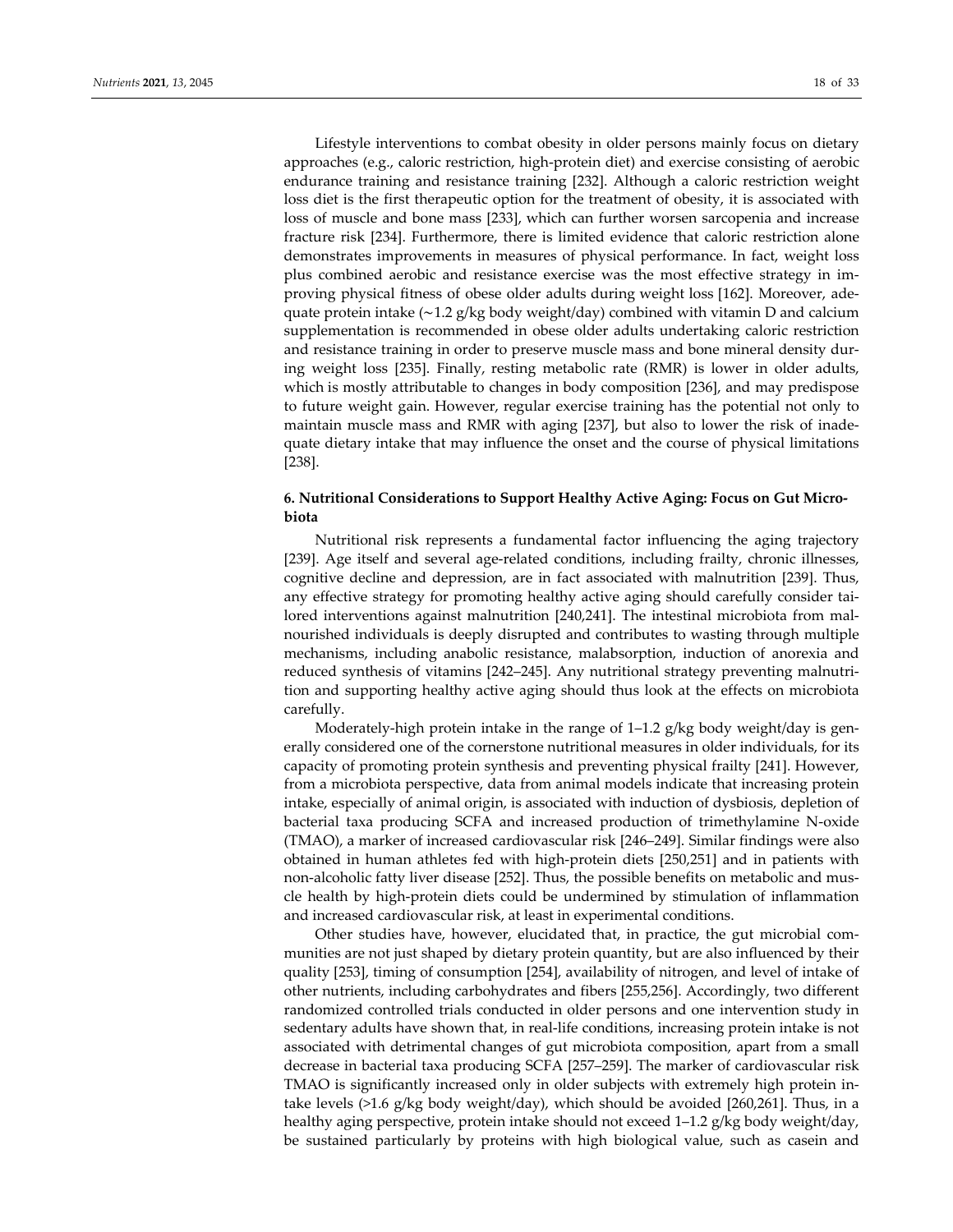Lifestyle interventions to combat obesity in older persons mainly focus on dietary approaches (e.g., caloric restriction, high-protein diet) and exercise consisting of aerobic endurance training and resistance training [232]. Although a caloric restriction weight loss diet is the first therapeutic option for the treatment of obesity, it is associated with loss of muscle and bone mass [233], which can further worsen sarcopenia and increase fracture risk [234]. Furthermore, there is limited evidence that caloric restriction alone demonstrates improvements in measures of physical performance. In fact, weight loss plus combined aerobic and resistance exercise was the most effective strategy in improving physical fitness of obese older adults during weight loss [162]. Moreover, adequate protein intake (~1.2 g/kg body weight/day) combined with vitamin D and calcium supplementation is recommended in obese older adults undertaking caloric restriction and resistance training in order to preserve muscle mass and bone mineral density during weight loss [235]. Finally, resting metabolic rate (RMR) is lower in older adults, which is mostly attributable to changes in body composition [236], and may predispose to future weight gain. However, regular exercise training has the potential not only to maintain muscle mass and RMR with aging [237], but also to lower the risk of inadequate dietary intake that may influence the onset and the course of physical limitations [238].

## 6. Nutritional Considerations to Support Healthy Active Aging: Focus on Gut Microbiota

Nutritional risk represents a fundamental factor influencing the aging trajectory [239]. Age itself and several age-related conditions, including frailty, chronic illnesses, cognitive decline and depression, are in fact associated with malnutrition [239]. Thus, any effective strategy for promoting healthy active aging should carefully consider tailored interventions against malnutrition [240,241]. The intestinal microbiota from malnourished individuals is deeply disrupted and contributes to wasting through multiple mechanisms, including anabolic resistance, malabsorption, induction of anorexia and reduced synthesis of vitamins [242–245]. Any nutritional strategy preventing malnutrition and supporting healthy active aging should thus look at the effects on microbiota carefully.

Moderately-high protein intake in the range of 1–1.2 g/kg body weight/day is generally considered one of the cornerstone nutritional measures in older individuals, for its capacity of promoting protein synthesis and preventing physical frailty [241]. However, from a microbiota perspective, data from animal models indicate that increasing protein intake, especially of animal origin, is associated with induction of dysbiosis, depletion of bacterial taxa producing SCFA and increased production of trimethylamine N-oxide (TMAO), a marker of increased cardiovascular risk [246–249]. Similar findings were also obtained in human athletes fed with high-protein diets [250,251] and in patients with non-alcoholic fatty liver disease [252]. Thus, the possible benefits on metabolic and muscle health by high-protein diets could be undermined by stimulation of inflammation and increased cardiovascular risk, at least in experimental conditions.

Other studies have, however, elucidated that, in practice, the gut microbial communities are not just shaped by dietary protein quantity, but are also influenced by their quality [253], timing of consumption [254], availability of nitrogen, and level of intake of other nutrients, including carbohydrates and fibers [255,256]. Accordingly, two different randomized controlled trials conducted in older persons and one intervention study in sedentary adults have shown that, in real-life conditions, increasing protein intake is not associated with detrimental changes of gut microbiota composition, apart from a small decrease in bacterial taxa producing SCFA [257–259]. The marker of cardiovascular risk TMAO is significantly increased only in older subjects with extremely high protein intake levels (>1.6 g/kg body weight/day), which should be avoided [260,261]. Thus, in a healthy aging perspective, protein intake should not exceed 1–1.2 g/kg body weight/day, be sustained particularly by proteins with high biological value, such as casein and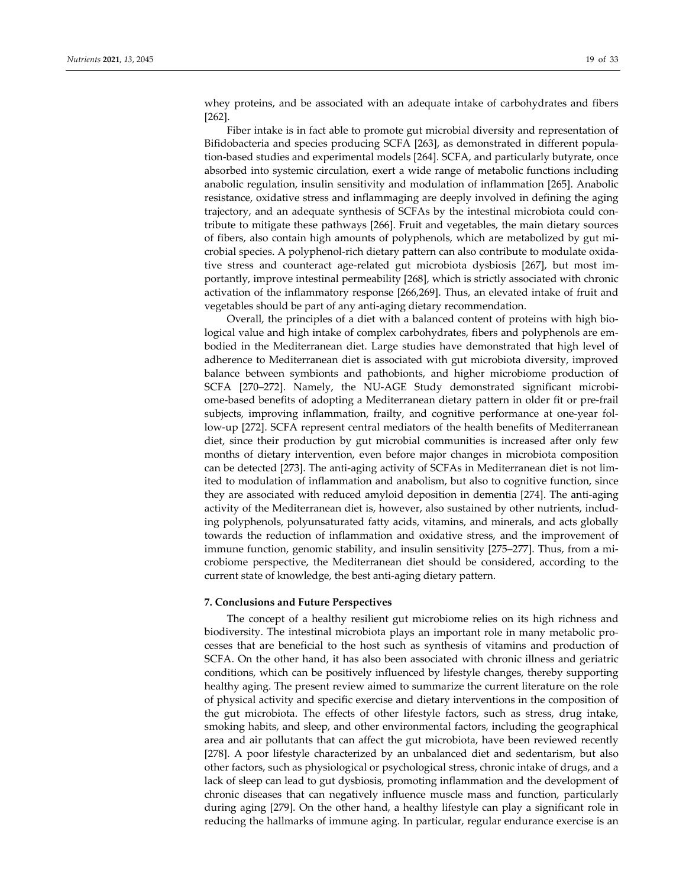whey proteins, and be associated with an adequate intake of carbohydrates and fibers [262].

Fiber intake is in fact able to promote gut microbial diversity and representation of Bifidobacteria and species producing SCFA [263], as demonstrated in different population-based studies and experimental models [264]. SCFA, and particularly butyrate, once absorbed into systemic circulation, exert a wide range of metabolic functions including anabolic regulation, insulin sensitivity and modulation of inflammation [265]. Anabolic resistance, oxidative stress and inflammaging are deeply involved in defining the aging trajectory, and an adequate synthesis of SCFAs by the intestinal microbiota could contribute to mitigate these pathways [266]. Fruit and vegetables, the main dietary sources of fibers, also contain high amounts of polyphenols, which are metabolized by gut microbial species. A polyphenol-rich dietary pattern can also contribute to modulate oxidative stress and counteract age-related gut microbiota dysbiosis [267], but most importantly, improve intestinal permeability [268], which is strictly associated with chronic activation of the inflammatory response [266,269]. Thus, an elevated intake of fruit and vegetables should be part of any anti-aging dietary recommendation.

Overall, the principles of a diet with a balanced content of proteins with high biological value and high intake of complex carbohydrates, fibers and polyphenols are embodied in the Mediterranean diet. Large studies have demonstrated that high level of adherence to Mediterranean diet is associated with gut microbiota diversity, improved balance between symbionts and pathobionts, and higher microbiome production of SCFA [270–272]. Namely, the NU-AGE Study demonstrated significant microbiome-based benefits of adopting a Mediterranean dietary pattern in older fit or pre-frail subjects, improving inflammation, frailty, and cognitive performance at one-year follow-up [272]. SCFA represent central mediators of the health benefits of Mediterranean diet, since their production by gut microbial communities is increased after only few months of dietary intervention, even before major changes in microbiota composition can be detected [273]. The anti-aging activity of SCFAs in Mediterranean diet is not limited to modulation of inflammation and anabolism, but also to cognitive function, since they are associated with reduced amyloid deposition in dementia [274]. The anti-aging activity of the Mediterranean diet is, however, also sustained by other nutrients, including polyphenols, polyunsaturated fatty acids, vitamins, and minerals, and acts globally towards the reduction of inflammation and oxidative stress, and the improvement of immune function, genomic stability, and insulin sensitivity [275–277]. Thus, from a microbiome perspective, the Mediterranean diet should be considered, according to the current state of knowledge, the best anti-aging dietary pattern.

## 7. Conclusions and Future Perspectives

The concept of a healthy resilient gut microbiome relies on its high richness and biodiversity. The intestinal microbiota plays an important role in many metabolic processes that are beneficial to the host such as synthesis of vitamins and production of SCFA. On the other hand, it has also been associated with chronic illness and geriatric conditions, which can be positively influenced by lifestyle changes, thereby supporting healthy aging. The present review aimed to summarize the current literature on the role of physical activity and specific exercise and dietary interventions in the composition of the gut microbiota. The effects of other lifestyle factors, such as stress, drug intake, smoking habits, and sleep, and other environmental factors, including the geographical area and air pollutants that can affect the gut microbiota, have been reviewed recently [278]. A poor lifestyle characterized by an unbalanced diet and sedentarism, but also other factors, such as physiological or psychological stress, chronic intake of drugs, and a lack of sleep can lead to gut dysbiosis, promoting inflammation and the development of chronic diseases that can negatively influence muscle mass and function, particularly during aging [279]. On the other hand, a healthy lifestyle can play a significant role in reducing the hallmarks of immune aging. In particular, regular endurance exercise is an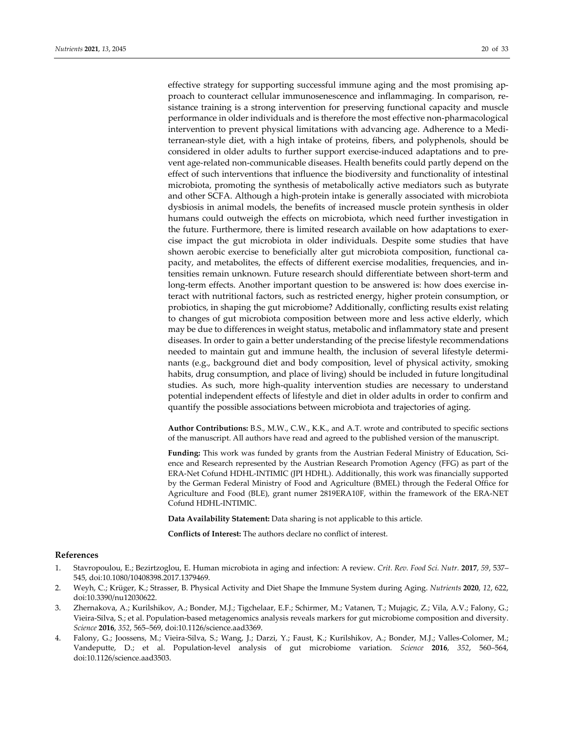effective strategy for supporting successful immune aging and the most promising approach to counteract cellular immunosenescence and inflammaging. In comparison, resistance training is a strong intervention for preserving functional capacity and muscle performance in older individuals and is therefore the most effective non-pharmacological intervention to prevent physical limitations with advancing age. Adherence to a Mediterranean-style diet, with a high intake of proteins, fibers, and polyphenols, should be considered in older adults to further support exercise-induced adaptations and to prevent age-related non-communicable diseases. Health benefits could partly depend on the effect of such interventions that influence the biodiversity and functionality of intestinal microbiota, promoting the synthesis of metabolically active mediators such as butyrate and other SCFA. Although a high-protein intake is generally associated with microbiota dysbiosis in animal models, the benefits of increased muscle protein synthesis in older humans could outweigh the effects on microbiota, which need further investigation in the future. Furthermore, there is limited research available on how adaptations to exercise impact the gut microbiota in older individuals. Despite some studies that have shown aerobic exercise to beneficially alter gut microbiota composition, functional capacity, and metabolites, the effects of different exercise modalities, frequencies, and intensities remain unknown. Future research should differentiate between short-term and long-term effects. Another important question to be answered is: how does exercise interact with nutritional factors, such as restricted energy, higher protein consumption, or probiotics, in shaping the gut microbiome? Additionally, conflicting results exist relating to changes of gut microbiota composition between more and less active elderly, which may be due to differences in weight status, metabolic and inflammatory state and present diseases. In order to gain a better understanding of the precise lifestyle recommendations needed to maintain gut and immune health, the inclusion of several lifestyle determinants (e.g., background diet and body composition, level of physical activity, smoking habits, drug consumption, and place of living) should be included in future longitudinal studies. As such, more high-quality intervention studies are necessary to understand potential independent effects of lifestyle and diet in older adults in order to confirm and quantify the possible associations between microbiota and trajectories of aging.

**Author Contributions:** B.S., M.W., C.W., K.K., and A.T. wrote and contributed to specific sections of the manuscript. All authors have read and agreed to the published version of the manuscript.

**Funding:** This work was funded by grants from the Austrian Federal Ministry of Education, Science and Research represented by the Austrian Research Promotion Agency (FFG) as part of the ERA-Net Cofund HDHL-INTIMIC (JPI HDHL). Additionally, this work was financially supported by the German Federal Ministry of Food and Agriculture (BMEL) through the Federal Office for Agriculture and Food (BLE), grant numer 2819ERA10F, within the framework of the ERA-NET Cofund HDHL-INTIMIC.

**Data Availability Statement:** Data sharing is not applicable to this article.

**Conflicts of Interest:** The authors declare no conflict of interest.

## References

1. Stavropoulou, E.; Bezirtzoglou, E. Human microbiota in aging and infection: A review. *Crit. Rev. Food Sci. Nutr.* **2017**, *59*, 537–545, doi:10.1080/10408398.2017.1379469.
2. Weyh, C.; Krüger, K.; Strasser, B. Physical Activity and Diet Shape the Immune System during Aging. *Nutrients* **2020**, *12*, 622, doi:10.3390/nu12030622.
3. Zhernakova, A.; Kurilshikov, A.; Bonder, M.J.; Tigchelaar, E.F.; Schirmer, M.; Vatanen, T.; Mujagic, Z.; Vila, A.V.; Falony, G.; Vieira-Silva, S.; et al. Population-based metagenomics analysis reveals markers for gut microbiome composition and diversity. *Science* **2016**, *352*, 565–569, doi:10.1126/science.aad3369.
4. Falony, G.; Joossens, M.; Vieira-Silva, S.; Wang, J.; Darzi, Y.; Faust, K.; Kurilshikov, A.; Bonder, M.J.; Valles-Colomer, M.; Vandeputte, D.; et al. Population-level analysis of gut microbiome variation. *Science* **2016**, *352*, 560–564, doi:10.1126/science.aad3503.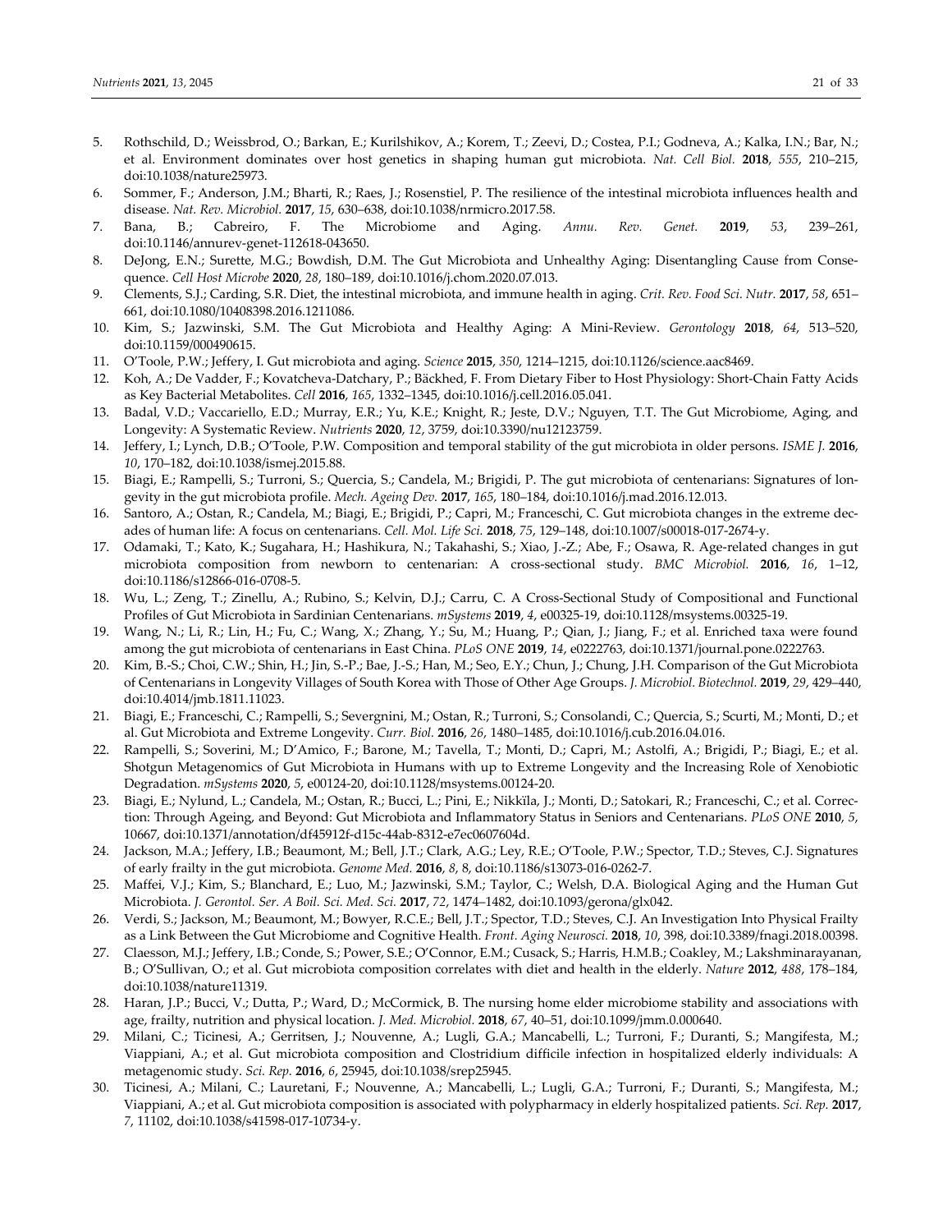5. Rothschild, D.; Weissbrod, O.; Barkan, E.; Kurilshikov, A.; Korem, T.; Zeevi, D.; Costea, P.I.; Godneva, A.; Kalka, I.N.; Bar, N.; et al. Environment dominates over host genetics in shaping human gut microbiota. *Nat. Cell Biol.* **2018**, *555*, 210–215, doi:10.1038/nature25973.
6. Sommer, F.; Anderson, J.M.; Bharti, R.; Raes, J.; Rosenstiel, P. The resilience of the intestinal microbiota influences health and disease. *Nat. Rev. Microbiol.* **2017**, *15*, 630–638, doi:10.1038/nrmicro.2017.58.
7. Bana, B.; Cabreiro, F. The Microbiome and Aging. *Annu. Rev. Genet.* **2019**, *53*, 239–261, doi:10.1146/annurev-genet-112618-043650.
8. DeJong, E.N.; Surette, M.G.; Bowdish, D.M. The Gut Microbiota and Unhealthy Aging: Disentangling Cause from Consequence. *Cell Host Microbe* **2020**, *28*, 180–189, doi:10.1016/j.chom.2020.07.013.
9. Clements, S.J.; Carding, S.R. Diet, the intestinal microbiota, and immune health in aging. *Crit. Rev. Food Sci. Nutr.* **2017**, *58*, 651–661, doi:10.1080/10408398.2016.1211086.
10. Kim, S.; Jazwinski, S.M. The Gut Microbiota and Healthy Aging: A Mini-Review. *Gerontology* **2018**, *64*, 513–520, doi:10.1159/000490615.
11. O'Toole, P.W.; Jeffery, I. Gut microbiota and aging. *Science* **2015**, *350*, 1214–1215, doi:10.1126/science.aac8469.
12. Koh, A.; De Vadder, F.; Kovatcheva-Datchary, P.; Bäckhed, F. From Dietary Fiber to Host Physiology: Short-Chain Fatty Acids as Key Bacterial Metabolites. *Cell* **2016**, *165*, 1332–1345, doi:10.1016/j.cell.2016.05.041.
13. Badal, V.D.; Vaccariello, E.D.; Murray, E.R.; Yu, K.E.; Knight, R.; Jeste, D.V.; Nguyen, T.T. The Gut Microbiome, Aging, and Longevity: A Systematic Review. *Nutrients* **2020**, *12*, 3759, doi:10.3390/nu12123759.
14. Jeffery, I.; Lynch, D.B.; O'Toole, P.W. Composition and temporal stability of the gut microbiota in older persons. *ISME J.* **2016**, *10*, 170–182, doi:10.1038/ismej.2015.88.
15. Biagi, E.; Rampelli, S.; Turroni, S.; Quercia, S.; Candela, M.; Brigidi, P. The gut microbiota of centenarians: Signatures of longevity in the gut microbiota profile. *Mech. Ageing Dev.* **2017**, *165*, 180–184, doi:10.1016/j.mad.2016.12.013.
16. Santoro, A.; Ostan, R.; Candela, M.; Biagi, E.; Brigidi, P.; Capri, M.; Franceschi, C. Gut microbiota changes in the extreme decades of human life: A focus on centenarians. *Cell. Mol. Life Sci.* **2018**, *75*, 129–148, doi:10.1007/s00018-017-2674-y.
17. Odamaki, T.; Kato, K.; Sugahara, H.; Hashikura, N.; Takahashi, S.; Xiao, J.-Z.; Abe, F.; Osawa, R. Age-related changes in gut microbiota composition from newborn to centenarian: A cross-sectional study. *BMC Microbiol.* **2016**, *16*, 1–12, doi:10.1186/s12866-016-0708-5.
18. Wu, L.; Zeng, T.; Zinellu, A.; Rubino, S.; Kelvin, D.J.; Carru, C. A Cross-Sectional Study of Compositional and Functional Profiles of Gut Microbiota in Sardinian Centenarians. *mSystems* **2019**, *4*, e00325-19, doi:10.1128/msystems.00325-19.
19. Wang, N.; Li, R.; Lin, H.; Fu, C.; Wang, X.; Zhang, Y.; Su, M.; Huang, P.; Qian, J.; Jiang, F.; et al. Enriched taxa were found among the gut microbiota of centenarians in East China. *PLoS ONE* **2019**, *14*, e0222763, doi:10.1371/journal.pone.0222763.
20. Kim, B.-S.; Choi, C.W.; Shin, H.; Jin, S.-P.; Bae, J.-S.; Han, M.; Seo, E.Y.; Chun, J.; Chung, J.H. Comparison of the Gut Microbiota of Centenarians in Longevity Villages of South Korea with Those of Other Age Groups. *J. Microbiol. Biotechnol.* **2019**, *29*, 429–440, doi:10.4014/jmb.1811.11023.
21. Biagi, E.; Franceschi, C.; Rampelli, S.; Severgnini, M.; Ostan, R.; Turroni, S.; Consolandi, C.; Quercia, S.; Scurti, M.; Monti, D.; et al. Gut Microbiota and Extreme Longevity. *Curr. Biol.* **2016**, *26*, 1480–1485, doi:10.1016/j.cub.2016.04.016.
22. Rampelli, S.; Soverini, M.; D'Amico, F.; Barone, M.; Tavella, T.; Monti, D.; Capri, M.; Astolfi, A.; Brigidi, P.; Biagi, E.; et al. Shotgun Metagenomics of Gut Microbiota in Humans with up to Extreme Longevity and the Increasing Role of Xenobiotic Degradation. *mSystems* **2020**, *5*, e00124-20, doi:10.1128/msystems.00124-20.
23. Biagi, E.; Nylund, L.; Candela, M.; Ostan, R.; Bucci, L.; Pini, E.; Nikkïla, J.; Monti, D.; Satokari, R.; Franceschi, C.; et al. Correction: Through Ageing, and Beyond: Gut Microbiota and Inflammatory Status in Seniors and Centenarians. *PLoS ONE* **2010**, *5*, 10667, doi:10.1371/annotation/df45912f-d15c-44ab-8312-e7ec0607604d.
24. Jackson, M.A.; Jeffery, I.B.; Beaumont, M.; Bell, J.T.; Clark, A.G.; Ley, R.E.; O'Toole, P.W.; Spector, T.D.; Steves, C.J. Signatures of early frailty in the gut microbiota. *Genome Med.* **2016**, *8*, 8, doi:10.1186/s13073-016-0262-7.
25. Maffei, V.J.; Kim, S.; Blanchard, E.; Luo, M.; Jazwinski, S.M.; Taylor, C.; Welsh, D.A. Biological Aging and the Human Gut Microbiota. *J. Gerontol. Ser. A Boil. Sci. Med. Sci.* **2017**, *72*, 1474–1482, doi:10.1093/gerona/glx042.
26. Verdi, S.; Jackson, M.; Beaumont, M.; Bowyer, R.C.E.; Bell, J.T.; Spector, T.D.; Steves, C.J. An Investigation Into Physical Frailty as a Link Between the Gut Microbiome and Cognitive Health. *Front. Aging Neurosci.* **2018**, *10*, 398, doi:10.3389/fnagi.2018.00398.
27. Claesson, M.J.; Jeffery, I.B.; Conde, S.; Power, S.E.; O'Connor, E.M.; Cusack, S.; Harris, H.M.B.; Coakley, M.; Lakshminarayanan, B.; O'Sullivan, O.; et al. Gut microbiota composition correlates with diet and health in the elderly. *Nature* **2012**, *488*, 178–184, doi:10.1038/nature11319.
28. Haran, J.P.; Bucci, V.; Dutta, P.; Ward, D.; McCormick, B. The nursing home elder microbiome stability and associations with age, frailty, nutrition and physical location. *J. Med. Microbiol.* **2018**, *67*, 40–51, doi:10.1099/jmm.0.000640.
29. Milani, C.; Ticinesi, A.; Gerritsen, J.; Nouvenne, A.; Lugli, G.A.; Mancabelli, L.; Turroni, F.; Duranti, S.; Mangifesta, M.; Viappiani, A.; et al. Gut microbiota composition and Clostridium difficile infection in hospitalized elderly individuals: A metagenomic study. *Sci. Rep.* **2016**, *6*, 25945, doi:10.1038/srep25945.
30. Ticinesi, A.; Milani, C.; Lauretani, F.; Nouvenne, A.; Mancabelli, L.; Lugli, G.A.; Turroni, F.; Duranti, S.; Mangifesta, M.; Viappiani, A.; et al. Gut microbiota composition is associated with polypharmacy in elderly hospitalized patients. *Sci. Rep.* **2017**, *7*, 11102, doi:10.1038/s41598-017-10734-y.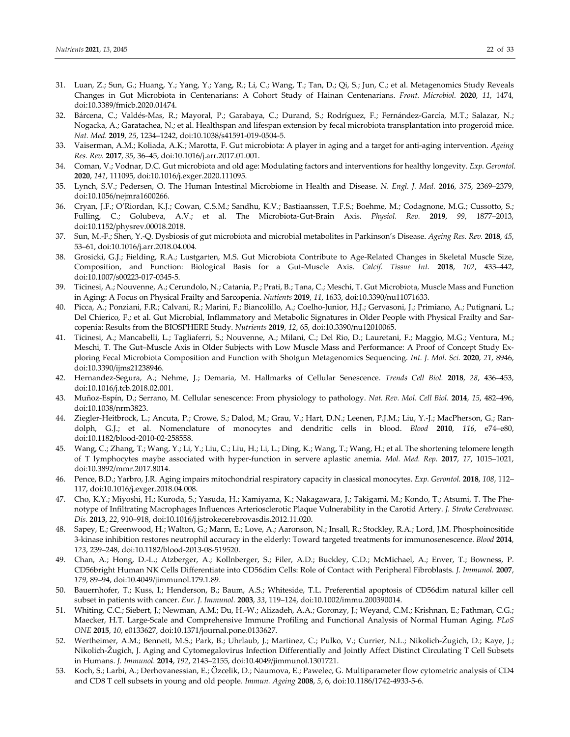31. Luan, Z.; Sun, G.; Huang, Y.; Yang, Y.; Yang, R.; Li, C.; Wang, T.; Tan, D.; Qi, S.; Jun, C.; et al. Metagenomics Study Reveals Changes in Gut Microbiota in Centenarians: A Cohort Study of Hainan Centenarians. *Front. Microbiol.* **2020**, *11*, 1474, doi:10.3389/fmicb.2020.01474.
32. Bárcena, C.; Valdés-Mas, R.; Mayoral, P.; Garabaya, C.; Durand, S.; Rodríguez, F.; Fernández-García, M.T.; Salazar, N.; Nogacka, A.; Garatachea, N.; et al. Healthspan and lifespan extension by fecal microbiota transplantation into progeroid mice. *Nat. Med.* **2019**, *25*, 1234–1242, doi:10.1038/s41591-019-0504-5.
33. Vaiserman, A.M.; Koliada, A.K.; Marotta, F. Gut microbiota: A player in aging and a target for anti-aging intervention. *Ageing Res. Rev.* **2017**, *35*, 36–45, doi:10.1016/j.arr.2017.01.001.
34. Coman, V.; Vodnar, D.C. Gut microbiota and old age: Modulating factors and interventions for healthy longevity. *Exp. Gerontol.* **2020**, *141*, 111095, doi:10.1016/j.exger.2020.111095.
35. Lynch, S.V.; Pedersen, O. The Human Intestinal Microbiome in Health and Disease. *N. Engl. J. Med.* **2016**, *375*, 2369–2379, doi:10.1056/nejmra1600266.
36. Cryan, J.F.; O'Riordan, K.J.; Cowan, C.S.M.; Sandhu, K.V.; Bastiaanssen, T.F.S.; Boehme, M.; Codagnone, M.G.; Cussotto, S.; Fulling, C.; Golubeva, A.V.; et al. The Microbiota-Gut-Brain Axis. *Physiol. Rev.* **2019**, *99*, 1877–2013, doi:10.1152/physrev.00018.2018.
37. Sun, M.-F.; Shen, Y.-Q. Dysbiosis of gut microbiota and microbial metabolites in Parkinson's Disease. *Ageing Res. Rev.* **2018**, *45*, 53–61, doi:10.1016/j.arr.2018.04.004.
38. Grosicki, G.J.; Fielding, R.A.; Lustgarten, M.S. Gut Microbiota Contribute to Age-Related Changes in Skeletal Muscle Size, Composition, and Function: Biological Basis for a Gut-Muscle Axis. *Calcif. Tissue Int.* **2018**, *102*, 433–442, doi:10.1007/s00223-017-0345-5.
39. Ticinesi, A.; Nouvenne, A.; Cerundolo, N.; Catania, P.; Prati, B.; Tana, C.; Meschi, T. Gut Microbiota, Muscle Mass and Function in Aging: A Focus on Physical Frailty and Sarcopenia. *Nutrients* **2019**, *11*, 1633, doi:10.3390/nu11071633.
40. Picca, A.; Ponziani, F.R.; Calvani, R.; Marini, F.; Biancolillo, A.; Coelho-Junior, H.J.; Gervasoni, J.; Primiano, A.; Putignani, L.; Del Chierico, F.; et al. Gut Microbial, Inflammatory and Metabolic Signatures in Older People with Physical Frailty and Sarcopenia: Results from the BIOSPHERE Study. *Nutrients* **2019**, *12*, 65, doi:10.3390/nu12010065.
41. Ticinesi, A.; Mancabelli, L.; Tagliaferri, S.; Nouvenne, A.; Milani, C.; Del Rio, D.; Lauretani, F.; Maggio, M.G.; Ventura, M.; Meschi, T. The Gut–Muscle Axis in Older Subjects with Low Muscle Mass and Performance: A Proof of Concept Study Exploring Fecal Microbiota Composition and Function with Shotgun Metagenomics Sequencing. *Int. J. Mol. Sci.* **2020**, *21*, 8946, doi:10.3390/ijms21238946.
42. Hernandez-Segura, A.; Nehme, J.; Demaria, M. Hallmarks of Cellular Senescence. *Trends Cell Biol.* **2018**, *28*, 436–453, doi:10.1016/j.tcb.2018.02.001.
43. Muñoz-Espín, D.; Serrano, M. Cellular senescence: From physiology to pathology. *Nat. Rev. Mol. Cell Biol.* **2014**, *15*, 482–496, doi:10.1038/nrm3823.
44. Ziegler-Heitbrock, L.; Ancuta, P.; Crowe, S.; Dalod, M.; Grau, V.; Hart, D.N.; Leenen, P.J.M.; Liu, Y.-J.; MacPherson, G.; Randolph, G.J.; et al. Nomenclature of monocytes and dendritic cells in blood. *Blood* **2010**, *116*, e74–e80, doi:10.1182/blood-2010-02-258558.
45. Wang, C.; Zhang, T.; Wang, Y.; Li, Y.; Liu, C.; Liu, H.; Li, L.; Ding, K.; Wang, T.; Wang, H.; et al. The shortening telomere length of T lymphocytes maybe associated with hyper-function in servere aplastic anemia. *Mol. Med. Rep.* **2017**, *17*, 1015–1021, doi:10.3892/mmr.2017.8014.
46. Pence, B.D.; Yarbro, J.R. Aging impairs mitochondrial respiratory capacity in classical monocytes. *Exp. Gerontol.* **2018**, *108*, 112–117, doi:10.1016/j.exger.2018.04.008.
47. Cho, K.Y.; Miyoshi, H.; Kuroda, S.; Yasuda, H.; Kamiyama, K.; Nakagawara, J.; Takigami, M.; Kondo, T.; Atsumi, T. The Phenotype of Infiltrating Macrophages Influences Arteriosclerotic Plaque Vulnerability in the Carotid Artery. *J. Stroke Cerebrovasc. Dis.* **2013**, *22*, 910–918, doi:10.1016/j.jstrokecerebrovasdis.2012.11.020.
48. Sapey, E.; Greenwood, H.; Walton, G.; Mann, E.; Love, A.; Aaronson, N.; Insall, R.; Stockley, R.A.; Lord, J.M. Phosphoinositide 3-kinase inhibition restores neutrophil accuracy in the elderly: Toward targeted treatments for immunosenescence. *Blood* **2014**, *123*, 239–248, doi:10.1182/blood-2013-08-519520.
49. Chan, A.; Hong, D.-L.; Atzberger, A.; Kollnberger, S.; Filer, A.D.; Buckley, C.D.; McMichael, A.; Enver, T.; Bowness, P. CD56bright Human NK Cells Differentiate into CD56dim Cells: Role of Contact with Peripheral Fibroblasts. *J. Immunol.* **2007**, *179*, 89–94, doi:10.4049/jimmunol.179.1.89.
50. Bauernhofer, T.; Kuss, I.; Henderson, B.; Baum, A.S.; Whiteside, T.L. Preferential apoptosis of CD56dim natural killer cell subset in patients with cancer. *Eur. J. Immunol.* **2003**, *33*, 119–124, doi:10.1002/immu.200390014.
51. Whiting, C.C.; Siebert, J.; Newman, A.M.; Du, H.-W.; Alizadeh, A.A.; Goronzy, J.; Weyand, C.M.; Krishnan, E.; Fathman, C.G.; Maecker, H.T. Large-Scale and Comprehensive Immune Profiling and Functional Analysis of Normal Human Aging. *PLoS ONE* **2015**, *10*, e0133627, doi:10.1371/journal.pone.0133627.
52. Wertheimer, A.M.; Bennett, M.S.; Park, B.; Uhrlaub, J.; Martinez, C.; Pulko, V.; Currier, N.L.; Nikolich-Žugich, D.; Kaye, J.; Nikolich-Žugich, J. Aging and Cytomegalovirus Infection Differentially and Jointly Affect Distinct Circulating T Cell Subsets in Humans. *J. Immunol.* **2014**, *192*, 2143–2155, doi:10.4049/jimmunol.1301721.
53. Koch, S.; Larbi, A.; Derhovanessian, E.; Özcelik, D.; Naumova, E.; Pawelec, G. Multiparameter flow cytometric analysis of CD4 and CD8 T cell subsets in young and old people. *Immun. Ageing* **2008**, *5*, 6, doi:10.1186/1742-4933-5-6.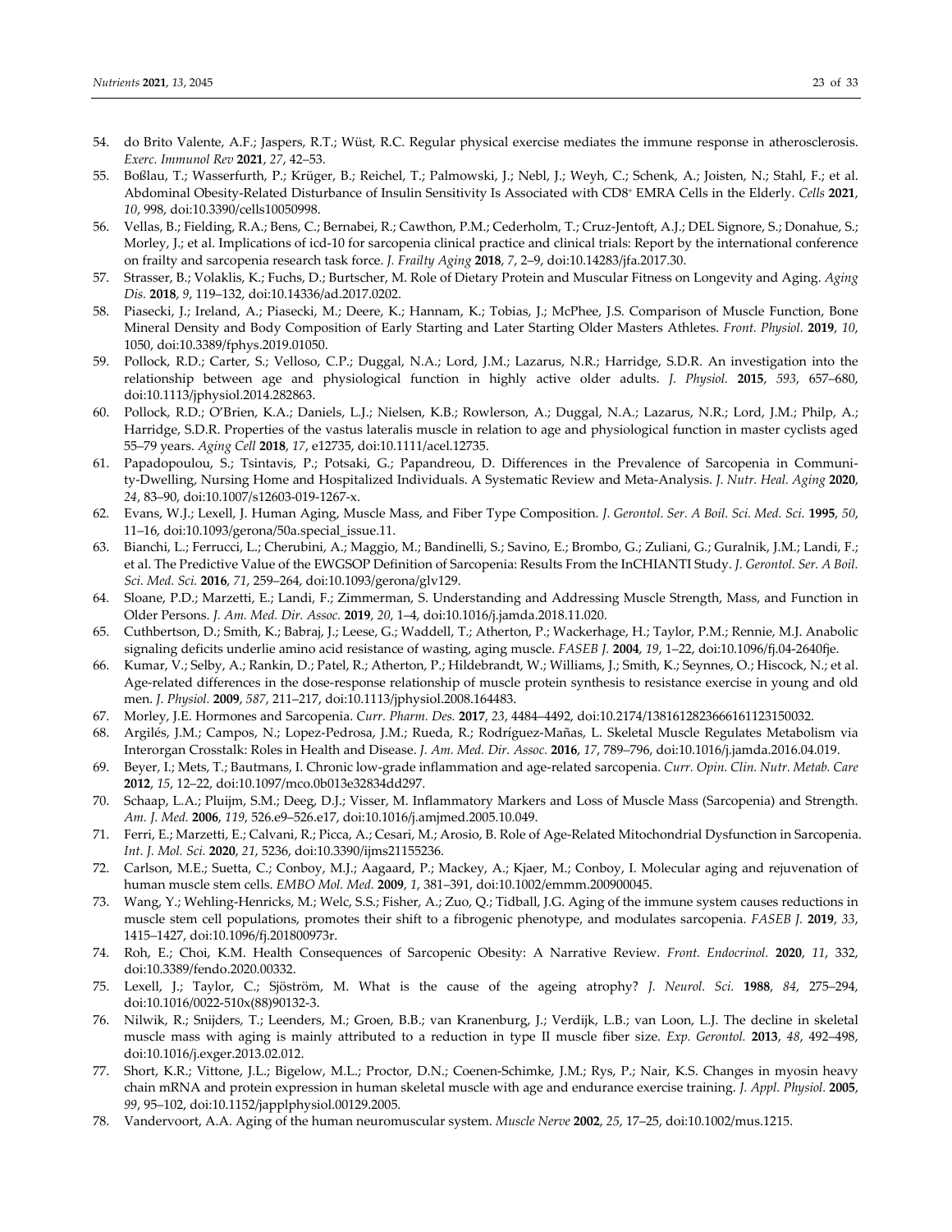54. do Brito Valente, A.F.; Jaspers, R.T.; Wüst, R.C. Regular physical exercise mediates the immune response in atherosclerosis. *Exerc. Immunol Rev* **2021**, *27*, 42–53.
55. Boßlau, T.; Wasserfurth, P.; Krüger, B.; Reichel, T.; Palmowski, J.; Nebl, J.; Weyh, C.; Schenk, A.; Joisten, N.; Stahl, F.; et al. Abdominal Obesity-Related Disturbance of Insulin Sensitivity Is Associated with CD8+ EMRA Cells in the Elderly. *Cells* **2021**, *10*, 998, doi:10.3390/cells10050998.
56. Vellas, B.; Fielding, R.A.; Bens, C.; Bernabei, R.; Cawthon, P.M.; Cederholm, T.; Cruz-Jentoft, A.J.; DEL Signore, S.; Donahue, S.; Morley, J.; et al. Implications of icd-10 for sarcopenia clinical practice and clinical trials: Report by the international conference on frailty and sarcopenia research task force. *J. Frailty Aging* **2018**, *7*, 2–9, doi:10.14283/jfa.2017.30.
57. Strasser, B.; Volaklis, K.; Fuchs, D.; Burtscher, M. Role of Dietary Protein and Muscular Fitness on Longevity and Aging. *Aging Dis.* **2018**, *9*, 119–132, doi:10.14336/ad.2017.0202.
58. Piasecki, J.; Ireland, A.; Piasecki, M.; Deere, K.; Hannam, K.; Tobias, J.; McPhee, J.S. Comparison of Muscle Function, Bone Mineral Density and Body Composition of Early Starting and Later Starting Older Masters Athletes. *Front. Physiol.* **2019**, *10*, 1050, doi:10.3389/fphys.2019.01050.
59. Pollock, R.D.; Carter, S.; Velloso, C.P.; Duggal, N.A.; Lord, J.M.; Lazarus, N.R.; Harridge, S.D.R. An investigation into the relationship between age and physiological function in highly active older adults. *J. Physiol.* **2015**, *593*, 657–680, doi:10.1113/jphysiol.2014.282863.
60. Pollock, R.D.; O'Brien, K.A.; Daniels, L.J.; Nielsen, K.B.; Rowlerson, A.; Duggal, N.A.; Lazarus, N.R.; Lord, J.M.; Philp, A.; Harridge, S.D.R. Properties of the vastus lateralis muscle in relation to age and physiological function in master cyclists aged 55–79 years. *Aging Cell* **2018**, *17*, e12735, doi:10.1111/acel.12735.
61. Papadopoulou, S.; Tsintavis, P.; Potsaki, G.; Papandreou, D. Differences in the Prevalence of Sarcopenia in Community-Dwelling, Nursing Home and Hospitalized Individuals. A Systematic Review and Meta-Analysis. *J. Nutr. Heal. Aging* **2020**, *24*, 83–90, doi:10.1007/s12603-019-1267-x.
62. Evans, W.J.; Lexell, J. Human Aging, Muscle Mass, and Fiber Type Composition. *J. Gerontol. Ser. A Boil. Sci. Med. Sci.* **1995**, *50*, 11–16, doi:10.1093/gerona/50a.special_issue.11.
63. Bianchi, L.; Ferrucci, L.; Cherubini, A.; Maggio, M.; Bandinelli, S.; Savino, E.; Brombo, G.; Zuliani, G.; Guralnik, J.M.; Landi, F.; et al. The Predictive Value of the EWGSOP Definition of Sarcopenia: Results From the InCHIANTI Study. *J. Gerontol. Ser. A Boil. Sci. Med. Sci.* **2016**, *71*, 259–264, doi:10.1093/gerona/glv129.
64. Sloane, P.D.; Marzetti, E.; Landi, F.; Zimmerman, S. Understanding and Addressing Muscle Strength, Mass, and Function in Older Persons. *J. Am. Med. Dir. Assoc.* **2019**, *20*, 1–4, doi:10.1016/j.jamda.2018.11.020.
65. Cuthbertson, D.; Smith, K.; Babraj, J.; Leese, G.; Waddell, T.; Atherton, P.; Wackerhage, H.; Taylor, P.M.; Rennie, M.J. Anabolic signaling deficits underlie amino acid resistance of wasting, aging muscle. *FASEB J.* **2004**, *19*, 1–22, doi:10.1096/fj.04-2640fje.
66. Kumar, V.; Selby, A.; Rankin, D.; Patel, R.; Atherton, P.; Hildebrandt, W.; Williams, J.; Smith, K.; Seynnes, O.; Hiscock, N.; et al. Age-related differences in the dose-response relationship of muscle protein synthesis to resistance exercise in young and old men. *J. Physiol.* **2009**, *587*, 211–217, doi:10.1113/jphysiol.2008.164483.
67. Morley, J.E. Hormones and Sarcopenia. *Curr. Pharm. Des.* **2017**, *23*, 4484–4492, doi:10.2174/1381612823666161123150032.
68. Argilés, J.M.; Campos, N.; Lopez-Pedrosa, J.M.; Rueda, R.; Rodríguez-Mañas, L. Skeletal Muscle Regulates Metabolism via Interorgan Crosstalk: Roles in Health and Disease. *J. Am. Med. Dir. Assoc.* **2016**, *17*, 789–796, doi:10.1016/j.jamda.2016.04.019.
69. Beyer, I.; Mets, T.; Bautmans, I. Chronic low-grade inflammation and age-related sarcopenia. *Curr. Opin. Clin. Nutr. Metab. Care* **2012**, *15*, 12–22, doi:10.1097/mco.0b013e32834dd297.
70. Schaap, L.A.; Pluijm, S.M.; Deeg, D.J.; Visser, M. Inflammatory Markers and Loss of Muscle Mass (Sarcopenia) and Strength. *Am. J. Med.* **2006**, *119*, 526.e9–526.e17, doi:10.1016/j.amjmed.2005.10.049.
71. Ferri, E.; Marzetti, E.; Calvani, R.; Picca, A.; Cesari, M.; Arosio, B. Role of Age-Related Mitochondrial Dysfunction in Sarcopenia. *Int. J. Mol. Sci.* **2020**, *21*, 5236, doi:10.3390/ijms21155236.
72. Carlson, M.E.; Suetta, C.; Conboy, M.J.; Aagaard, P.; Mackey, A.; Kjaer, M.; Conboy, I. Molecular aging and rejuvenation of human muscle stem cells. *EMBO Mol. Med.* **2009**, *1*, 381–391, doi:10.1002/emmm.200900045.
73. Wang, Y.; Wehling-Henricks, M.; Welc, S.S.; Fisher, A.; Zuo, Q.; Tidball, J.G. Aging of the immune system causes reductions in muscle stem cell populations, promotes their shift to a fibrogenic phenotype, and modulates sarcopenia. *FASEB J.* **2019**, *33*, 1415–1427, doi:10.1096/fj.201800973r.
74. Roh, E.; Choi, K.M. Health Consequences of Sarcopenic Obesity: A Narrative Review. *Front. Endocrinol.* **2020**, *11*, 332, doi:10.3389/fendo.2020.00332.
75. Lexell, J.; Taylor, C.; Sjöström, M. What is the cause of the ageing atrophy? *J. Neurol. Sci.* **1988**, *84*, 275–294, doi:10.1016/0022-510x(88)90132-3.
76. Nilwik, R.; Snijders, T.; Leenders, M.; Groen, B.B.; van Kranenburg, J.; Verdijk, L.B.; van Loon, L.J. The decline in skeletal muscle mass with aging is mainly attributed to a reduction in type II muscle fiber size. *Exp. Gerontol.* **2013**, *48*, 492–498, doi:10.1016/j.exger.2013.02.012.
77. Short, K.R.; Vittone, J.L.; Bigelow, M.L.; Proctor, D.N.; Coenen-Schimke, J.M.; Rys, P.; Nair, K.S. Changes in myosin heavy chain mRNA and protein expression in human skeletal muscle with age and endurance exercise training. *J. Appl. Physiol.* **2005**, *99*, 95–102, doi:10.1152/japplphysiol.00129.2005.
78. Vandervoort, A.A. Aging of the human neuromuscular system. *Muscle Nerve* **2002**, *25*, 17–25, doi:10.1002/mus.1215.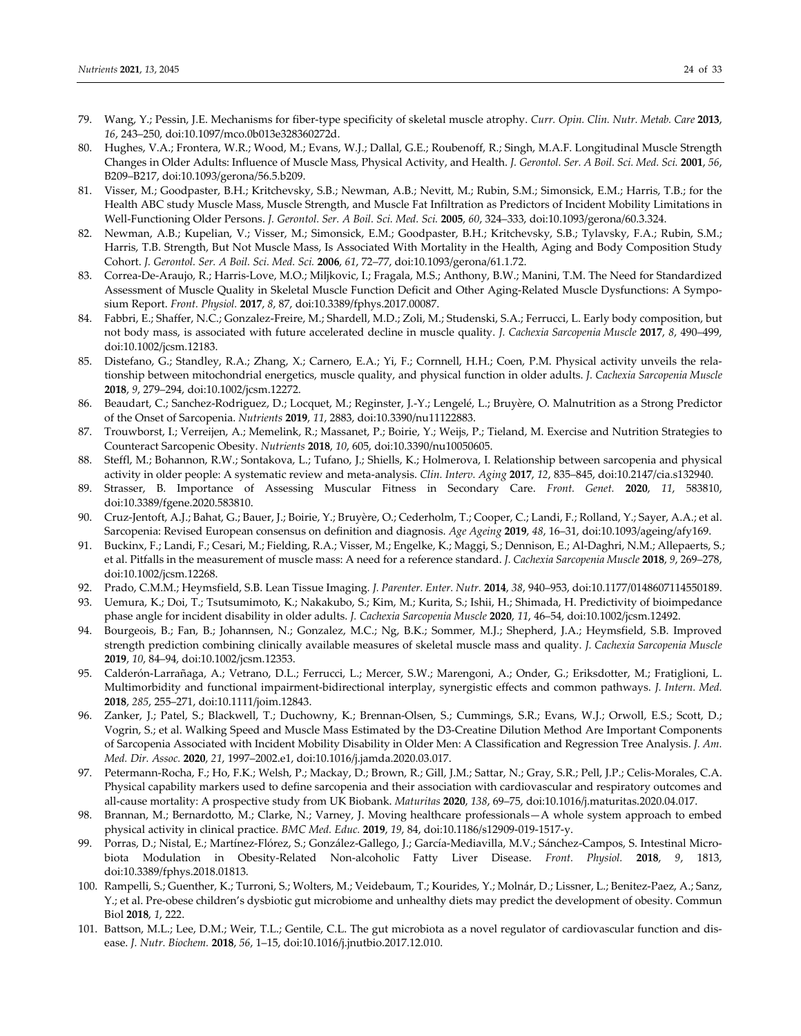79. Wang, Y.; Pessin, J.E. Mechanisms for fiber-type specificity of skeletal muscle atrophy. *Curr. Opin. Clin. Nutr. Metab. Care* **2013**, *16*, 243–250, doi:10.1097/mco.0b013e328360272d.
80. Hughes, V.A.; Frontera, W.R.; Wood, M.; Evans, W.J.; Dallal, G.E.; Roubenoff, R.; Singh, M.A.F. Longitudinal Muscle Strength Changes in Older Adults: Influence of Muscle Mass, Physical Activity, and Health. *J. Gerontol. Ser. A Boil. Sci. Med. Sci.* **2001**, *56*, B209–B217, doi:10.1093/gerona/56.5.b209.
81. Visser, M.; Goodpaster, B.H.; Kritchevsky, S.B.; Newman, A.B.; Nevitt, M.; Rubin, S.M.; Simonsick, E.M.; Harris, T.B.; for the Health ABC study Muscle Mass, Muscle Strength, and Muscle Fat Infiltration as Predictors of Incident Mobility Limitations in Well-Functioning Older Persons. *J. Gerontol. Ser. A Boil. Sci. Med. Sci.* **2005**, *60*, 324–333, doi:10.1093/gerona/60.3.324.
82. Newman, A.B.; Kupelian, V.; Visser, M.; Simonsick, E.M.; Goodpaster, B.H.; Kritchevsky, S.B.; Tylavsky, F.A.; Rubin, S.M.; Harris, T.B. Strength, But Not Muscle Mass, Is Associated With Mortality in the Health, Aging and Body Composition Study Cohort. *J. Gerontol. Ser. A Boil. Sci. Med. Sci.* **2006**, *61*, 72–77, doi:10.1093/gerona/61.1.72.
83. Correa-De-Araujo, R.; Harris-Love, M.O.; Miljkovic, I.; Fragala, M.S.; Anthony, B.W.; Manini, T.M. The Need for Standardized Assessment of Muscle Quality in Skeletal Muscle Function Deficit and Other Aging-Related Muscle Dysfunctions: A Symposium Report. *Front. Physiol.* **2017**, *8*, 87, doi:10.3389/fphys.2017.00087.
84. Fabbri, E.; Shaffer, N.C.; Gonzalez-Freire, M.; Shardell, M.D.; Zoli, M.; Studenski, S.A.; Ferrucci, L. Early body composition, but not body mass, is associated with future accelerated decline in muscle quality. *J. Cachexia Sarcopenia Muscle* **2017**, *8*, 490–499, doi:10.1002/jcsm.12183.
85. Distefano, G.; Standley, R.A.; Zhang, X.; Carnero, E.A.; Yi, F.; Cornnell, H.H.; Coen, P.M. Physical activity unveils the relationship between mitochondrial energetics, muscle quality, and physical function in older adults. *J. Cachexia Sarcopenia Muscle* **2018**, *9*, 279–294, doi:10.1002/jcsm.12272.
86. Beaudart, C.; Sanchez-Rodriguez, D.; Locquet, M.; Reginster, J.-Y.; Lengelé, L.; Bruyère, O. Malnutrition as a Strong Predictor of the Onset of Sarcopenia. *Nutrients* **2019**, *11*, 2883, doi:10.3390/nu11122883.
87. Trouwborst, I.; Verreijen, A.; Memelink, R.; Massanet, P.; Boirie, Y.; Weijs, P.; Tieland, M. Exercise and Nutrition Strategies to Counteract Sarcopenic Obesity. *Nutrients* **2018**, *10*, 605, doi:10.3390/nu10050605.
88. Steffl, M.; Bohannon, R.W.; Sontakova, L.; Tufano, J.; Shiells, K.; Holmerova, I. Relationship between sarcopenia and physical activity in older people: A systematic review and meta-analysis. *Clin. Interv. Aging* **2017**, *12*, 835–845, doi:10.2147/cia.s132940.
89. Strasser, B. Importance of Assessing Muscular Fitness in Secondary Care. *Front. Genet.* **2020**, *11*, 583810, doi:10.3389/fgene.2020.583810.
90. Cruz-Jentoft, A.J.; Bahat, G.; Bauer, J.; Boirie, Y.; Bruyère, O.; Cederholm, T.; Cooper, C.; Landi, F.; Rolland, Y.; Sayer, A.A.; et al. Sarcopenia: Revised European consensus on definition and diagnosis. *Age Ageing* **2019**, *48*, 16–31, doi:10.1093/ageing/afy169.
91. Buckinx, F.; Landi, F.; Cesari, M.; Fielding, R.A.; Visser, M.; Engelke, K.; Maggi, S.; Dennison, E.; Al-Daghri, N.M.; Allepaerts, S.; et al. Pitfalls in the measurement of muscle mass: A need for a reference standard. *J. Cachexia Sarcopenia Muscle* **2018**, *9*, 269–278, doi:10.1002/jcsm.12268.
92. Prado, C.M.M.; Heymsfield, S.B. Lean Tissue Imaging. *J. Parenter. Enter. Nutr.* **2014**, *38*, 940–953, doi:10.1177/0148607114550189.
93. Uemura, K.; Doi, T.; Tsutsumimoto, K.; Nakakubo, S.; Kim, M.; Kurita, S.; Ishii, H.; Shimada, H. Predictivity of bioimpedance phase angle for incident disability in older adults. *J. Cachexia Sarcopenia Muscle* **2020**, *11*, 46–54, doi:10.1002/jcsm.12492.
94. Bourgeois, B.; Fan, B.; Johannsen, N.; Gonzalez, M.C.; Ng, B.K.; Sommer, M.J.; Shepherd, J.A.; Heymsfield, S.B. Improved strength prediction combining clinically available measures of skeletal muscle mass and quality. *J. Cachexia Sarcopenia Muscle* **2019**, *10*, 84–94, doi:10.1002/jcsm.12353.
95. Calderón-Larrañaga, A.; Vetrano, D.L.; Ferrucci, L.; Mercer, S.W.; Marengoni, A.; Onder, G.; Eriksdotter, M.; Fratiglioni, L. Multimorbidity and functional impairment-bidirectional interplay, synergistic effects and common pathways. *J. Intern. Med.* **2018**, *285*, 255–271, doi:10.1111/joim.12843.
96. Zanker, J.; Patel, S.; Blackwell, T.; Duchowny, K.; Brennan-Olsen, S.; Cummings, S.R.; Evans, W.J.; Orwoll, E.S.; Scott, D.; Vogrin, S.; et al. Walking Speed and Muscle Mass Estimated by the D3-Creatine Dilution Method Are Important Components of Sarcopenia Associated with Incident Mobility Disability in Older Men: A Classification and Regression Tree Analysis. *J. Am. Med. Dir. Assoc.* **2020**, *21*, 1997–2002.e1, doi:10.1016/j.jamda.2020.03.017.
97. Petermann-Rocha, F.; Ho, F.K.; Welsh, P.; Mackay, D.; Brown, R.; Gill, J.M.; Sattar, N.; Gray, S.R.; Pell, J.P.; Celis-Morales, C.A. Physical capability markers used to define sarcopenia and their association with cardiovascular and respiratory outcomes and all-cause mortality: A prospective study from UK Biobank. *Maturitas* **2020**, *138*, 69–75, doi:10.1016/j.maturitas.2020.04.017.
98. Brannan, M.; Bernardotto, M.; Clarke, N.; Varney, J. Moving healthcare professionals—A whole system approach to embed physical activity in clinical practice. *BMC Med. Educ.* **2019**, *19*, 84, doi:10.1186/s12909-019-1517-y.
99. Porras, D.; Nistal, E.; Martínez-Flórez, S.; González-Gallego, J.; García-Mediavilla, M.V.; Sánchez-Campos, S. Intestinal Microbiota Modulation in Obesity-Related Non-alcoholic Fatty Liver Disease. *Front. Physiol.* **2018**, *9*, 1813, doi:10.3389/fphys.2018.01813.
100. Rampelli, S.; Guenther, K.; Turroni, S.; Wolters, M.; Veidebaum, T.; Kourides, Y.; Molnár, D.; Lissner, L.; Benitez-Paez, A.; Sanz, Y.; et al. Pre-obese children's dysbiotic gut microbiome and unhealthy diets may predict the development of obesity. Commun Biol **2018**, *1*, 222.
101. Battson, M.L.; Lee, D.M.; Weir, T.L.; Gentile, C.L. The gut microbiota as a novel regulator of cardiovascular function and disease. *J. Nutr. Biochem.* **2018**, *56*, 1–15, doi:10.1016/j.jnutbio.2017.12.010.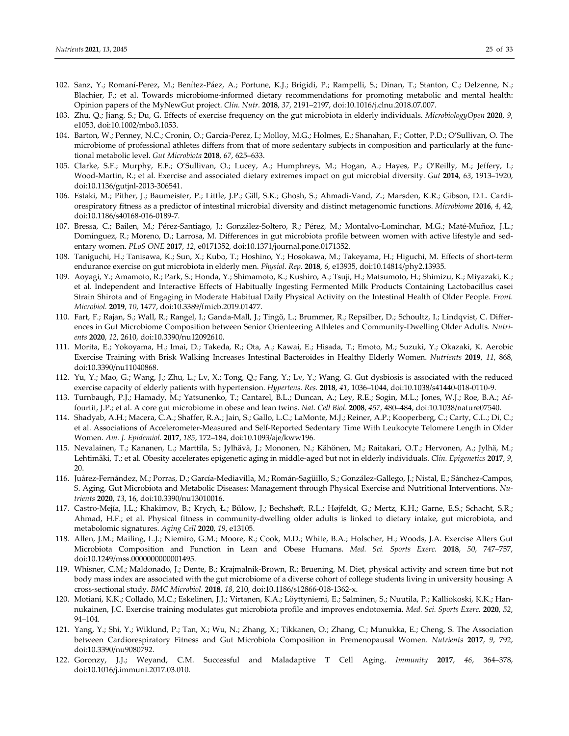102. Sanz, Y.; Romaní-Perez, M.; Benítez-Páez, A.; Portune, K.J.; Brigidi, P.; Rampelli, S.; Dinan, T.; Stanton, C.; Delzenne, N.; Blachier, F.; et al. Towards microbiome-informed dietary recommendations for promoting metabolic and mental health: Opinion papers of the MyNewGut project. *Clin. Nutr.* **2018**, *37*, 2191–2197, doi:10.1016/j.clnu.2018.07.007.
103. Zhu, Q.; Jiang, S.; Du, G. Effects of exercise frequency on the gut microbiota in elderly individuals. *MicrobiologyOpen* **2020**, *9*, e1053, doi:10.1002/mbo3.1053.
104. Barton, W.; Penney, N.C.; Cronin, O.; Garcia-Perez, I.; Molloy, M.G.; Holmes, E.; Shanahan, F.; Cotter, P.D.; O'Sullivan, O. The microbiome of professional athletes differs from that of more sedentary subjects in composition and particularly at the functional metabolic level. *Gut Microbiota* **2018**, *67*, 625–633.
105. Clarke, S.F.; Murphy, E.F.; O'Sullivan, O.; Lucey, A.; Humphreys, M.; Hogan, A.; Hayes, P.; O'Reilly, M.; Jeffery, I.; Wood-Martin, R.; et al. Exercise and associated dietary extremes impact on gut microbial diversity. *Gut* **2014**, *63*, 1913–1920, doi:10.1136/gutjnl-2013-306541.
106. Estaki, M.; Pither, J.; Baumeister, P.; Little, J.P.; Gill, S.K.; Ghosh, S.; Ahmadi-Vand, Z.; Marsden, K.R.; Gibson, D.L. Cardiorespiratory fitness as a predictor of intestinal microbial diversity and distinct metagenomic functions. *Microbiome* **2016**, *4*, 42, doi:10.1186/s40168-016-0189-7.
107. Bressa, C.; Bailen, M.; Pérez-Santiago, J.; González-Soltero, R.; Pérez, M.; Montalvo-Lominchar, M.G.; Maté-Muñoz, J.L.; Domínguez, R.; Moreno, D.; Larrosa, M. Differences in gut microbiota profile between women with active lifestyle and sedentary women. *PLoS ONE* **2017**, *12*, e0171352, doi:10.1371/journal.pone.0171352.
108. Taniguchi, H.; Tanisawa, K.; Sun, X.; Kubo, T.; Hoshino, Y.; Hosokawa, M.; Takeyama, H.; Higuchi, M. Effects of short-term endurance exercise on gut microbiota in elderly men. *Physiol. Rep.* **2018**, *6*, e13935, doi:10.14814/phy2.13935.
109. Aoyagi, Y.; Amamoto, R.; Park, S.; Honda, Y.; Shimamoto, K.; Kushiro, A.; Tsuji, H.; Matsumoto, H.; Shimizu, K.; Miyazaki, K.; et al. Independent and Interactive Effects of Habitually Ingesting Fermented Milk Products Containing Lactobacillus casei Strain Shirota and of Engaging in Moderate Habitual Daily Physical Activity on the Intestinal Health of Older People. *Front. Microbiol.* **2019**, *10*, 1477, doi:10.3389/fmicb.2019.01477.
110. Fart, F.; Rajan, S.; Wall, R.; Rangel, I.; Ganda-Mall, J.; Tingö, L.; Brummer, R.; Repsilber, D.; Schoultz, I.; Lindqvist, C. Differences in Gut Microbiome Composition between Senior Orienteering Athletes and Community-Dwelling Older Adults. *Nutrients* **2020**, *12*, 2610, doi:10.3390/nu12092610.
111. Morita, E.; Yokoyama, H.; Imai, D.; Takeda, R.; Ota, A.; Kawai, E.; Hisada, T.; Emoto, M.; Suzuki, Y.; Okazaki, K. Aerobic Exercise Training with Brisk Walking Increases Intestinal Bacteroides in Healthy Elderly Women. *Nutrients* **2019**, *11*, 868, doi:10.3390/nu11040868.
112. Yu, Y.; Mao, G.; Wang, J.; Zhu, L.; Lv, X.; Tong, Q.; Fang, Y.; Lv, Y.; Wang, G. Gut dysbiosis is associated with the reduced exercise capacity of elderly patients with hypertension. *Hypertens. Res.* **2018**, *41*, 1036–1044, doi:10.1038/s41440-018-0110-9.
113. Turnbaugh, P.J.; Hamady, M.; Yatsunenko, T.; Cantarel, B.L.; Duncan, A.; Ley, R.E.; Sogin, M.L.; Jones, W.J.; Roe, B.A.; Affourtit, J.P.; et al. A core gut microbiome in obese and lean twins. *Nat. Cell Biol.* **2008**, *457*, 480–484, doi:10.1038/nature07540.
114. Shadyab, A.H.; Macera, C.A.; Shaffer, R.A.; Jain, S.; Gallo, L.C.; LaMonte, M.J.; Reiner, A.P.; Kooperberg, C.; Carty, C.L.; Di, C.; et al. Associations of Accelerometer-Measured and Self-Reported Sedentary Time With Leukocyte Telomere Length in Older Women. *Am. J. Epidemiol.* **2017**, *185*, 172–184, doi:10.1093/aje/kww196.
115. Nevalainen, T.; Kananen, L.; Marttila, S.; Jylhävä, J.; Mononen, N.; Kähönen, M.; Raitakari, O.T.; Hervonen, A.; Jylhä, M.; Lehtimäki, T.; et al. Obesity accelerates epigenetic aging in middle-aged but not in elderly individuals. *Clin. Epigenetics* **2017**, *9*, 20.
116. Juárez-Fernández, M.; Porras, D.; García-Mediavilla, M.; Román-Sagüillo, S.; González-Gallego, J.; Nistal, E.; Sánchez-Campos, S. Aging, Gut Microbiota and Metabolic Diseases: Management through Physical Exercise and Nutritional Interventions. *Nutrients* **2020**, *13*, 16, doi:10.3390/nu13010016.
117. Castro-Mejía, J.L.; Khakimov, B.; Krych, Ł.; Bülow, J.; Bechshøft, R.L.; Højfeldt, G.; Mertz, K.H.; Garne, E.S.; Schacht, S.R.; Ahmad, H.F.; et al. Physical fitness in community-dwelling older adults is linked to dietary intake, gut microbiota, and metabolomic signatures. *Aging Cell* **2020**, *19*, e13105.
118. Allen, J.M.; Mailing, L.J.; Niemiro, G.M.; Moore, R.; Cook, M.D.; White, B.A.; Holscher, H.; Woods, J.A. Exercise Alters Gut Microbiota Composition and Function in Lean and Obese Humans. *Med. Sci. Sports Exerc.* **2018**, *50*, 747–757, doi:10.1249/mss.0000000000001495.
119. Whisner, C.M.; Maldonado, J.; Dente, B.; Krajmalnik-Brown, R.; Bruening, M. Diet, physical activity and screen time but not body mass index are associated with the gut microbiome of a diverse cohort of college students living in university housing: A cross-sectional study. *BMC Microbiol.* **2018**, *18*, 210, doi:10.1186/s12866-018-1362-x.
120. Motiani, K.K.; Collado, M.C.; Eskelinen, J.J.; Virtanen, K.A.; Löyttyniemi, E.; Salminen, S.; Nuutila, P.; Kalliokoski, K.K.; Hannukainen, J.C. Exercise training modulates gut microbiota profile and improves endotoxemia. *Med. Sci. Sports Exerc.* **2020**, *52*, 94–104.
121. Yang, Y.; Shi, Y.; Wiklund, P.; Tan, X.; Wu, N.; Zhang, X.; Tikkanen, O.; Zhang, C.; Munukka, E.; Cheng, S. The Association between Cardiorespiratory Fitness and Gut Microbiota Composition in Premenopausal Women. *Nutrients* **2017**, *9*, 792, doi:10.3390/nu9080792.
122. Goronzy, J.J.; Weyand, C.M. Successful and Maladaptive T Cell Aging. *Immunity* **2017**, *46*, 364–378, doi:10.1016/j.immuni.2017.03.010.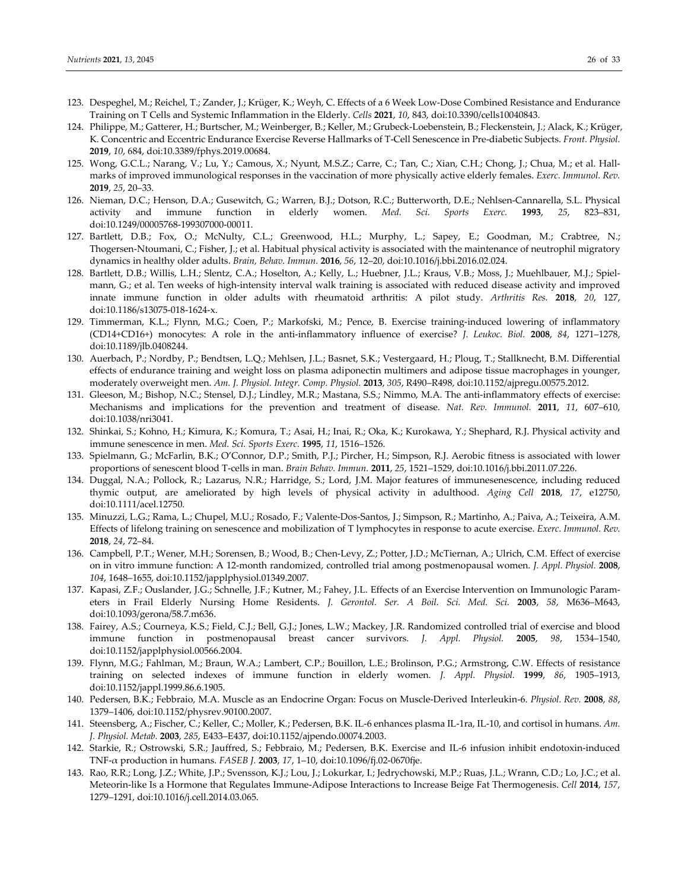123. Despeghel, M.; Reichel, T.; Zander, J.; Krüger, K.; Weyh, C. Effects of a 6 Week Low-Dose Combined Resistance and Endurance Training on T Cells and Systemic Inflammation in the Elderly. *Cells* **2021**, *10*, 843, doi:10.3390/cells10040843.
124. Philippe, M.; Gatterer, H.; Burtscher, M.; Weinberger, B.; Keller, M.; Grubeck-Loebenstein, B.; Fleckenstein, J.; Alack, K.; Krüger, K. Concentric and Eccentric Endurance Exercise Reverse Hallmarks of T-Cell Senescence in Pre-diabetic Subjects. *Front. Physiol.* **2019**, *10*, 684, doi:10.3389/fphys.2019.00684.
125. Wong, G.C.L.; Narang, V.; Lu, Y.; Camous, X.; Nyunt, M.S.Z.; Carre, C.; Tan, C.; Xian, C.H.; Chong, J.; Chua, M.; et al. Hallmarks of improved immunological responses in the vaccination of more physically active elderly females. *Exerc. Immunol. Rev.* **2019**, *25*, 20–33.
126. Nieman, D.C.; Henson, D.A.; Gusewitch, G.; Warren, B.J.; Dotson, R.C.; Butterworth, D.E.; Nehlsen-Cannarella, S.L. Physical activity and immune function in elderly women. *Med. Sci. Sports Exerc.* **1993**, *25*, 823–831, doi:10.1249/00005768-199307000-00011.
127. Bartlett, D.B.; Fox, O.; McNulty, C.L.; Greenwood, H.L.; Murphy, L.; Sapey, E.; Goodman, M.; Crabtree, N.; Thogersen-Ntoumani, C.; Fisher, J.; et al. Habitual physical activity is associated with the maintenance of neutrophil migratory dynamics in healthy older adults. *Brain, Behav. Immun.* **2016**, *56*, 12–20, doi:10.1016/j.bbi.2016.02.024.
128. Bartlett, D.B.; Willis, L.H.; Slentz, C.A.; Hoselton, A.; Kelly, L.; Huebner, J.L.; Kraus, V.B.; Moss, J.; Muehlbauer, M.J.; Spielmann, G.; et al. Ten weeks of high-intensity interval walk training is associated with reduced disease activity and improved innate immune function in older adults with rheumatoid arthritis: A pilot study. *Arthritis Res.* **2018**, *20*, 127, doi:10.1186/s13075-018-1624-x.
129. Timmerman, K.L.; Flynn, M.G.; Coen, P.; Markofski, M.; Pence, B. Exercise training-induced lowering of inflammatory (CD14+CD16+) monocytes: A role in the anti-inflammatory influence of exercise? *J. Leukoc. Biol.* **2008**, *84*, 1271–1278, doi:10.1189/jlb.0408244.
130. Auerbach, P.; Nordby, P.; Bendtsen, L.Q.; Mehlsen, J.L.; Basnet, S.K.; Vestergaard, H.; Ploug, T.; Stallknecht, B.M. Differential effects of endurance training and weight loss on plasma adiponectin multimers and adipose tissue macrophages in younger, moderately overweight men. *Am. J. Physiol. Integr. Comp. Physiol.* **2013**, *305*, R490–R498, doi:10.1152/ajpregu.00575.2012.
131. Gleeson, M.; Bishop, N.C.; Stensel, D.J.; Lindley, M.R.; Mastana, S.S.; Nimmo, M.A. The anti-inflammatory effects of exercise: Mechanisms and implications for the prevention and treatment of disease. *Nat. Rev. Immunol.* **2011**, *11*, 607–610, doi:10.1038/nri3041.
132. Shinkai, S.; Kohno, H.; Kimura, K.; Komura, T.; Asai, H.; Inai, R.; Oka, K.; Kurokawa, Y.; Shephard, R.J. Physical activity and immune senescence in men. *Med. Sci. Sports Exerc.* **1995**, *11*, 1516–1526.
133. Spielmann, G.; McFarlin, B.K.; O'Connor, D.P.; Smith, P.J.; Pircher, H.; Simpson, R.J. Aerobic fitness is associated with lower proportions of senescent blood T-cells in man. *Brain Behav. Immun.* **2011**, *25*, 1521–1529, doi:10.1016/j.bbi.2011.07.226.
134. Duggal, N.A.; Pollock, R.; Lazarus, N.R.; Harridge, S.; Lord, J.M. Major features of immunesenescence, including reduced thymic output, are ameliorated by high levels of physical activity in adulthood. *Aging Cell* **2018**, *17*, e12750, doi:10.1111/acel.12750.
135. Minuzzi, L.G.; Rama, L.; Chupel, M.U.; Rosado, F.; Valente-Dos-Santos, J.; Simpson, R.; Martinho, A.; Paiva, A.; Teixeira, A.M. Effects of lifelong training on senescence and mobilization of T lymphocytes in response to acute exercise. *Exerc. Immunol. Rev.* **2018**, *24*, 72–84.
136. Campbell, P.T.; Wener, M.H.; Sorensen, B.; Wood, B.; Chen-Levy, Z.; Potter, J.D.; McTiernan, A.; Ulrich, C.M. Effect of exercise on in vitro immune function: A 12-month randomized, controlled trial among postmenopausal women. *J. Appl. Physiol.* **2008**, *104*, 1648–1655, doi:10.1152/japplphysiol.01349.2007.
137. Kapasi, Z.F.; Ouslander, J.G.; Schnelle, J.F.; Kutner, M.; Fahey, J.L. Effects of an Exercise Intervention on Immunologic Parameters in Frail Elderly Nursing Home Residents. *J. Gerontol. Ser. A Boil. Sci. Med. Sci.* **2003**, *58*, M636–M643, doi:10.1093/gerona/58.7.m636.
138. Fairey, A.S.; Courneya, K.S.; Field, C.J.; Bell, G.J.; Jones, L.W.; Mackey, J.R. Randomized controlled trial of exercise and blood immune function in postmenopausal breast cancer survivors. *J. Appl. Physiol.* **2005**, *98*, 1534–1540, doi:10.1152/japplphysiol.00566.2004.
139. Flynn, M.G.; Fahlman, M.; Braun, W.A.; Lambert, C.P.; Bouillon, L.E.; Brolinson, P.G.; Armstrong, C.W. Effects of resistance training on selected indexes of immune function in elderly women. *J. Appl. Physiol.* **1999**, *86*, 1905–1913, doi:10.1152/jappl.1999.86.6.1905.
140. Pedersen, B.K.; Febbraio, M.A. Muscle as an Endocrine Organ: Focus on Muscle-Derived Interleukin-6. *Physiol. Rev.* **2008**, *88*, 1379–1406, doi:10.1152/physrev.90100.2007.
141. Steensberg, A.; Fischer, C.; Keller, C.; Moller, K.; Pedersen, B.K. IL-6 enhances plasma IL-1ra, IL-10, and cortisol in humans. *Am. J. Physiol. Metab.* **2003**, *285*, E433–E437, doi:10.1152/ajpendo.00074.2003.
142. Starkie, R.; Ostrowski, S.R.; Jauffred, S.; Febbraio, M.; Pedersen, B.K. Exercise and IL-6 infusion inhibit endotoxin-induced TNF-α production in humans. *FASEB J.* **2003**, *17*, 1–10, doi:10.1096/fj.02-0670fje.
143. Rao, R.R.; Long, J.Z.; White, J.P.; Svensson, K.J.; Lou, J.; Lokurkar, I.; Jedrychowski, M.P.; Ruas, J.L.; Wrann, C.D.; Lo, J.C.; et al. Meteorin-like Is a Hormone that Regulates Immune-Adipose Interactions to Increase Beige Fat Thermogenesis. *Cell* **2014**, *157*, 1279–1291, doi:10.1016/j.cell.2014.03.065.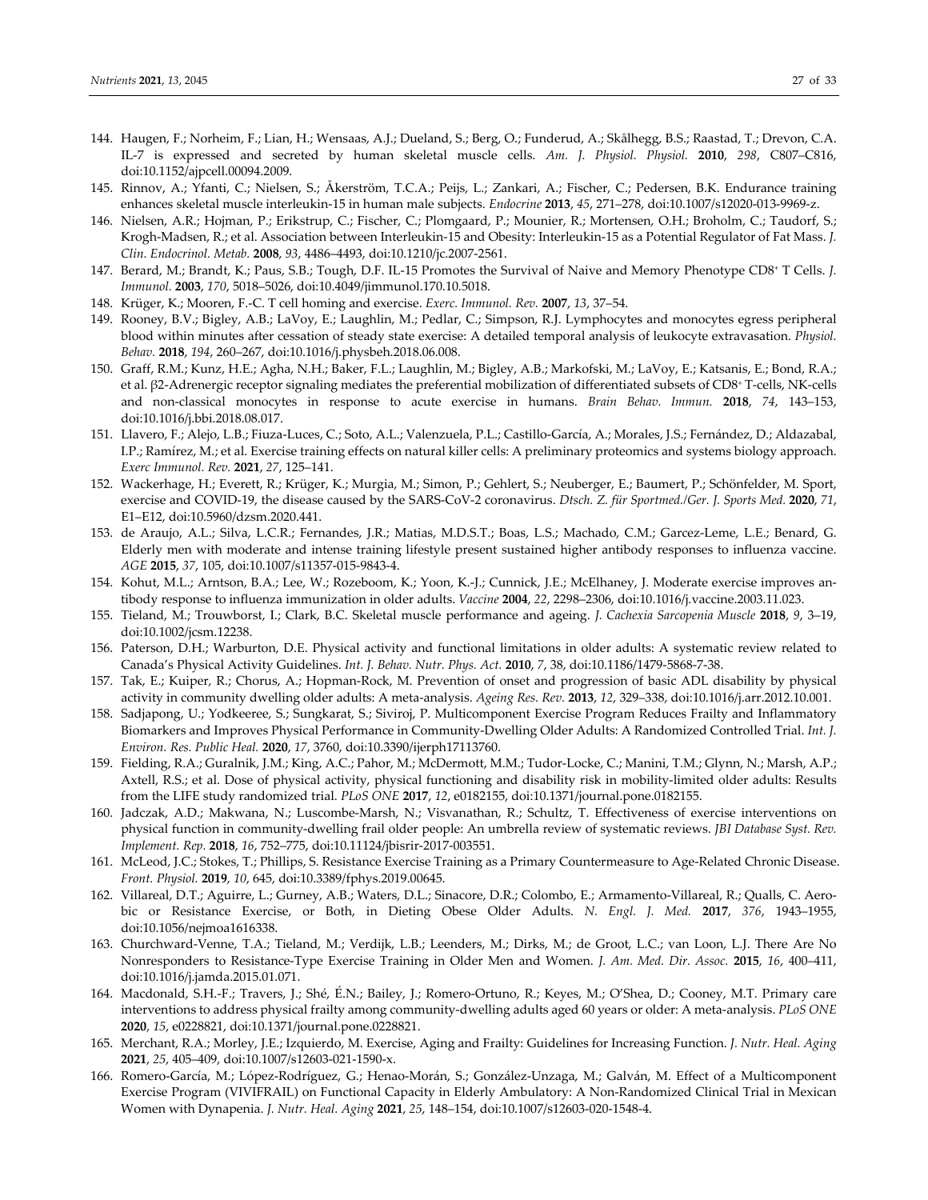144. Haugen, F.; Norheim, F.; Lian, H.; Wensaas, A.J.; Dueland, S.; Berg, O.; Funderud, A.; Skålhegg, B.S.; Raastad, T.; Drevon, C.A. IL-7 is expressed and secreted by human skeletal muscle cells. *Am. J. Physiol. Physiol.* **2010**, *298*, C807–C816, doi:10.1152/ajpcell.00094.2009.
145. Rinnov, A.; Yfanti, C.; Nielsen, S.; Åkerström, T.C.A.; Peijs, L.; Zankari, A.; Fischer, C.; Pedersen, B.K. Endurance training enhances skeletal muscle interleukin-15 in human male subjects. *Endocrine* **2013**, *45*, 271–278, doi:10.1007/s12020-013-9969-z.
146. Nielsen, A.R.; Hojman, P.; Erikstrup, C.; Fischer, C.; Plomgaard, P.; Mounier, R.; Mortensen, O.H.; Broholm, C.; Taudorf, S.; Krogh-Madsen, R.; et al. Association between Interleukin-15 and Obesity: Interleukin-15 as a Potential Regulator of Fat Mass. *J. Clin. Endocrinol. Metab.* **2008**, *93*, 4486–4493, doi:10.1210/jc.2007-2561.
147. Berard, M.; Brandt, K.; Paus, S.B.; Tough, D.F. IL-15 Promotes the Survival of Naive and Memory Phenotype CD8⁺ T Cells. *J. Immunol.* **2003**, *170*, 5018–5026, doi:10.4049/jimmunol.170.10.5018.
148. Krüger, K.; Mooren, F.-C. T cell homing and exercise. *Exerc. Immunol. Rev.* **2007**, *13*, 37–54.
149. Rooney, B.V.; Bigley, A.B.; LaVoy, E.; Laughlin, M.; Pedlar, C.; Simpson, R.J. Lymphocytes and monocytes egress peripheral blood within minutes after cessation of steady state exercise: A detailed temporal analysis of leukocyte extravasation. *Physiol. Behav.* **2018**, *194*, 260–267, doi:10.1016/j.physbeh.2018.06.008.
150. Graff, R.M.; Kunz, H.E.; Agha, N.H.; Baker, F.L.; Laughlin, M.; Bigley, A.B.; Markofski, M.; LaVoy, E.; Katsanis, E.; Bond, R.A.; et al. β2-Adrenergic receptor signaling mediates the preferential mobilization of differentiated subsets of CD8⁺ T-cells, NK-cells and non-classical monocytes in response to acute exercise in humans. *Brain Behav. Immun.* **2018**, *74*, 143–153, doi:10.1016/j.bbi.2018.08.017.
151. Llavero, F.; Alejo, L.B.; Fiuza-Luces, C.; Soto, A.L.; Valenzuela, P.L.; Castillo-García, A.; Morales, J.S.; Fernández, D.; Aldazabal, I.P.; Ramírez, M.; et al. Exercise training effects on natural killer cells: A preliminary proteomics and systems biology approach. *Exerc Immunol. Rev.* **2021**, *27*, 125–141.
152. Wackerhage, H.; Everett, R.; Krüger, K.; Murgia, M.; Simon, P.; Gehlert, S.; Neuberger, E.; Baumert, P.; Schönfelder, M. Sport, exercise and COVID-19, the disease caused by the SARS-CoV-2 coronavirus. *Dtsch. Z. für Sportmed./Ger. J. Sports Med.* **2020**, *71*, E1–E12, doi:10.5960/dzsm.2020.441.
153. de Araujo, A.L.; Silva, L.C.R.; Fernandes, J.R.; Matias, M.D.S.T.; Boas, L.S.; Machado, C.M.; Garcez-Leme, L.E.; Benard, G. Elderly men with moderate and intense training lifestyle present sustained higher antibody responses to influenza vaccine. *AGE* **2015**, *37*, 105, doi:10.1007/s11357-015-9843-4.
154. Kohut, M.L.; Arntson, B.A.; Lee, W.; Rozeboom, K.; Yoon, K.-J.; Cunnick, J.E.; McElhaney, J. Moderate exercise improves antibody response to influenza immunization in older adults. *Vaccine* **2004**, *22*, 2298–2306, doi:10.1016/j.vaccine.2003.11.023.
155. Tieland, M.; Trouwborst, I.; Clark, B.C. Skeletal muscle performance and ageing. *J. Cachexia Sarcopenia Muscle* **2018**, *9*, 3–19, doi:10.1002/jcsm.12238.
156. Paterson, D.H.; Warburton, D.E. Physical activity and functional limitations in older adults: A systematic review related to Canada's Physical Activity Guidelines. *Int. J. Behav. Nutr. Phys. Act.* **2010**, *7*, 38, doi:10.1186/1479-5868-7-38.
157. Tak, E.; Kuiper, R.; Chorus, A.; Hopman-Rock, M. Prevention of onset and progression of basic ADL disability by physical activity in community dwelling older adults: A meta-analysis. *Ageing Res. Rev.* **2013**, *12*, 329–338, doi:10.1016/j.arr.2012.10.001.
158. Sadjapong, U.; Yodkeeree, S.; Sungkarat, S.; Siviroj, P. Multicomponent Exercise Program Reduces Frailty and Inflammatory Biomarkers and Improves Physical Performance in Community-Dwelling Older Adults: A Randomized Controlled Trial. *Int. J. Environ. Res. Public Heal.* **2020**, *17*, 3760, doi:10.3390/ijerph17113760.
159. Fielding, R.A.; Guralnik, J.M.; King, A.C.; Pahor, M.; McDermott, M.M.; Tudor-Locke, C.; Manini, T.M.; Glynn, N.; Marsh, A.P.; Axtell, R.S.; et al. Dose of physical activity, physical functioning and disability risk in mobility-limited older adults: Results from the LIFE study randomized trial. *PLoS ONE* **2017**, *12*, e0182155, doi:10.1371/journal.pone.0182155.
160. Jadczak, A.D.; Makwana, N.; Luscombe-Marsh, N.; Visvanathan, R.; Schultz, T. Effectiveness of exercise interventions on physical function in community-dwelling frail older people: An umbrella review of systematic reviews. *JBI Database Syst. Rev. Implement. Rep.* **2018**, *16*, 752–775, doi:10.11124/jbisrir-2017-003551.
161. McLeod, J.C.; Stokes, T.; Phillips, S. Resistance Exercise Training as a Primary Countermeasure to Age-Related Chronic Disease. *Front. Physiol.* **2019**, *10*, 645, doi:10.3389/fphys.2019.00645.
162. Villareal, D.T.; Aguirre, L.; Gurney, A.B.; Waters, D.L.; Sinacore, D.R.; Colombo, E.; Armamento-Villareal, R.; Qualls, C. Aerobic or Resistance Exercise, or Both, in Dieting Obese Older Adults. *N. Engl. J. Med.* **2017**, *376*, 1943–1955, doi:10.1056/nejmoa1616338.
163. Churchward-Venne, T.A.; Tieland, M.; Verdijk, L.B.; Leenders, M.; Dirks, M.; de Groot, L.C.; van Loon, L.J. There Are No Nonresponders to Resistance-Type Exercise Training in Older Men and Women. *J. Am. Med. Dir. Assoc.* **2015**, *16*, 400–411, doi:10.1016/j.jamda.2015.01.071.
164. Macdonald, S.H.-F.; Travers, J.; Shé, É.N.; Bailey, J.; Romero-Ortuno, R.; Keyes, M.; O'Shea, D.; Cooney, M.T. Primary care interventions to address physical frailty among community-dwelling adults aged 60 years or older: A meta-analysis. *PLoS ONE* **2020**, *15*, e0228821, doi:10.1371/journal.pone.0228821.
165. Merchant, R.A.; Morley, J.E.; Izquierdo, M. Exercise, Aging and Frailty: Guidelines for Increasing Function. *J. Nutr. Heal. Aging* **2021**, *25*, 405–409, doi:10.1007/s12603-021-1590-x.
166. Romero-García, M.; López-Rodríguez, G.; Henao-Morán, S.; González-Unzaga, M.; Galván, M. Effect of a Multicomponent Exercise Program (VIVIFRAIL) on Functional Capacity in Elderly Ambulatory: A Non-Randomized Clinical Trial in Mexican Women with Dynapenia. *J. Nutr. Heal. Aging* **2021**, *25*, 148–154, doi:10.1007/s12603-020-1548-4.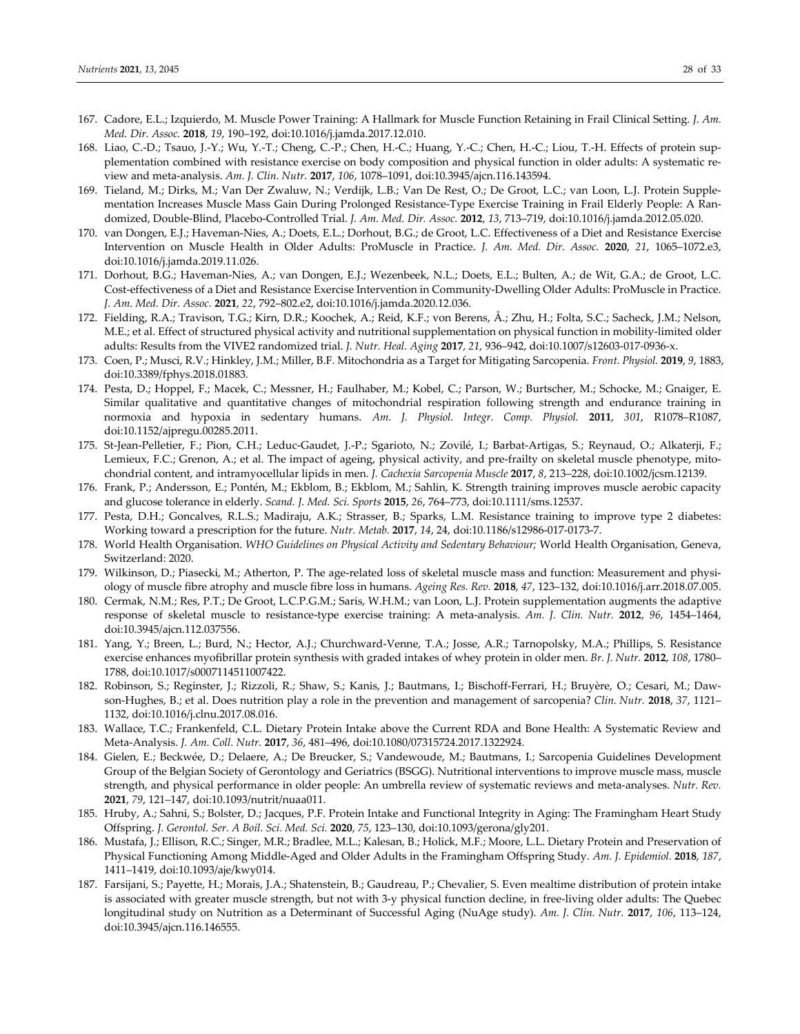167. Cadore, E.L.; Izquierdo, M. Muscle Power Training: A Hallmark for Muscle Function Retaining in Frail Clinical Setting. *J. Am. Med. Dir. Assoc.* **2018**, *19*, 190–192, doi:10.1016/j.jamda.2017.12.010.
168. Liao, C.-D.; Tsauo, J.-Y.; Wu, Y.-T.; Cheng, C.-P.; Chen, H.-C.; Huang, Y.-C.; Chen, H.-C.; Liou, T.-H. Effects of protein supplementation combined with resistance exercise on body composition and physical function in older adults: A systematic review and meta-analysis. *Am. J. Clin. Nutr.* **2017**, *106*, 1078–1091, doi:10.3945/ajcn.116.143594.
169. Tieland, M.; Dirks, M.; Van Der Zwaluw, N.; Verdijk, L.B.; Van De Rest, O.; De Groot, L.C.; van Loon, L.J. Protein Supplementation Increases Muscle Mass Gain During Prolonged Resistance-Type Exercise Training in Frail Elderly People: A Randomized, Double-Blind, Placebo-Controlled Trial. *J. Am. Med. Dir. Assoc.* **2012**, *13*, 713–719, doi:10.1016/j.jamda.2012.05.020.
170. van Dongen, E.J.; Haveman-Nies, A.; Doets, E.L.; Dorhout, B.G.; de Groot, L.C. Effectiveness of a Diet and Resistance Exercise Intervention on Muscle Health in Older Adults: ProMuscle in Practice. *J. Am. Med. Dir. Assoc.* **2020**, *21*, 1065–1072.e3, doi:10.1016/j.jamda.2019.11.026.
171. Dorhout, B.G.; Haveman-Nies, A.; van Dongen, E.J.; Wezenbeek, N.L.; Doets, E.L.; Bulten, A.; de Wit, G.A.; de Groot, L.C. Cost-effectiveness of a Diet and Resistance Exercise Intervention in Community-Dwelling Older Adults: ProMuscle in Practice. *J. Am. Med. Dir. Assoc.* **2021**, *22*, 792–802.e2, doi:10.1016/j.jamda.2020.12.036.
172. Fielding, R.A.; Travison, T.G.; Kirn, D.R.; Koochek, A.; Reid, K.F.; von Berens, Å.; Zhu, H.; Folta, S.C.; Sacheck, J.M.; Nelson, M.E.; et al. Effect of structured physical activity and nutritional supplementation on physical function in mobility-limited older adults: Results from the VIVE2 randomized trial. *J. Nutr. Heal. Aging* **2017**, *21*, 936–942, doi:10.1007/s12603-017-0936-x.
173. Coen, P.; Musci, R.V.; Hinkley, J.M.; Miller, B.F. Mitochondria as a Target for Mitigating Sarcopenia. *Front. Physiol.* **2019**, *9*, 1883, doi:10.3389/fphys.2018.01883.
174. Pesta, D.; Hoppel, F.; Macek, C.; Messner, H.; Faulhaber, M.; Kobel, C.; Parson, W.; Burtscher, M.; Schocke, M.; Gnaiger, E. Similar qualitative and quantitative changes of mitochondrial respiration following strength and endurance training in normoxia and hypoxia in sedentary humans. *Am. J. Physiol. Integr. Comp. Physiol.* **2011**, *301*, R1078–R1087, doi:10.1152/ajpregu.00285.2011.
175. St-Jean-Pelletier, F.; Pion, C.H.; Leduc-Gaudet, J.-P.; Sgarioto, N.; Zovilé, I.; Barbat-Artigas, S.; Reynaud, O.; Alkaterji, F.; Lemieux, F.C.; Grenon, A.; et al. The impact of ageing, physical activity, and pre-frailty on skeletal muscle phenotype, mitochondrial content, and intramyocellular lipids in men. *J. Cachexia Sarcopenia Muscle* **2017**, *8*, 213–228, doi:10.1002/jcsm.12139.
176. Frank, P.; Andersson, E.; Pontén, M.; Ekblom, B.; Ekblom, M.; Sahlin, K. Strength training improves muscle aerobic capacity and glucose tolerance in elderly. *Scand. J. Med. Sci. Sports* **2015**, *26*, 764–773, doi:10.1111/sms.12537.
177. Pesta, D.H.; Goncalves, R.L.S.; Madiraju, A.K.; Strasser, B.; Sparks, L.M. Resistance training to improve type 2 diabetes: Working toward a prescription for the future. *Nutr. Metab.* **2017**, *14*, 24, doi:10.1186/s12986-017-0173-7.
178. World Health Organisation. *WHO Guidelines on Physical Activity and Sedentary Behaviour;* World Health Organisation, Geneva, Switzerland: 2020.
179. Wilkinson, D.; Piasecki, M.; Atherton, P. The age-related loss of skeletal muscle mass and function: Measurement and physiology of muscle fibre atrophy and muscle fibre loss in humans. *Ageing Res. Rev.* **2018**, *47*, 123–132, doi:10.1016/j.arr.2018.07.005.
180. Cermak, N.M.; Res, P.T.; De Groot, L.C.P.G.M.; Saris, W.H.M.; van Loon, L.J. Protein supplementation augments the adaptive response of skeletal muscle to resistance-type exercise training: A meta-analysis. *Am. J. Clin. Nutr.* **2012**, *96*, 1454–1464, doi:10.3945/ajcn.112.037556.
181. Yang, Y.; Breen, L.; Burd, N.; Hector, A.J.; Churchward-Venne, T.A.; Josse, A.R.; Tarnopolsky, M.A.; Phillips, S. Resistance exercise enhances myofibrillar protein synthesis with graded intakes of whey protein in older men. *Br. J. Nutr.* **2012**, *108*, 1780–1788, doi:10.1017/s0007114511007422.
182. Robinson, S.; Reginster, J.; Rizzoli, R.; Shaw, S.; Kanis, J.; Bautmans, I.; Bischoff-Ferrari, H.; Bruyère, O.; Cesari, M.; Dawson-Hughes, B.; et al. Does nutrition play a role in the prevention and management of sarcopenia? *Clin. Nutr.* **2018**, *37*, 1121–1132, doi:10.1016/j.clnu.2017.08.016.
183. Wallace, T.C.; Frankenfeld, C.L. Dietary Protein Intake above the Current RDA and Bone Health: A Systematic Review and Meta-Analysis. *J. Am. Coll. Nutr.* **2017**, *36*, 481–496, doi:10.1080/07315724.2017.1322924.
184. Gielen, E.; Beckwée, D.; Delaere, A.; De Breucker, S.; Vandewoude, M.; Bautmans, I.; Sarcopenia Guidelines Development Group of the Belgian Society of Gerontology and Geriatrics (BSGG). Nutritional interventions to improve muscle mass, muscle strength, and physical performance in older people: An umbrella review of systematic reviews and meta-analyses. *Nutr. Rev.* **2021**, *79*, 121–147, doi:10.1093/nutrit/nuaa011.
185. Hruby, A.; Sahni, S.; Bolster, D.; Jacques, P.F. Protein Intake and Functional Integrity in Aging: The Framingham Heart Study Offspring. *J. Gerontol. Ser. A Boil. Sci. Med. Sci.* **2020**, *75*, 123–130, doi:10.1093/gerona/gly201.
186. Mustafa, J.; Ellison, R.C.; Singer, M.R.; Bradlee, M.L.; Kalesan, B.; Holick, M.F.; Moore, L.L. Dietary Protein and Preservation of Physical Functioning Among Middle-Aged and Older Adults in the Framingham Offspring Study. *Am. J. Epidemiol.* **2018**, *187*, 1411–1419, doi:10.1093/aje/kwy014.
187. Farsijani, S.; Payette, H.; Morais, J.A.; Shatenstein, B.; Gaudreau, P.; Chevalier, S. Even mealtime distribution of protein intake is associated with greater muscle strength, but not with 3-y physical function decline, in free-living older adults: The Quebec longitudinal study on Nutrition as a Determinant of Successful Aging (NuAge study). *Am. J. Clin. Nutr.* **2017**, *106*, 113–124, doi:10.3945/ajcn.116.146555.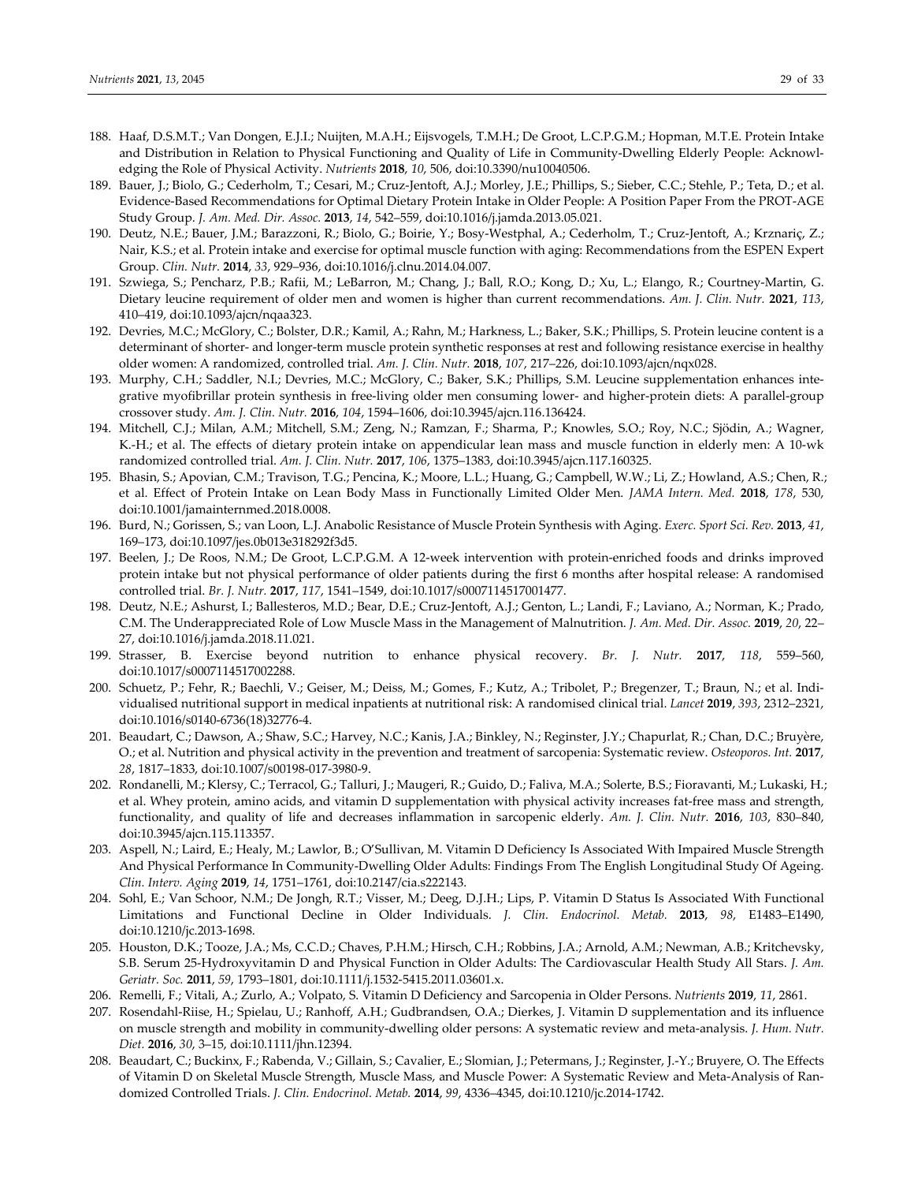188. Haaf, D.S.M.T.; Van Dongen, E.J.I.; Nuijten, M.A.H.; Eijsvogels, T.M.H.; De Groot, L.C.P.G.M.; Hopman, M.T.E. Protein Intake and Distribution in Relation to Physical Functioning and Quality of Life in Community-Dwelling Elderly People: Acknowledging the Role of Physical Activity. *Nutrients* **2018**, *10*, 506, doi:10.3390/nu10040506.
189. Bauer, J.; Biolo, G.; Cederholm, T.; Cesari, M.; Cruz-Jentoft, A.J.; Morley, J.E.; Phillips, S.; Sieber, C.C.; Stehle, P.; Teta, D.; et al. Evidence-Based Recommendations for Optimal Dietary Protein Intake in Older People: A Position Paper From the PROT-AGE Study Group. *J. Am. Med. Dir. Assoc.* **2013**, *14*, 542–559, doi:10.1016/j.jamda.2013.05.021.
190. Deutz, N.E.; Bauer, J.M.; Barazzoni, R.; Biolo, G.; Boirie, Y.; Bosy-Westphal, A.; Cederholm, T.; Cruz-Jentoft, A.; Krznariç, Z.; Nair, K.S.; et al. Protein intake and exercise for optimal muscle function with aging: Recommendations from the ESPEN Expert Group. *Clin. Nutr.* **2014**, *33*, 929–936, doi:10.1016/j.clnu.2014.04.007.
191. Szwiega, S.; Pencharz, P.B.; Rafii, M.; LeBarron, M.; Chang, J.; Ball, R.O.; Kong, D.; Xu, L.; Elango, R.; Courtney-Martin, G. Dietary leucine requirement of older men and women is higher than current recommendations. *Am. J. Clin. Nutr.* **2021**, *113*, 410–419, doi:10.1093/ajcn/nqaa323.
192. Devries, M.C.; McGlory, C.; Bolster, D.R.; Kamil, A.; Rahn, M.; Harkness, L.; Baker, S.K.; Phillips, S. Protein leucine content is a determinant of shorter- and longer-term muscle protein synthetic responses at rest and following resistance exercise in healthy older women: A randomized, controlled trial. *Am. J. Clin. Nutr.* **2018**, *107*, 217–226, doi:10.1093/ajcn/nqx028.
193. Murphy, C.H.; Saddler, N.I.; Devries, M.C.; McGlory, C.; Baker, S.K.; Phillips, S.M. Leucine supplementation enhances integrative myofibrillar protein synthesis in free-living older men consuming lower- and higher-protein diets: A parallel-group crossover study. *Am. J. Clin. Nutr.* **2016**, *104*, 1594–1606, doi:10.3945/ajcn.116.136424.
194. Mitchell, C.J.; Milan, A.M.; Mitchell, S.M.; Zeng, N.; Ramzan, F.; Sharma, P.; Knowles, S.O.; Roy, N.C.; Sjödin, A.; Wagner, K.-H.; et al. The effects of dietary protein intake on appendicular lean mass and muscle function in elderly men: A 10-wk randomized controlled trial. *Am. J. Clin. Nutr.* **2017**, *106*, 1375–1383, doi:10.3945/ajcn.117.160325.
195. Bhasin, S.; Apovian, C.M.; Travison, T.G.; Pencina, K.; Moore, L.L.; Huang, G.; Campbell, W.W.; Li, Z.; Howland, A.S.; Chen, R.; et al. Effect of Protein Intake on Lean Body Mass in Functionally Limited Older Men. *JAMA Intern. Med.* **2018**, *178*, 530, doi:10.1001/jamainternmed.2018.0008.
196. Burd, N.; Gorissen, S.; van Loon, L.J. Anabolic Resistance of Muscle Protein Synthesis with Aging. *Exerc. Sport Sci. Rev.* **2013**, *41*, 169–173, doi:10.1097/jes.0b013e318292f3d5.
197. Beelen, J.; De Roos, N.M.; De Groot, L.C.P.G.M. A 12-week intervention with protein-enriched foods and drinks improved protein intake but not physical performance of older patients during the first 6 months after hospital release: A randomised controlled trial. *Br. J. Nutr.* **2017**, *117*, 1541–1549, doi:10.1017/s0007114517001477.
198. Deutz, N.E.; Ashurst, I.; Ballesteros, M.D.; Bear, D.E.; Cruz-Jentoft, A.J.; Genton, L.; Landi, F.; Laviano, A.; Norman, K.; Prado, C.M. The Underappreciated Role of Low Muscle Mass in the Management of Malnutrition. *J. Am. Med. Dir. Assoc.* **2019**, *20*, 22–27, doi:10.1016/j.jamda.2018.11.021.
199. Strasser, B. Exercise beyond nutrition to enhance physical recovery. *Br. J. Nutr.* **2017**, *118*, 559–560, doi:10.1017/s0007114517002288.
200. Schuetz, P.; Fehr, R.; Baechli, V.; Geiser, M.; Deiss, M.; Gomes, F.; Kutz, A.; Tribolet, P.; Bregenzer, T.; Braun, N.; et al. Individualised nutritional support in medical inpatients at nutritional risk: A randomised clinical trial. *Lancet* **2019**, *393*, 2312–2321, doi:10.1016/s0140-6736(18)32776-4.
201. Beaudart, C.; Dawson, A.; Shaw, S.C.; Harvey, N.C.; Kanis, J.A.; Binkley, N.; Reginster, J.Y.; Chapurlat, R.; Chan, D.C.; Bruyère, O.; et al. Nutrition and physical activity in the prevention and treatment of sarcopenia: Systematic review. *Osteoporos. Int.* **2017**, *28*, 1817–1833, doi:10.1007/s00198-017-3980-9.
202. Rondanelli, M.; Klersy, C.; Terracol, G.; Talluri, J.; Maugeri, R.; Guido, D.; Faliva, M.A.; Solerte, B.S.; Fioravanti, M.; Lukaski, H.; et al. Whey protein, amino acids, and vitamin D supplementation with physical activity increases fat-free mass and strength, functionality, and quality of life and decreases inflammation in sarcopenic elderly. *Am. J. Clin. Nutr.* **2016**, *103*, 830–840, doi:10.3945/ajcn.115.113357.
203. Aspell, N.; Laird, E.; Healy, M.; Lawlor, B.; O'Sullivan, M. Vitamin D Deficiency Is Associated With Impaired Muscle Strength And Physical Performance In Community-Dwelling Older Adults: Findings From The English Longitudinal Study Of Ageing. *Clin. Interv. Aging* **2019**, *14*, 1751–1761, doi:10.2147/cia.s222143.
204. Sohl, E.; Van Schoor, N.M.; De Jongh, R.T.; Visser, M.; Deeg, D.J.H.; Lips, P. Vitamin D Status Is Associated With Functional Limitations and Functional Decline in Older Individuals. *J. Clin. Endocrinol. Metab.* **2013**, *98*, E1483–E1490, doi:10.1210/jc.2013-1698.
205. Houston, D.K.; Tooze, J.A.; Ms, C.C.D.; Chaves, P.H.M.; Hirsch, C.H.; Robbins, J.A.; Arnold, A.M.; Newman, A.B.; Kritchevsky, S.B. Serum 25-Hydroxyvitamin D and Physical Function in Older Adults: The Cardiovascular Health Study All Stars. *J. Am. Geriatr. Soc.* **2011**, *59*, 1793–1801, doi:10.1111/j.1532-5415.2011.03601.x.
206. Remelli, F.; Vitali, A.; Zurlo, A.; Volpato, S. Vitamin D Deficiency and Sarcopenia in Older Persons. *Nutrients* **2019**, *11*, 2861.
207. Rosendahl-Riise, H.; Spielau, U.; Ranhoff, A.H.; Gudbrandsen, O.A.; Dierkes, J. Vitamin D supplementation and its influence on muscle strength and mobility in community-dwelling older persons: A systematic review and meta-analysis. *J. Hum. Nutr. Diet.* **2016**, *30*, 3–15, doi:10.1111/jhn.12394.
208. Beaudart, C.; Buckinx, F.; Rabenda, V.; Gillain, S.; Cavalier, E.; Slomian, J.; Petermans, J.; Reginster, J.-Y.; Bruyere, O. The Effects of Vitamin D on Skeletal Muscle Strength, Muscle Mass, and Muscle Power: A Systematic Review and Meta-Analysis of Randomized Controlled Trials. *J. Clin. Endocrinol. Metab.* **2014**, *99*, 4336–4345, doi:10.1210/jc.2014-1742.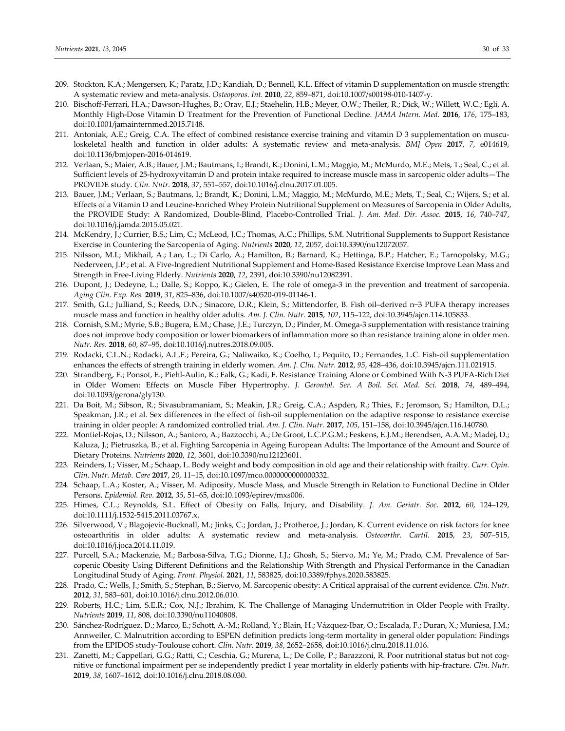209. Stockton, K.A.; Mengersen, K.; Paratz, J.D.; Kandiah, D.; Bennell, K.L. Effect of vitamin D supplementation on muscle strength: A systematic review and meta-analysis. *Osteoporos. Int.* **2010**, *22*, 859–871, doi:10.1007/s00198-010-1407-y.
210. Bischoff-Ferrari, H.A.; Dawson-Hughes, B.; Orav, E.J.; Staehelin, H.B.; Meyer, O.W.; Theiler, R.; Dick, W.; Willett, W.C.; Egli, A. Monthly High-Dose Vitamin D Treatment for the Prevention of Functional Decline. *JAMA Intern. Med.* **2016**, *176*, 175–183, doi:10.1001/jamainternmed.2015.7148.
211. Antoniak, A.E.; Greig, C.A. The effect of combined resistance exercise training and vitamin D 3 supplementation on musculoskeletal health and function in older adults: A systematic review and meta-analysis. *BMJ Open* **2017**, *7*, e014619, doi:10.1136/bmjopen-2016-014619.
212. Verlaan, S.; Maier, A.B.; Bauer, J.M.; Bautmans, I.; Brandt, K.; Donini, L.M.; Maggio, M.; McMurdo, M.E.; Mets, T.; Seal, C.; et al. Sufficient levels of 25-hydroxyvitamin D and protein intake required to increase muscle mass in sarcopenic older adults—The PROVIDE study. *Clin. Nutr.* **2018**, *37*, 551–557, doi:10.1016/j.clnu.2017.01.005.
213. Bauer, J.M.; Verlaan, S.; Bautmans, I.; Brandt, K.; Donini, L.M.; Maggio, M.; McMurdo, M.E.; Mets, T.; Seal, C.; Wijers, S.; et al. Effects of a Vitamin D and Leucine-Enriched Whey Protein Nutritional Supplement on Measures of Sarcopenia in Older Adults, the PROVIDE Study: A Randomized, Double-Blind, Placebo-Controlled Trial. *J. Am. Med. Dir. Assoc.* **2015**, *16*, 740–747, doi:10.1016/j.jamda.2015.05.021.
214. McKendry, J.; Currier, B.S.; Lim, C.; McLeod, J.C.; Thomas, A.C.; Phillips, S.M. Nutritional Supplements to Support Resistance Exercise in Countering the Sarcopenia of Aging. *Nutrients* **2020**, *12*, 2057, doi:10.3390/nu12072057.
215. Nilsson, M.I.; Mikhail, A.; Lan, L.; Di Carlo, A.; Hamilton, B.; Barnard, K.; Hettinga, B.P.; Hatcher, E.; Tarnopolsky, M.G.; Nederveen, J.P.; et al. A Five-Ingredient Nutritional Supplement and Home-Based Resistance Exercise Improve Lean Mass and Strength in Free-Living Elderly. *Nutrients* **2020**, *12*, 2391, doi:10.3390/nu12082391.
216. Dupont, J.; Dedeyne, L.; Dalle, S.; Koppo, K.; Gielen, E. The role of omega-3 in the prevention and treatment of sarcopenia. *Aging Clin. Exp. Res.* **2019**, *31*, 825–836, doi:10.1007/s40520-019-01146-1.
217. Smith, G.I.; Julliand, S.; Reeds, D.N.; Sinacore, D.R.; Klein, S.; Mittendorfer, B. Fish oil–derived n−3 PUFA therapy increases muscle mass and function in healthy older adults. *Am. J. Clin. Nutr.* **2015**, *102*, 115–122, doi:10.3945/ajcn.114.105833.
218. Cornish, S.M.; Myrie, S.B.; Bugera, E.M.; Chase, J.E.; Turczyn, D.; Pinder, M. Omega-3 supplementation with resistance training does not improve body composition or lower biomarkers of inflammation more so than resistance training alone in older men. *Nutr. Res.* **2018**, *60*, 87–95, doi:10.1016/j.nutres.2018.09.005.
219. Rodacki, C.L.N.; Rodacki, A.L.F.; Pereira, G.; Naliwaiko, K.; Coelho, I.; Pequito, D.; Fernandes, L.C. Fish-oil supplementation enhances the effects of strength training in elderly women. *Am. J. Clin. Nutr.* **2012**, *95*, 428–436, doi:10.3945/ajcn.111.021915.
220. Strandberg, E.; Ponsot, E.; Piehl-Aulin, K.; Falk, G.; Kadi, F. Resistance Training Alone or Combined With N-3 PUFA-Rich Diet in Older Women: Effects on Muscle Fiber Hypertrophy. *J. Gerontol. Ser. A Boil. Sci. Med. Sci.* **2018**, *74*, 489–494, doi:10.1093/gerona/gly130.
221. Da Boit, M.; Sibson, R.; Sivasubramaniam, S.; Meakin, J.R.; Greig, C.A.; Aspden, R.; Thies, F.; Jeromson, S.; Hamilton, D.L.; Speakman, J.R.; et al. Sex differences in the effect of fish-oil supplementation on the adaptive response to resistance exercise training in older people: A randomized controlled trial. *Am. J. Clin. Nutr.* **2017**, *105*, 151–158, doi:10.3945/ajcn.116.140780.
222. Montiel-Rojas, D.; Nilsson, A.; Santoro, A.; Bazzocchi, A.; De Groot, L.C.P.G.M.; Feskens, E.J.M.; Berendsen, A.A.M.; Madej, D.; Kaluza, J.; Pietruszka, B.; et al. Fighting Sarcopenia in Ageing European Adults: The Importance of the Amount and Source of Dietary Proteins. *Nutrients* **2020**, *12*, 3601, doi:10.3390/nu12123601.
223. Reinders, I.; Visser, M.; Schaap, L. Body weight and body composition in old age and their relationship with frailty. *Curr. Opin. Clin. Nutr. Metab. Care* **2017**, *20*, 11–15, doi:10.1097/mco.0000000000000332.
224. Schaap, L.A.; Koster, A.; Visser, M. Adiposity, Muscle Mass, and Muscle Strength in Relation to Functional Decline in Older Persons. *Epidemiol. Rev.* **2012**, *35*, 51–65, doi:10.1093/epirev/mxs006.
225. Himes, C.L.; Reynolds, S.L. Effect of Obesity on Falls, Injury, and Disability. *J. Am. Geriatr. Soc.* **2012**, *60*, 124–129, doi:10.1111/j.1532-5415.2011.03767.x.
226. Silverwood, V.; Blagojevic-Bucknall, M.; Jinks, C.; Jordan, J.; Protheroe, J.; Jordan, K. Current evidence on risk factors for knee osteoarthritis in older adults: A systematic review and meta-analysis. *Osteoarthr. Cartil.* **2015**, *23*, 507–515, doi:10.1016/j.joca.2014.11.019.
227. Purcell, S.A.; Mackenzie, M.; Barbosa-Silva, T.G.; Dionne, I.J.; Ghosh, S.; Siervo, M.; Ye, M.; Prado, C.M. Prevalence of Sarcopenic Obesity Using Different Definitions and the Relationship With Strength and Physical Performance in the Canadian Longitudinal Study of Aging. *Front. Physiol.* **2021**, *11*, 583825, doi:10.3389/fphys.2020.583825.
228. Prado, C.; Wells, J.; Smith, S.; Stephan, B.; Siervo, M. Sarcopenic obesity: A Critical appraisal of the current evidence. *Clin. Nutr.* **2012**, *31*, 583–601, doi:10.1016/j.clnu.2012.06.010.
229. Roberts, H.C.; Lim, S.E.R.; Cox, N.J.; Ibrahim, K. The Challenge of Managing Undernutrition in Older People with Frailty. *Nutrients* **2019**, *11*, 808, doi:10.3390/nu11040808.
230. Sánchez-Rodríguez, D.; Marco, E.; Schott, A.-M.; Rolland, Y.; Blain, H.; Vázquez-Ibar, O.; Escalada, F.; Duran, X.; Muniesa, J.M.; Annweiler, C. Malnutrition according to ESPEN definition predicts long-term mortality in general older population: Findings from the EPIDOS study-Toulouse cohort. *Clin. Nutr.* **2019**, *38*, 2652–2658, doi:10.1016/j.clnu.2018.11.016.
231. Zanetti, M.; Cappellari, G.G.; Ratti, C.; Ceschia, G.; Murena, L.; De Colle, P.; Barazzoni, R. Poor nutritional status but not cognitive or functional impairment per se independently predict 1 year mortality in elderly patients with hip-fracture. *Clin. Nutr.* **2019**, *38*, 1607–1612, doi:10.1016/j.clnu.2018.08.030.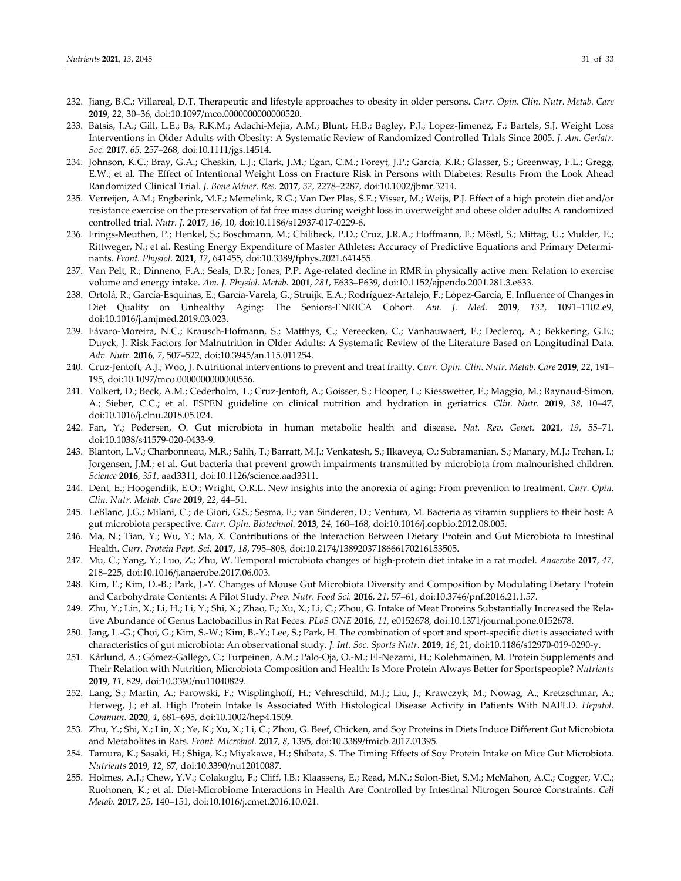232. Jiang, B.C.; Villareal, D.T. Therapeutic and lifestyle approaches to obesity in older persons. *Curr. Opin. Clin. Nutr. Metab. Care* **2019**, *22*, 30–36, doi:10.1097/mco.0000000000000520.
233. Batsis, J.A.; Gill, L.E.; Bs, R.K.M.; Adachi-Mejia, A.M.; Blunt, H.B.; Bagley, P.J.; Lopez-Jimenez, F.; Bartels, S.J. Weight Loss Interventions in Older Adults with Obesity: A Systematic Review of Randomized Controlled Trials Since 2005. *J. Am. Geriatr. Soc.* **2017**, *65*, 257–268, doi:10.1111/jgs.14514.
234. Johnson, K.C.; Bray, G.A.; Cheskin, L.J.; Clark, J.M.; Egan, C.M.; Foreyt, J.P.; Garcia, K.R.; Glasser, S.; Greenway, F.L.; Gregg, E.W.; et al. The Effect of Intentional Weight Loss on Fracture Risk in Persons with Diabetes: Results From the Look Ahead Randomized Clinical Trial. *J. Bone Miner. Res.* **2017**, *32*, 2278–2287, doi:10.1002/jbmr.3214.
235. Verreijen, A.M.; Engberink, M.F.; Memelink, R.G.; Van Der Plas, S.E.; Visser, M.; Weijs, P.J. Effect of a high protein diet and/or resistance exercise on the preservation of fat free mass during weight loss in overweight and obese older adults: A randomized controlled trial. *Nutr. J.* **2017**, *16*, 10, doi:10.1186/s12937-017-0229-6.
236. Frings-Meuthen, P.; Henkel, S.; Boschmann, M.; Chilibeck, P.D.; Cruz, J.R.A.; Hoffmann, F.; Möstl, S.; Mittag, U.; Mulder, E.; Rittweger, N.; et al. Resting Energy Expenditure of Master Athletes: Accuracy of Predictive Equations and Primary Determinants. *Front. Physiol.* **2021**, *12*, 641455, doi:10.3389/fphys.2021.641455.
237. Van Pelt, R.; Dinneno, F.A.; Seals, D.R.; Jones, P.P. Age-related decline in RMR in physically active men: Relation to exercise volume and energy intake. *Am. J. Physiol. Metab.* **2001**, *281*, E633–E639, doi:10.1152/ajpendo.2001.281.3.e633.
238. Ortolá, R.; García-Esquinas, E.; García-Varela, G.; Struijk, E.A.; Rodríguez-Artalejo, F.; López-García, E. Influence of Changes in Diet Quality on Unhealthy Aging: The Seniors-ENRICA Cohort. *Am. J. Med.* **2019**, *132*, 1091–1102.e9, doi:10.1016/j.amjmed.2019.03.023.
239. Fávaro-Moreira, N.C.; Krausch-Hofmann, S.; Matthys, C.; Vereecken, C.; Vanhauwaert, E.; Declercq, A.; Bekkering, G.E.; Duyck, J. Risk Factors for Malnutrition in Older Adults: A Systematic Review of the Literature Based on Longitudinal Data. *Adv. Nutr.* **2016**, *7*, 507–522, doi:10.3945/an.115.011254.
240. Cruz-Jentoft, A.J.; Woo, J. Nutritional interventions to prevent and treat frailty. *Curr. Opin. Clin. Nutr. Metab. Care* **2019**, *22*, 191–195, doi:10.1097/mco.0000000000000556.
241. Volkert, D.; Beck, A.M.; Cederholm, T.; Cruz-Jentoft, A.; Goisser, S.; Hooper, L.; Kiesswetter, E.; Maggio, M.; Raynaud-Simon, A.; Sieber, C.C.; et al. ESPEN guideline on clinical nutrition and hydration in geriatrics. *Clin. Nutr.* **2019**, *38*, 10–47, doi:10.1016/j.clnu.2018.05.024.
242. Fan, Y.; Pedersen, O. Gut microbiota in human metabolic health and disease. *Nat. Rev. Genet.* **2021**, *19*, 55–71, doi:10.1038/s41579-020-0433-9.
243. Blanton, L.V.; Charbonneau, M.R.; Salih, T.; Barratt, M.J.; Venkatesh, S.; Ilkaveya, O.; Subramanian, S.; Manary, M.J.; Trehan, I.; Jorgensen, J.M.; et al. Gut bacteria that prevent growth impairments transmitted by microbiota from malnourished children. *Science* **2016**, *351*, aad3311, doi:10.1126/science.aad3311.
244. Dent, E.; Hoogendijk, E.O.; Wright, O.R.L. New insights into the anorexia of aging: From prevention to treatment. *Curr. Opin. Clin. Nutr. Metab. Care* **2019**, *22*, 44–51.
245. LeBlanc, J.G.; Milani, C.; de Giori, G.S.; Sesma, F.; van Sinderen, D.; Ventura, M. Bacteria as vitamin suppliers to their host: A gut microbiota perspective. *Curr. Opin. Biotechnol.* **2013**, *24*, 160–168, doi:10.1016/j.copbio.2012.08.005.
246. Ma, N.; Tian, Y.; Wu, Y.; Ma, X. Contributions of the Interaction Between Dietary Protein and Gut Microbiota to Intestinal Health. *Curr. Protein Pept. Sci.* **2017**, *18*, 795–808, doi:10.2174/1389203718666170216153505.
247. Mu, C.; Yang, Y.; Luo, Z.; Zhu, W. Temporal microbiota changes of high-protein diet intake in a rat model. *Anaerobe* **2017**, *47*, 218–225, doi:10.1016/j.anaerobe.2017.06.003.
248. Kim, E.; Kim, D.-B.; Park, J.-Y. Changes of Mouse Gut Microbiota Diversity and Composition by Modulating Dietary Protein and Carbohydrate Contents: A Pilot Study. *Prev. Nutr. Food Sci.* **2016**, *21*, 57–61, doi:10.3746/pnf.2016.21.1.57.
249. Zhu, Y.; Lin, X.; Li, H.; Li, Y.; Shi, X.; Zhao, F.; Xu, X.; Li, C.; Zhou, G. Intake of Meat Proteins Substantially Increased the Relative Abundance of Genus Lactobacillus in Rat Feces. *PLoS ONE* **2016**, *11*, e0152678, doi:10.1371/journal.pone.0152678.
250. Jang, L.-G.; Choi, G.; Kim, S.-W.; Kim, B.-Y.; Lee, S.; Park, H. The combination of sport and sport-specific diet is associated with characteristics of gut microbiota: An observational study. *J. Int. Soc. Sports Nutr.* **2019**, *16*, 21, doi:10.1186/s12970-019-0290-y.
251. Kårlund, A.; Gómez-Gallego, C.; Turpeinen, A.M.; Palo-Oja, O.-M.; El-Nezami, H.; Kolehmainen, M. Protein Supplements and Their Relation with Nutrition, Microbiota Composition and Health: Is More Protein Always Better for Sportspeople? *Nutrients* **2019**, *11*, 829, doi:10.3390/nu11040829.
252. Lang, S.; Martin, A.; Farowski, F.; Wisplinghoff, H.; Vehreschild, M.J.; Liu, J.; Krawczyk, M.; Nowag, A.; Kretzschmar, A.; Herweg, J.; et al. High Protein Intake Is Associated With Histological Disease Activity in Patients With NAFLD. *Hepatol. Commun.* **2020**, *4*, 681–695, doi:10.1002/hep4.1509.
253. Zhu, Y.; Shi, X.; Lin, X.; Ye, K.; Xu, X.; Li, C.; Zhou, G. Beef, Chicken, and Soy Proteins in Diets Induce Different Gut Microbiota and Metabolites in Rats. *Front. Microbiol.* **2017**, *8*, 1395, doi:10.3389/fmicb.2017.01395.
254. Tamura, K.; Sasaki, H.; Shiga, K.; Miyakawa, H.; Shibata, S. The Timing Effects of Soy Protein Intake on Mice Gut Microbiota. *Nutrients* **2019**, *12*, 87, doi:10.3390/nu12010087.
255. Holmes, A.J.; Chew, Y.V.; Colakoglu, F.; Cliff, J.B.; Klaassens, E.; Read, M.N.; Solon-Biet, S.M.; McMahon, A.C.; Cogger, V.C.; Ruohonen, K.; et al. Diet-Microbiome Interactions in Health Are Controlled by Intestinal Nitrogen Source Constraints. *Cell Metab.* **2017**, *25*, 140–151, doi:10.1016/j.cmet.2016.10.021.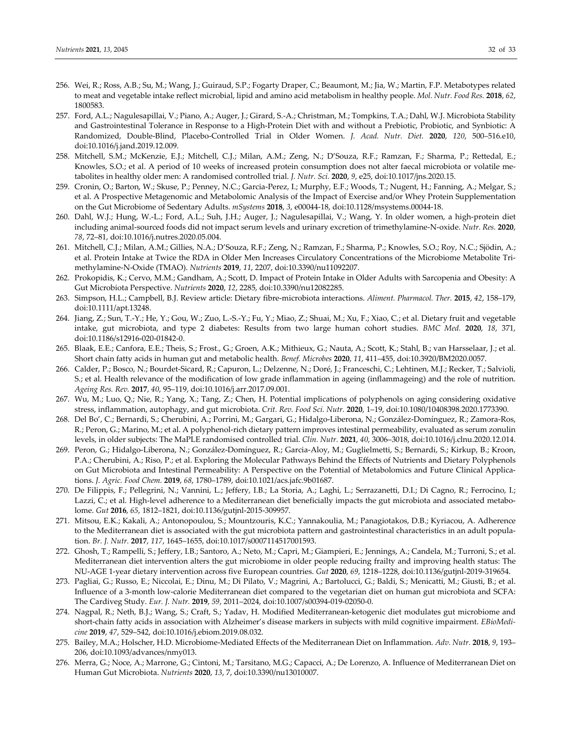256. Wei, R.; Ross, A.B.; Su, M.; Wang, J.; Guiraud, S.P.; Fogarty Draper, C.; Beaumont, M.; Jia, W.; Martin, F.P. Metabotypes related to meat and vegetable intake reflect microbial, lipid and amino acid metabolism in healthy people. *Mol. Nutr. Food Res.* **2018**, *62*, 1800583.
257. Ford, A.L.; Nagulesapillai, V.; Piano, A.; Auger, J.; Girard, S.-A.; Christman, M.; Tompkins, T.A.; Dahl, W.J. Microbiota Stability and Gastrointestinal Tolerance in Response to a High-Protein Diet with and without a Prebiotic, Probiotic, and Synbiotic: A Randomized, Double-Blind, Placebo-Controlled Trial in Older Women. *J. Acad. Nutr. Diet.* **2020**, *120*, 500–516.e10, doi:10.1016/j.jand.2019.12.009.
258. Mitchell, S.M.; McKenzie, E.J.; Mitchell, C.J.; Milan, A.M.; Zeng, N.; D'Souza, R.F.; Ramzan, F.; Sharma, P.; Rettedal, E.; Knowles, S.O.; et al. A period of 10 weeks of increased protein consumption does not alter faecal microbiota or volatile metabolites in healthy older men: A randomised controlled trial. *J. Nutr. Sci.* **2020**, *9*, e25, doi:10.1017/jns.2020.15.
259. Cronin, O.; Barton, W.; Skuse, P.; Penney, N.C.; Garcia-Perez, I.; Murphy, E.F.; Woods, T.; Nugent, H.; Fanning, A.; Melgar, S.; et al. A Prospective Metagenomic and Metabolomic Analysis of the Impact of Exercise and/or Whey Protein Supplementation on the Gut Microbiome of Sedentary Adults. *mSystems* **2018**, *3*, e00044-18, doi:10.1128/msystems.00044-18.
260. Dahl, W.J.; Hung, W.-L.; Ford, A.L.; Suh, J.H.; Auger, J.; Nagulesapillai, V.; Wang, Y. In older women, a high-protein diet including animal-sourced foods did not impact serum levels and urinary excretion of trimethylamine-N-oxide. *Nutr. Res.* **2020**, *78*, 72–81, doi:10.1016/j.nutres.2020.05.004.
261. Mitchell, C.J.; Milan, A.M.; Gillies, N.A.; D'Souza, R.F.; Zeng, N.; Ramzan, F.; Sharma, P.; Knowles, S.O.; Roy, N.C.; Sjödin, A.; et al. Protein Intake at Twice the RDA in Older Men Increases Circulatory Concentrations of the Microbiome Metabolite Trimethylamine-N-Oxide (TMAO). *Nutrients* **2019**, *11*, 2207, doi:10.3390/nu11092207.
262. Prokopidis, K.; Cervo, M.M.; Gandham, A.; Scott, D. Impact of Protein Intake in Older Adults with Sarcopenia and Obesity: A Gut Microbiota Perspective. *Nutrients* **2020**, *12*, 2285, doi:10.3390/nu12082285.
263. Simpson, H.L.; Campbell, B.J. Review article: Dietary fibre-microbiota interactions. *Aliment. Pharmacol. Ther.* **2015**, *42*, 158–179, doi:10.1111/apt.13248.
264. Jiang, Z.; Sun, T.-Y.; He, Y.; Gou, W.; Zuo, L.-S.-Y.; Fu, Y.; Miao, Z.; Shuai, M.; Xu, F.; Xiao, C.; et al. Dietary fruit and vegetable intake, gut microbiota, and type 2 diabetes: Results from two large human cohort studies. *BMC Med.* **2020**, *18*, 371, doi:10.1186/s12916-020-01842-0.
265. Blaak, E.E.; Canfora, E.E.; Theis, S.; Frost., G.; Groen, A.K.; Mithieux, G.; Nauta, A.; Scott, K.; Stahl, B.; van Harsselaar, J.; et al. Short chain fatty acids in human gut and metabolic health. *Benef. Microbes* **2020**, *11*, 411–455, doi:10.3920/BM2020.0057.
266. Calder, P.; Bosco, N.; Bourdet-Sicard, R.; Capuron, L.; Delzenne, N.; Doré, J.; Franceschi, C.; Lehtinen, M.J.; Recker, T.; Salvioli, S.; et al. Health relevance of the modification of low grade inflammation in ageing (inflammageing) and the role of nutrition. *Ageing Res. Rev.* **2017**, *40*, 95–119, doi:10.1016/j.arr.2017.09.001.
267. Wu, M.; Luo, Q.; Nie, R.; Yang, X.; Tang, Z.; Chen, H. Potential implications of polyphenols on aging considering oxidative stress, inflammation, autophagy, and gut microbiota. *Crit. Rev. Food Sci. Nutr.* **2020**, 1–19, doi:10.1080/10408398.2020.1773390.
268. Del Bo', C.; Bernardi, S.; Cherubini, A.; Porrini, M.; Gargari, G.; Hidalgo-Liberona, N.; González-Domínguez, R.; Zamora-Ros, R.; Peron, G.; Marino, M.; et al. A polyphenol-rich dietary pattern improves intestinal permeability, evaluated as serum zonulin levels, in older subjects: The MaPLE randomised controlled trial. *Clin. Nutr.* **2021**, *40*, 3006–3018, doi:10.1016/j.clnu.2020.12.014.
269. Peron, G.; Hidalgo-Liberona, N.; González-Domínguez, R.; Garcia-Aloy, M.; Guglielmetti, S.; Bernardi, S.; Kirkup, B.; Kroon, P.A.; Cherubini, A.; Riso, P.; et al. Exploring the Molecular Pathways Behind the Effects of Nutrients and Dietary Polyphenols on Gut Microbiota and Intestinal Permeability: A Perspective on the Potential of Metabolomics and Future Clinical Applications. *J. Agric. Food Chem.* **2019**, *68*, 1780–1789, doi:10.1021/acs.jafc.9b01687.
270. De Filippis, F.; Pellegrini, N.; Vannini, L.; Jeffery, I.B.; La Storia, A.; Laghi, L.; Serrazanetti, D.I.; Di Cagno, R.; Ferrocino, I.; Lazzi, C.; et al. High-level adherence to a Mediterranean diet beneficially impacts the gut microbiota and associated metabolome. *Gut* **2016**, *65*, 1812–1821, doi:10.1136/gutjnl-2015-309957.
271. Mitsou, E.K.; Kakali, A.; Antonopoulou, S.; Mountzouris, K.C.; Yannakoulia, M.; Panagiotakos, D.B.; Kyriacou, A. Adherence to the Mediterranean diet is associated with the gut microbiota pattern and gastrointestinal characteristics in an adult population. *Br. J. Nutr.* **2017**, *117*, 1645–1655, doi:10.1017/s0007114517001593.
272. Ghosh, T.; Rampelli, S.; Jeffery, I.B.; Santoro, A.; Neto, M.; Capri, M.; Giampieri, E.; Jennings, A.; Candela, M.; Turroni, S.; et al. Mediterranean diet intervention alters the gut microbiome in older people reducing frailty and improving health status: The NU-AGE 1-year dietary intervention across five European countries. *Gut* **2020**, *69*, 1218–1228, doi:10.1136/gutjnl-2019-319654.
273. Pagliai, G.; Russo, E.; Niccolai, E.; Dinu, M.; Di Pilato, V.; Magrini, A.; Bartolucci, G.; Baldi, S.; Menicatti, M.; Giusti, B.; et al. Influence of a 3-month low-calorie Mediterranean diet compared to the vegetarian diet on human gut microbiota and SCFA: The Cardiveg Study. *Eur. J. Nutr.* **2019**, *59*, 2011–2024, doi:10.1007/s00394-019-02050-0.
274. Nagpal, R.; Neth, B.J.; Wang, S.; Craft, S.; Yadav, H. Modified Mediterranean-ketogenic diet modulates gut microbiome and short-chain fatty acids in association with Alzheimer's disease markers in subjects with mild cognitive impairment. *EBioMedicine* **2019**, *47*, 529–542, doi:10.1016/j.ebiom.2019.08.032.
275. Bailey, M.A.; Holscher, H.D. Microbiome-Mediated Effects of the Mediterranean Diet on Inflammation. *Adv. Nutr.* **2018**, *9*, 193–206, doi:10.1093/advances/nmy013.
276. Merra, G.; Noce, A.; Marrone, G.; Cintoni, M.; Tarsitano, M.G.; Capacci, A.; De Lorenzo, A. Influence of Mediterranean Diet on Human Gut Microbiota. *Nutrients* **2020**, *13*, 7, doi:10.3390/nu13010007.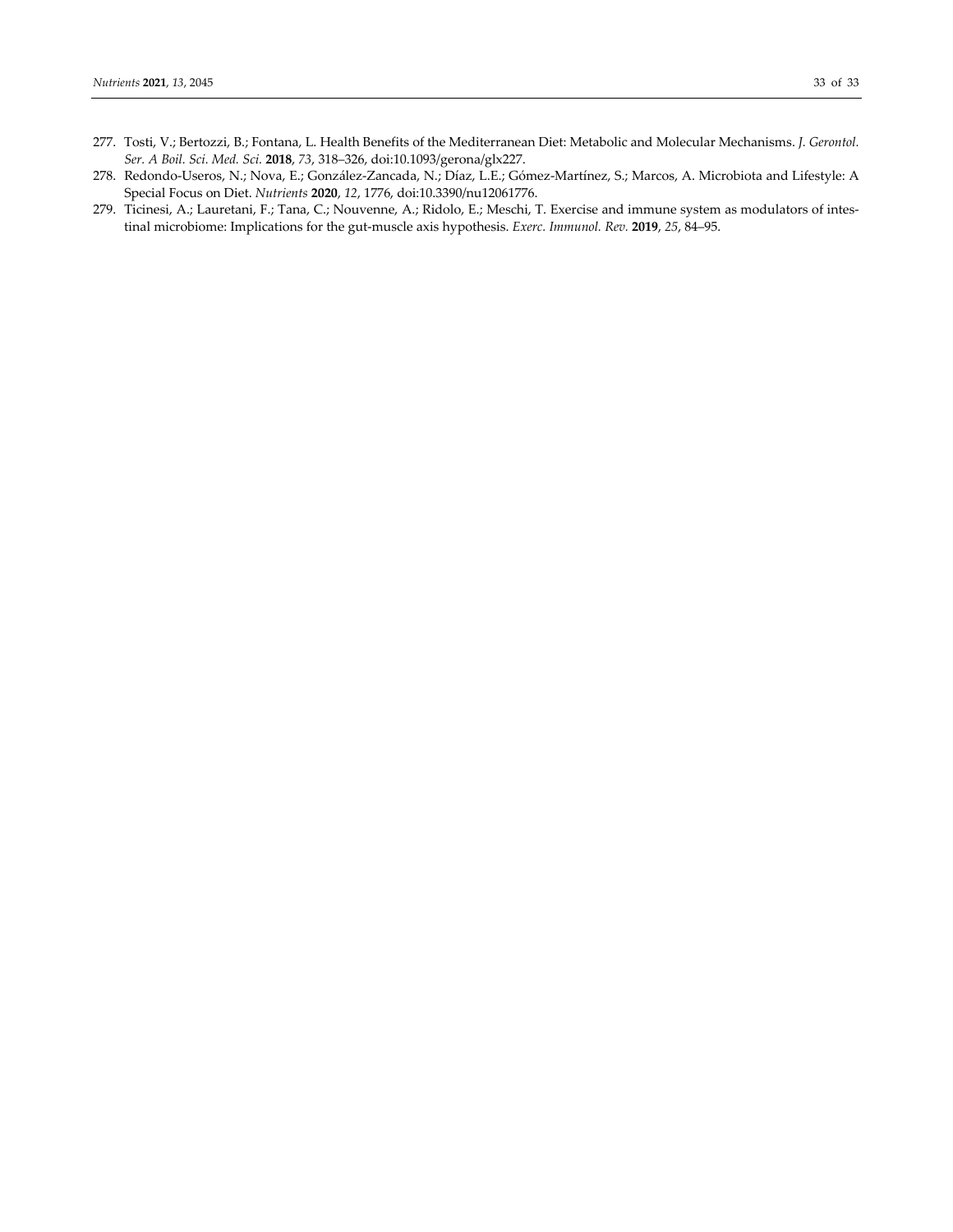277. Tosti, V.; Bertozzi, B.; Fontana, L. Health Benefits of the Mediterranean Diet: Metabolic and Molecular Mechanisms. *J. Gerontol. Ser. A Boil. Sci. Med. Sci.* **2018**, *73*, 318–326, doi:10.1093/gerona/glx227.
278. Redondo-Useros, N.; Nova, E.; González-Zancada, N.; Díaz, L.E.; Gómez-Martínez, S.; Marcos, A. Microbiota and Lifestyle: A Special Focus on Diet. *Nutrients* **2020**, *12*, 1776, doi:10.3390/nu12061776.
279. Ticinesi, A.; Lauretani, F.; Tana, C.; Nouvenne, A.; Ridolo, E.; Meschi, T. Exercise and immune system as modulators of intestinal microbiome: Implications for the gut-muscle axis hypothesis. *Exerc. Immunol. Rev.* **2019**, *25*, 84–95.